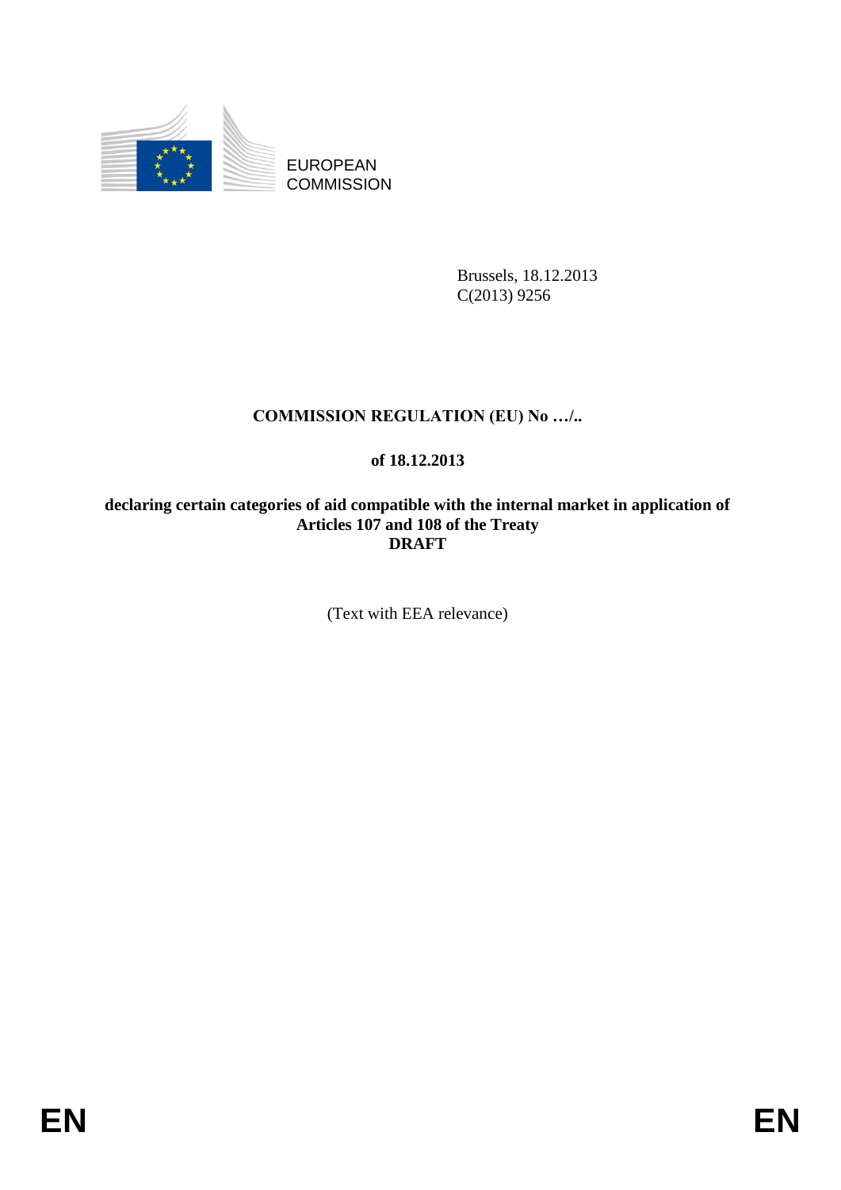EUROPEAN COMMISSION

Brussels, 18.12.2013
C(2013) 9256

# COMMISSION REGULATION (EU) No …/..

**of 18.12.2013**

**declaring certain categories of aid compatible with the internal market in application of Articles 107 and 108 of the Treaty**
**DRAFT**

(Text with EEA relevance)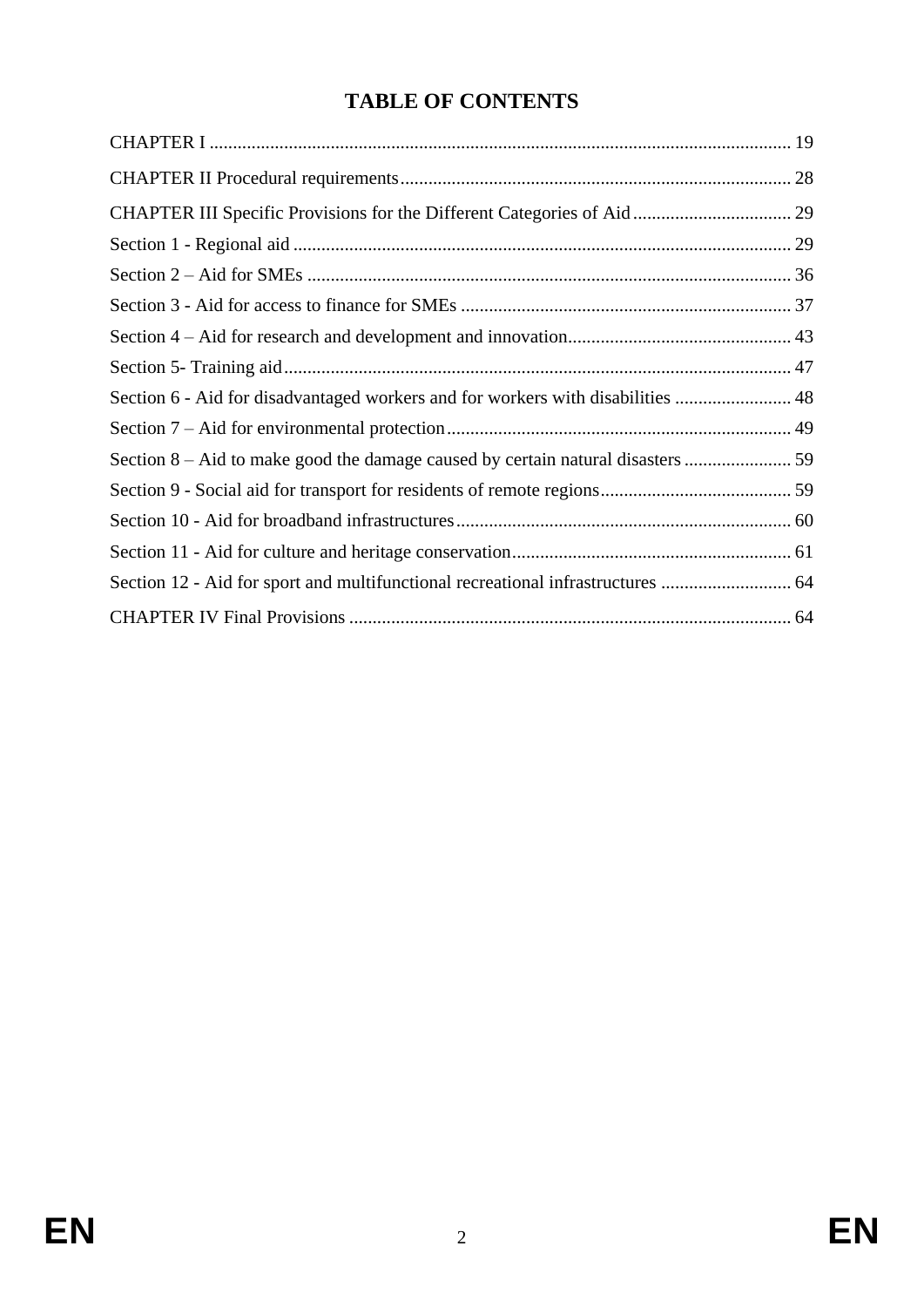# TABLE OF CONTENTS

CHAPTER I ........................................................................................................................... 19

CHAPTER II Procedural requirements .................................................................................. 28

CHAPTER III Specific Provisions for the Different Categories of Aid .................................. 29

Section 1 - Regional aid ......................................................................................................... 29

Section 2 – Aid for SMEs ...................................................................................................... 36

Section 3 - Aid for access to finance for SMEs ...................................................................... 37

Section 4 – Aid for research and development and innovation ............................................... 43

Section 5- Training aid ........................................................................................................... 47

Section 6 - Aid for disadvantaged workers and for workers with disabilities ......................... 48

Section 7 – Aid for environmental protection ......................................................................... 49

Section 8 – Aid to make good the damage caused by certain natural disasters ....................... 59

Section 9 - Social aid for transport for residents of remote regions ......................................... 59

Section 10 - Aid for broadband infrastructures ........................................................................ 60

Section 11 - Aid for culture and heritage conservation ............................................................ 61

Section 12 - Aid for sport and multifunctional recreational infrastructures ............................ 64

CHAPTER IV Final Provisions .............................................................................................. 64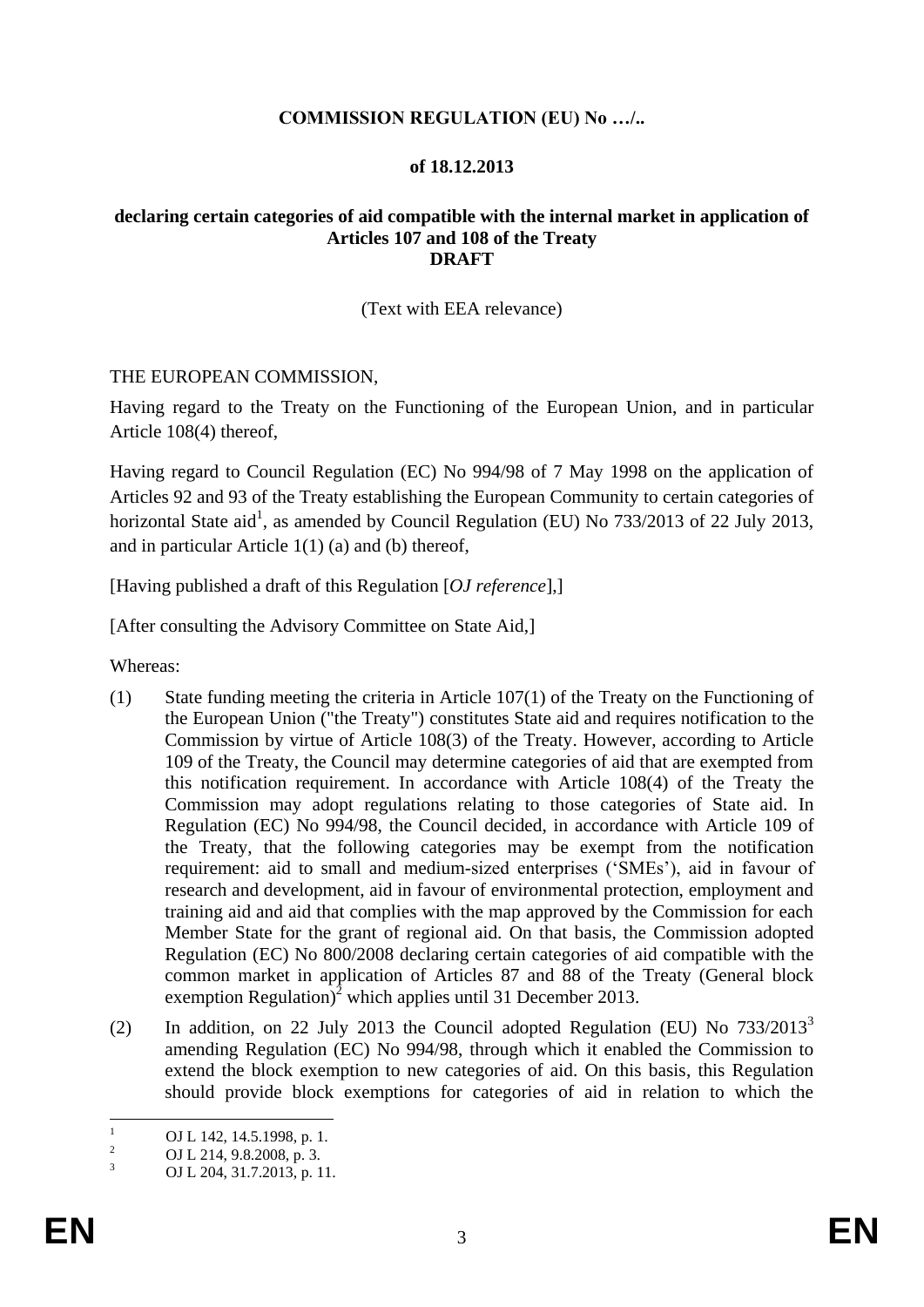**COMMISSION REGULATION (EU) No …/..**

**of 18.12.2013**

**declaring certain categories of aid compatible with the internal market in application of Articles 107 and 108 of the Treaty**
**DRAFT**

(Text with EEA relevance)

THE EUROPEAN COMMISSION,

Having regard to the Treaty on the Functioning of the European Union, and in particular Article 108(4) thereof,

Having regard to Council Regulation (EC) No 994/98 of 7 May 1998 on the application of Articles 92 and 93 of the Treaty establishing the European Community to certain categories of horizontal State aid[1], as amended by Council Regulation (EU) No 733/2013 of 22 July 2013, and in particular Article 1(1) (a) and (b) thereof,

[Having published a draft of this Regulation [*OJ reference*],]

[After consulting the Advisory Committee on State Aid,]

Whereas:

(1) State funding meeting the criteria in Article 107(1) of the Treaty on the Functioning of the European Union ("the Treaty") constitutes State aid and requires notification to the Commission by virtue of Article 108(3) of the Treaty. However, according to Article 109 of the Treaty, the Council may determine categories of aid that are exempted from this notification requirement. In accordance with Article 108(4) of the Treaty the Commission may adopt regulations relating to those categories of State aid. In Regulation (EC) No 994/98, the Council decided, in accordance with Article 109 of the Treaty, that the following categories may be exempt from the notification requirement: aid to small and medium-sized enterprises ('SMEs'), aid in favour of research and development, aid in favour of environmental protection, employment and training aid and aid that complies with the map approved by the Commission for each Member State for the grant of regional aid. On that basis, the Commission adopted Regulation (EC) No 800/2008 declaring certain categories of aid compatible with the common market in application of Articles 87 and 88 of the Treaty (General block exemption Regulation)[2] which applies until 31 December 2013.

(2) In addition, on 22 July 2013 the Council adopted Regulation (EU) No 733/2013[3] amending Regulation (EC) No 994/98, through which it enabled the Commission to extend the block exemption to new categories of aid. On this basis, this Regulation should provide block exemptions for categories of aid in relation to which the

---

[1] OJ L 142, 14.5.1998, p. 1.
[2] OJ L 214, 9.8.2008, p. 3.
[3] OJ L 204, 31.7.2013, p. 11.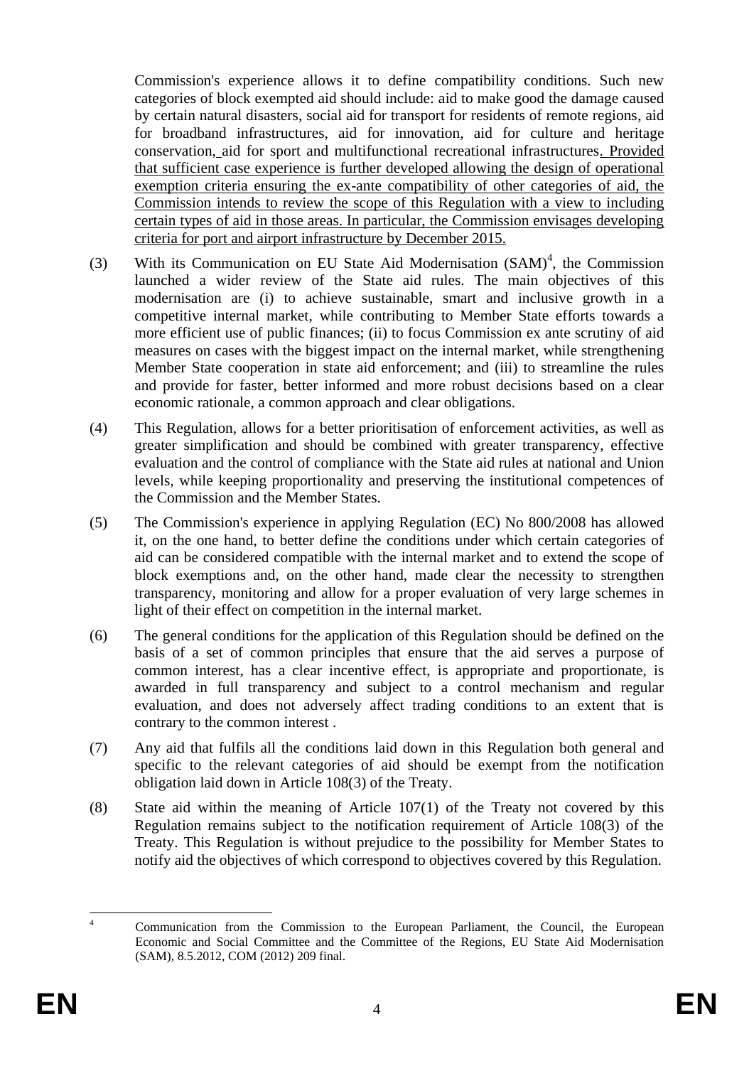Commission's experience allows it to define compatibility conditions. Such new categories of block exempted aid should include: aid to make good the damage caused by certain natural disasters, social aid for transport for residents of remote regions, aid for broadband infrastructures, aid for innovation, aid for culture and heritage conservation, aid for sport and multifunctional recreational infrastructures. Provided that sufficient case experience is further developed allowing the design of operational exemption criteria ensuring the ex-ante compatibility of other categories of aid, the Commission intends to review the scope of this Regulation with a view to including certain types of aid in those areas. In particular, the Commission envisages developing criteria for port and airport infrastructure by December 2015.

(3) With its Communication on EU State Aid Modernisation (SAM)[4], the Commission launched a wider review of the State aid rules. The main objectives of this modernisation are (i) to achieve sustainable, smart and inclusive growth in a competitive internal market, while contributing to Member State efforts towards a more efficient use of public finances; (ii) to focus Commission ex ante scrutiny of aid measures on cases with the biggest impact on the internal market, while strengthening Member State cooperation in state aid enforcement; and (iii) to streamline the rules and provide for faster, better informed and more robust decisions based on a clear economic rationale, a common approach and clear obligations.

(4) This Regulation, allows for a better prioritisation of enforcement activities, as well as greater simplification and should be combined with greater transparency, effective evaluation and the control of compliance with the State aid rules at national and Union levels, while keeping proportionality and preserving the institutional competences of the Commission and the Member States.

(5) The Commission's experience in applying Regulation (EC) No 800/2008 has allowed it, on the one hand, to better define the conditions under which certain categories of aid can be considered compatible with the internal market and to extend the scope of block exemptions and, on the other hand, made clear the necessity to strengthen transparency, monitoring and allow for a proper evaluation of very large schemes in light of their effect on competition in the internal market.

(6) The general conditions for the application of this Regulation should be defined on the basis of a set of common principles that ensure that the aid serves a purpose of common interest, has a clear incentive effect, is appropriate and proportionate, is awarded in full transparency and subject to a control mechanism and regular evaluation, and does not adversely affect trading conditions to an extent that is contrary to the common interest .

(7) Any aid that fulfils all the conditions laid down in this Regulation both general and specific to the relevant categories of aid should be exempt from the notification obligation laid down in Article 108(3) of the Treaty.

(8) State aid within the meaning of Article 107(1) of the Treaty not covered by this Regulation remains subject to the notification requirement of Article 108(3) of the Treaty. This Regulation is without prejudice to the possibility for Member States to notify aid the objectives of which correspond to objectives covered by this Regulation.

---

[4] Communication from the Commission to the European Parliament, the Council, the European Economic and Social Committee and the Committee of the Regions, EU State Aid Modernisation (SAM), 8.5.2012, COM (2012) 209 final.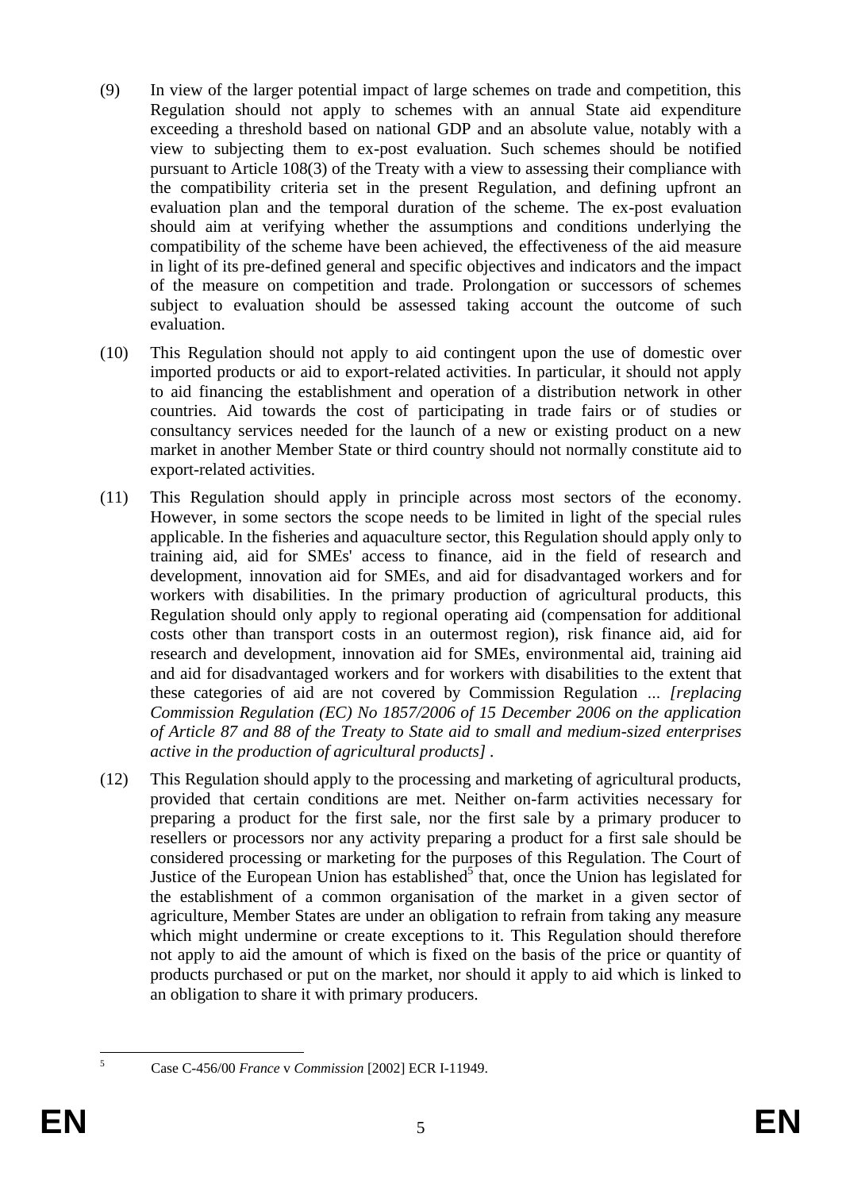(9) In view of the larger potential impact of large schemes on trade and competition, this Regulation should not apply to schemes with an annual State aid expenditure exceeding a threshold based on national GDP and an absolute value, notably with a view to subjecting them to ex-post evaluation. Such schemes should be notified pursuant to Article 108(3) of the Treaty with a view to assessing their compliance with the compatibility criteria set in the present Regulation, and defining upfront an evaluation plan and the temporal duration of the scheme. The ex-post evaluation should aim at verifying whether the assumptions and conditions underlying the compatibility of the scheme have been achieved, the effectiveness of the aid measure in light of its pre-defined general and specific objectives and indicators and the impact of the measure on competition and trade. Prolongation or successors of schemes subject to evaluation should be assessed taking account the outcome of such evaluation.

(10) This Regulation should not apply to aid contingent upon the use of domestic over imported products or aid to export-related activities. In particular, it should not apply to aid financing the establishment and operation of a distribution network in other countries. Aid towards the cost of participating in trade fairs or of studies or consultancy services needed for the launch of a new or existing product on a new market in another Member State or third country should not normally constitute aid to export-related activities.

(11) This Regulation should apply in principle across most sectors of the economy. However, in some sectors the scope needs to be limited in light of the special rules applicable. In the fisheries and aquaculture sector, this Regulation should apply only to training aid, aid for SMEs' access to finance, aid in the field of research and development, innovation aid for SMEs, and aid for disadvantaged workers and for workers with disabilities. In the primary production of agricultural products, this Regulation should only apply to regional operating aid (compensation for additional costs other than transport costs in an outermost region), risk finance aid, aid for research and development, innovation aid for SMEs, environmental aid, training aid and aid for disadvantaged workers and for workers with disabilities to the extent that these categories of aid are not covered by Commission Regulation ... *[replacing Commission Regulation (EC) No 1857/2006 of 15 December 2006 on the application of Article 87 and 88 of the Treaty to State aid to small and medium-sized enterprises active in the production of agricultural products]* .

(12) This Regulation should apply to the processing and marketing of agricultural products, provided that certain conditions are met. Neither on-farm activities necessary for preparing a product for the first sale, nor the first sale by a primary producer to resellers or processors nor any activity preparing a product for a first sale should be considered processing or marketing for the purposes of this Regulation. The Court of Justice of the European Union has established[5] that, once the Union has legislated for the establishment of a common organisation of the market in a given sector of agriculture, Member States are under an obligation to refrain from taking any measure which might undermine or create exceptions to it. This Regulation should therefore not apply to aid the amount of which is fixed on the basis of the price or quantity of products purchased or put on the market, nor should it apply to aid which is linked to an obligation to share it with primary producers.

[5] Case C-456/00 *France* v *Commission* [2002] ECR I-11949.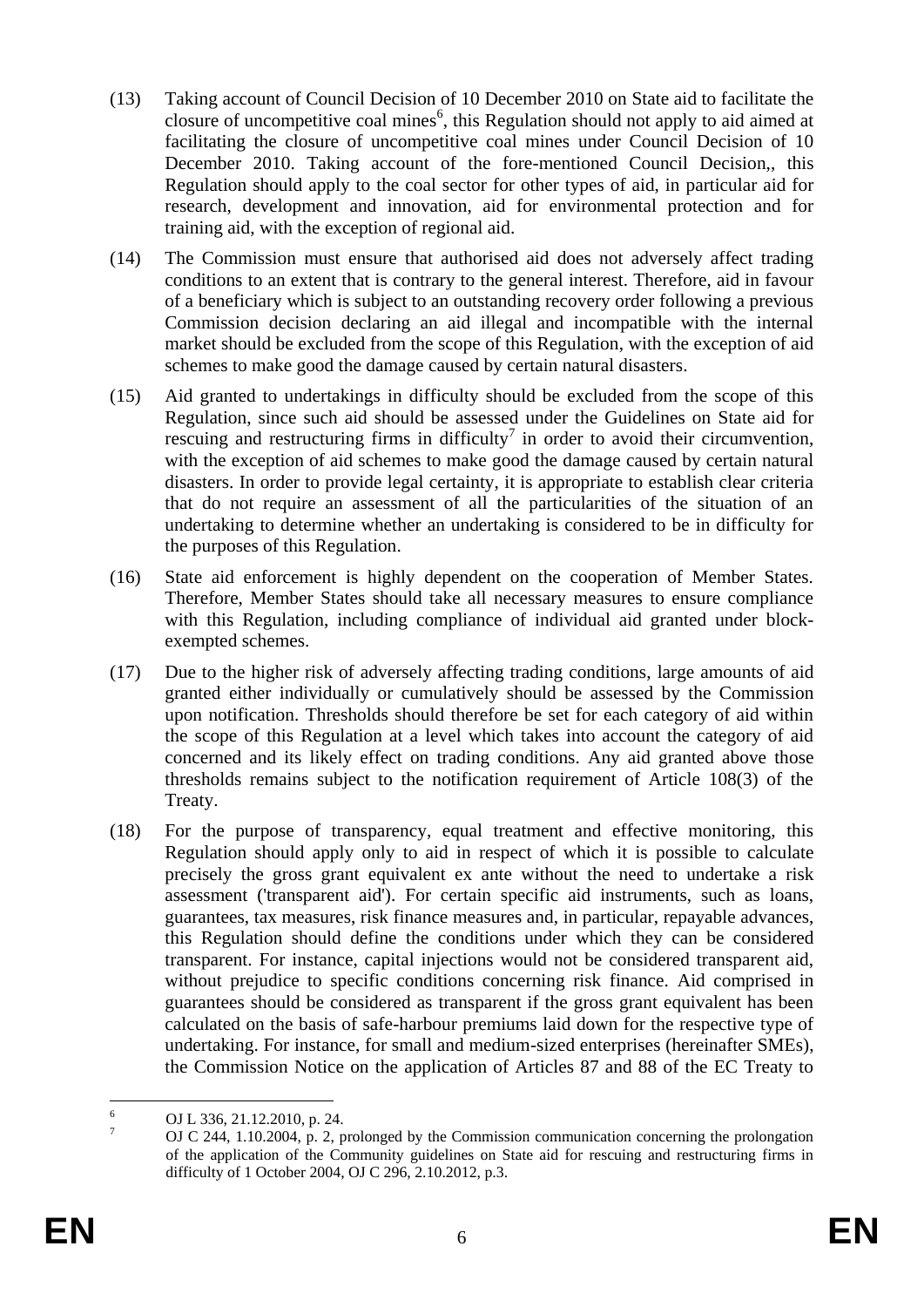(13) Taking account of Council Decision of 10 December 2010 on State aid to facilitate the closure of uncompetitive coal mines[6], this Regulation should not apply to aid aimed at facilitating the closure of uncompetitive coal mines under Council Decision of 10 December 2010. Taking account of the fore-mentioned Council Decision,, this Regulation should apply to the coal sector for other types of aid, in particular aid for research, development and innovation, aid for environmental protection and for training aid, with the exception of regional aid.

(14) The Commission must ensure that authorised aid does not adversely affect trading conditions to an extent that is contrary to the general interest. Therefore, aid in favour of a beneficiary which is subject to an outstanding recovery order following a previous Commission decision declaring an aid illegal and incompatible with the internal market should be excluded from the scope of this Regulation, with the exception of aid schemes to make good the damage caused by certain natural disasters.

(15) Aid granted to undertakings in difficulty should be excluded from the scope of this Regulation, since such aid should be assessed under the Guidelines on State aid for rescuing and restructuring firms in difficulty[7] in order to avoid their circumvention, with the exception of aid schemes to make good the damage caused by certain natural disasters. In order to provide legal certainty, it is appropriate to establish clear criteria that do not require an assessment of all the particularities of the situation of an undertaking to determine whether an undertaking is considered to be in difficulty for the purposes of this Regulation.

(16) State aid enforcement is highly dependent on the cooperation of Member States. Therefore, Member States should take all necessary measures to ensure compliance with this Regulation, including compliance of individual aid granted under block-exempted schemes.

(17) Due to the higher risk of adversely affecting trading conditions, large amounts of aid granted either individually or cumulatively should be assessed by the Commission upon notification. Thresholds should therefore be set for each category of aid within the scope of this Regulation at a level which takes into account the category of aid concerned and its likely effect on trading conditions. Any aid granted above those thresholds remains subject to the notification requirement of Article 108(3) of the Treaty.

(18) For the purpose of transparency, equal treatment and effective monitoring, this Regulation should apply only to aid in respect of which it is possible to calculate precisely the gross grant equivalent ex ante without the need to undertake a risk assessment ('transparent aid'). For certain specific aid instruments, such as loans, guarantees, tax measures, risk finance measures and, in particular, repayable advances, this Regulation should define the conditions under which they can be considered transparent. For instance, capital injections would not be considered transparent aid, without prejudice to specific conditions concerning risk finance. Aid comprised in guarantees should be considered as transparent if the gross grant equivalent has been calculated on the basis of safe-harbour premiums laid down for the respective type of undertaking. For instance, for small and medium-sized enterprises (hereinafter SMEs), the Commission Notice on the application of Articles 87 and 88 of the EC Treaty to

---

[6] OJ L 336, 21.12.2010, p. 24.

[7] OJ C 244, 1.10.2004, p. 2, prolonged by the Commission communication concerning the prolongation of the application of the Community guidelines on State aid for rescuing and restructuring firms in difficulty of 1 October 2004, OJ C 296, 2.10.2012, p.3.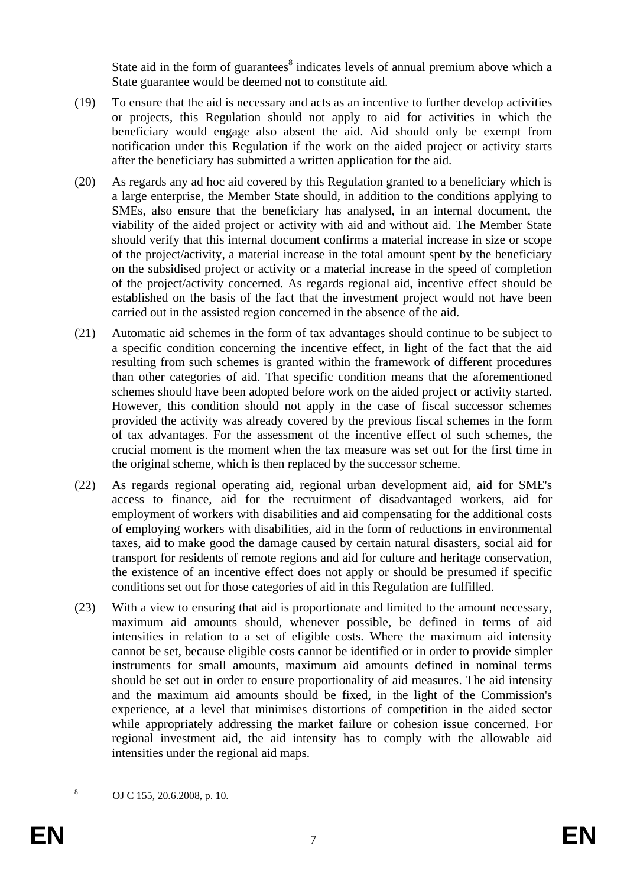State aid in the form of guarantees[8] indicates levels of annual premium above which a State guarantee would be deemed not to constitute aid.

(19) To ensure that the aid is necessary and acts as an incentive to further develop activities or projects, this Regulation should not apply to aid for activities in which the beneficiary would engage also absent the aid. Aid should only be exempt from notification under this Regulation if the work on the aided project or activity starts after the beneficiary has submitted a written application for the aid.

(20) As regards any ad hoc aid covered by this Regulation granted to a beneficiary which is a large enterprise, the Member State should, in addition to the conditions applying to SMEs, also ensure that the beneficiary has analysed, in an internal document, the viability of the aided project or activity with aid and without aid. The Member State should verify that this internal document confirms a material increase in size or scope of the project/activity, a material increase in the total amount spent by the beneficiary on the subsidised project or activity or a material increase in the speed of completion of the project/activity concerned. As regards regional aid, incentive effect should be established on the basis of the fact that the investment project would not have been carried out in the assisted region concerned in the absence of the aid.

(21) Automatic aid schemes in the form of tax advantages should continue to be subject to a specific condition concerning the incentive effect, in light of the fact that the aid resulting from such schemes is granted within the framework of different procedures than other categories of aid. That specific condition means that the aforementioned schemes should have been adopted before work on the aided project or activity started. However, this condition should not apply in the case of fiscal successor schemes provided the activity was already covered by the previous fiscal schemes in the form of tax advantages. For the assessment of the incentive effect of such schemes, the crucial moment is the moment when the tax measure was set out for the first time in the original scheme, which is then replaced by the successor scheme.

(22) As regards regional operating aid, regional urban development aid, aid for SME's access to finance, aid for the recruitment of disadvantaged workers, aid for employment of workers with disabilities and aid compensating for the additional costs of employing workers with disabilities, aid in the form of reductions in environmental taxes, aid to make good the damage caused by certain natural disasters, social aid for transport for residents of remote regions and aid for culture and heritage conservation, the existence of an incentive effect does not apply or should be presumed if specific conditions set out for those categories of aid in this Regulation are fulfilled.

(23) With a view to ensuring that aid is proportionate and limited to the amount necessary, maximum aid amounts should, whenever possible, be defined in terms of aid intensities in relation to a set of eligible costs. Where the maximum aid intensity cannot be set, because eligible costs cannot be identified or in order to provide simpler instruments for small amounts, maximum aid amounts defined in nominal terms should be set out in order to ensure proportionality of aid measures. The aid intensity and the maximum aid amounts should be fixed, in the light of the Commission's experience, at a level that minimises distortions of competition in the aided sector while appropriately addressing the market failure or cohesion issue concerned. For regional investment aid, the aid intensity has to comply with the allowable aid intensities under the regional aid maps.

---

[8] OJ C 155, 20.6.2008, p. 10.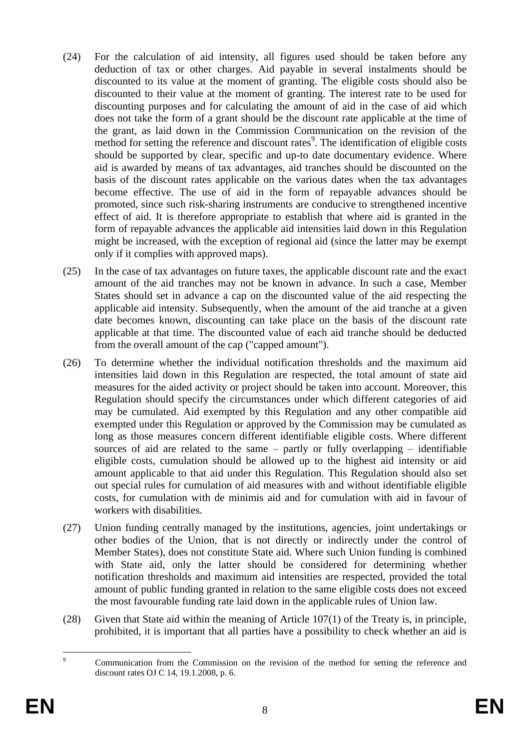(24) For the calculation of aid intensity, all figures used should be taken before any deduction of tax or other charges. Aid payable in several instalments should be discounted to its value at the moment of granting. The eligible costs should also be discounted to their value at the moment of granting. The interest rate to be used for discounting purposes and for calculating the amount of aid in the case of aid which does not take the form of a grant should be the discount rate applicable at the time of the grant, as laid down in the Commission Communication on the revision of the method for setting the reference and discount rates[9]. The identification of eligible costs should be supported by clear, specific and up-to date documentary evidence. Where aid is awarded by means of tax advantages, aid tranches should be discounted on the basis of the discount rates applicable on the various dates when the tax advantages become effective. The use of aid in the form of repayable advances should be promoted, since such risk-sharing instruments are conducive to strengthened incentive effect of aid. It is therefore appropriate to establish that where aid is granted in the form of repayable advances the applicable aid intensities laid down in this Regulation might be increased, with the exception of regional aid (since the latter may be exempt only if it complies with approved maps).

(25) In the case of tax advantages on future taxes, the applicable discount rate and the exact amount of the aid tranches may not be known in advance. In such a case, Member States should set in advance a cap on the discounted value of the aid respecting the applicable aid intensity. Subsequently, when the amount of the aid tranche at a given date becomes known, discounting can take place on the basis of the discount rate applicable at that time. The discounted value of each aid tranche should be deducted from the overall amount of the cap ("capped amount").

(26) To determine whether the individual notification thresholds and the maximum aid intensities laid down in this Regulation are respected, the total amount of state aid measures for the aided activity or project should be taken into account. Moreover, this Regulation should specify the circumstances under which different categories of aid may be cumulated. Aid exempted by this Regulation and any other compatible aid exempted under this Regulation or approved by the Commission may be cumulated as long as those measures concern different identifiable eligible costs. Where different sources of aid are related to the same – partly or fully overlapping – identifiable eligible costs, cumulation should be allowed up to the highest aid intensity or aid amount applicable to that aid under this Regulation. This Regulation should also set out special rules for cumulation of aid measures with and without identifiable eligible costs, for cumulation with de minimis aid and for cumulation with aid in favour of workers with disabilities.

(27) Union funding centrally managed by the institutions, agencies, joint undertakings or other bodies of the Union, that is not directly or indirectly under the control of Member States), does not constitute State aid. Where such Union funding is combined with State aid, only the latter should be considered for determining whether notification thresholds and maximum aid intensities are respected, provided the total amount of public funding granted in relation to the same eligible costs does not exceed the most favourable funding rate laid down in the applicable rules of Union law.

(28) Given that State aid within the meaning of Article 107(1) of the Treaty is, in principle, prohibited, it is important that all parties have a possibility to check whether an aid is

---

[9] Communication from the Commission on the revision of the method for setting the reference and discount rates OJ C 14, 19.1.2008, p. 6.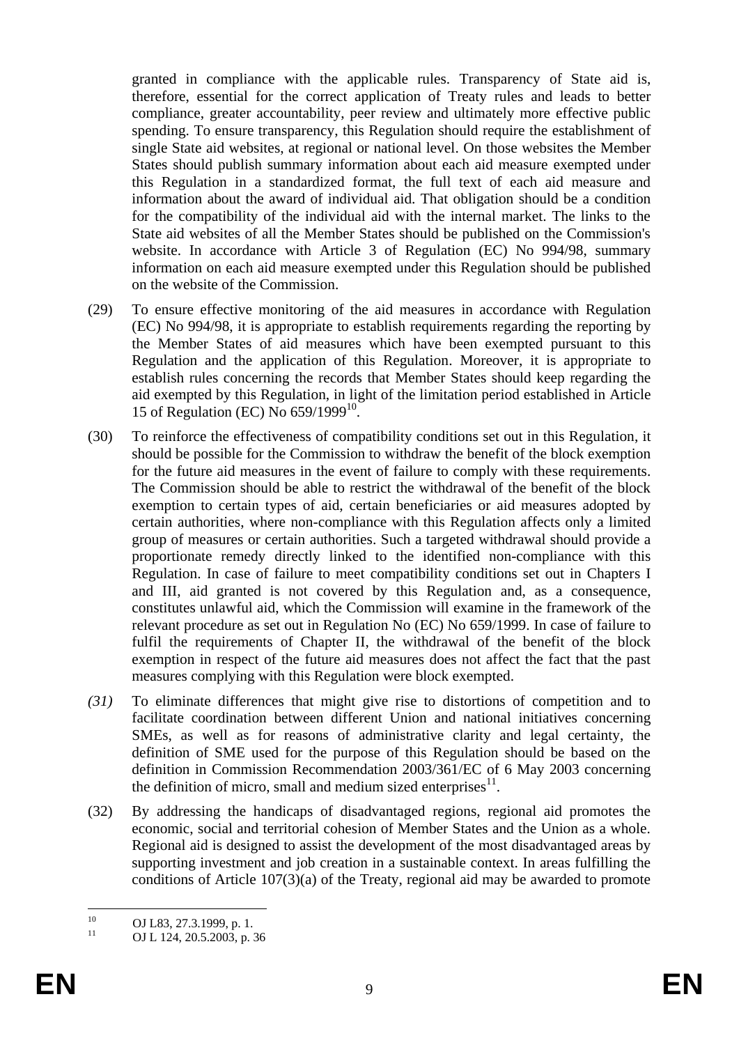granted in compliance with the applicable rules. Transparency of State aid is, therefore, essential for the correct application of Treaty rules and leads to better compliance, greater accountability, peer review and ultimately more effective public spending. To ensure transparency, this Regulation should require the establishment of single State aid websites, at regional or national level. On those websites the Member States should publish summary information about each aid measure exempted under this Regulation in a standardized format, the full text of each aid measure and information about the award of individual aid. That obligation should be a condition for the compatibility of the individual aid with the internal market. The links to the State aid websites of all the Member States should be published on the Commission's website. In accordance with Article 3 of Regulation (EC) No 994/98, summary information on each aid measure exempted under this Regulation should be published on the website of the Commission.

(29) To ensure effective monitoring of the aid measures in accordance with Regulation (EC) No 994/98, it is appropriate to establish requirements regarding the reporting by the Member States of aid measures which have been exempted pursuant to this Regulation and the application of this Regulation. Moreover, it is appropriate to establish rules concerning the records that Member States should keep regarding the aid exempted by this Regulation, in light of the limitation period established in Article 15 of Regulation (EC) No 659/1999[10].

(30) To reinforce the effectiveness of compatibility conditions set out in this Regulation, it should be possible for the Commission to withdraw the benefit of the block exemption for the future aid measures in the event of failure to comply with these requirements. The Commission should be able to restrict the withdrawal of the benefit of the block exemption to certain types of aid, certain beneficiaries or aid measures adopted by certain authorities, where non-compliance with this Regulation affects only a limited group of measures or certain authorities. Such a targeted withdrawal should provide a proportionate remedy directly linked to the identified non-compliance with this Regulation. In case of failure to meet compatibility conditions set out in Chapters I and III, aid granted is not covered by this Regulation and, as a consequence, constitutes unlawful aid, which the Commission will examine in the framework of the relevant procedure as set out in Regulation No (EC) No 659/1999. In case of failure to fulfil the requirements of Chapter II, the withdrawal of the benefit of the block exemption in respect of the future aid measures does not affect the fact that the past measures complying with this Regulation were block exempted.

*(31)* To eliminate differences that might give rise to distortions of competition and to facilitate coordination between different Union and national initiatives concerning SMEs, as well as for reasons of administrative clarity and legal certainty, the definition of SME used for the purpose of this Regulation should be based on the definition in Commission Recommendation 2003/361/EC of 6 May 2003 concerning the definition of micro, small and medium sized enterprises[11].

(32) By addressing the handicaps of disadvantaged regions, regional aid promotes the economic, social and territorial cohesion of Member States and the Union as a whole. Regional aid is designed to assist the development of the most disadvantaged areas by supporting investment and job creation in a sustainable context. In areas fulfilling the conditions of Article 107(3)(a) of the Treaty, regional aid may be awarded to promote

---

[10] OJ L83, 27.3.1999, p. 1.

[11] OJ L 124, 20.5.2003, p. 36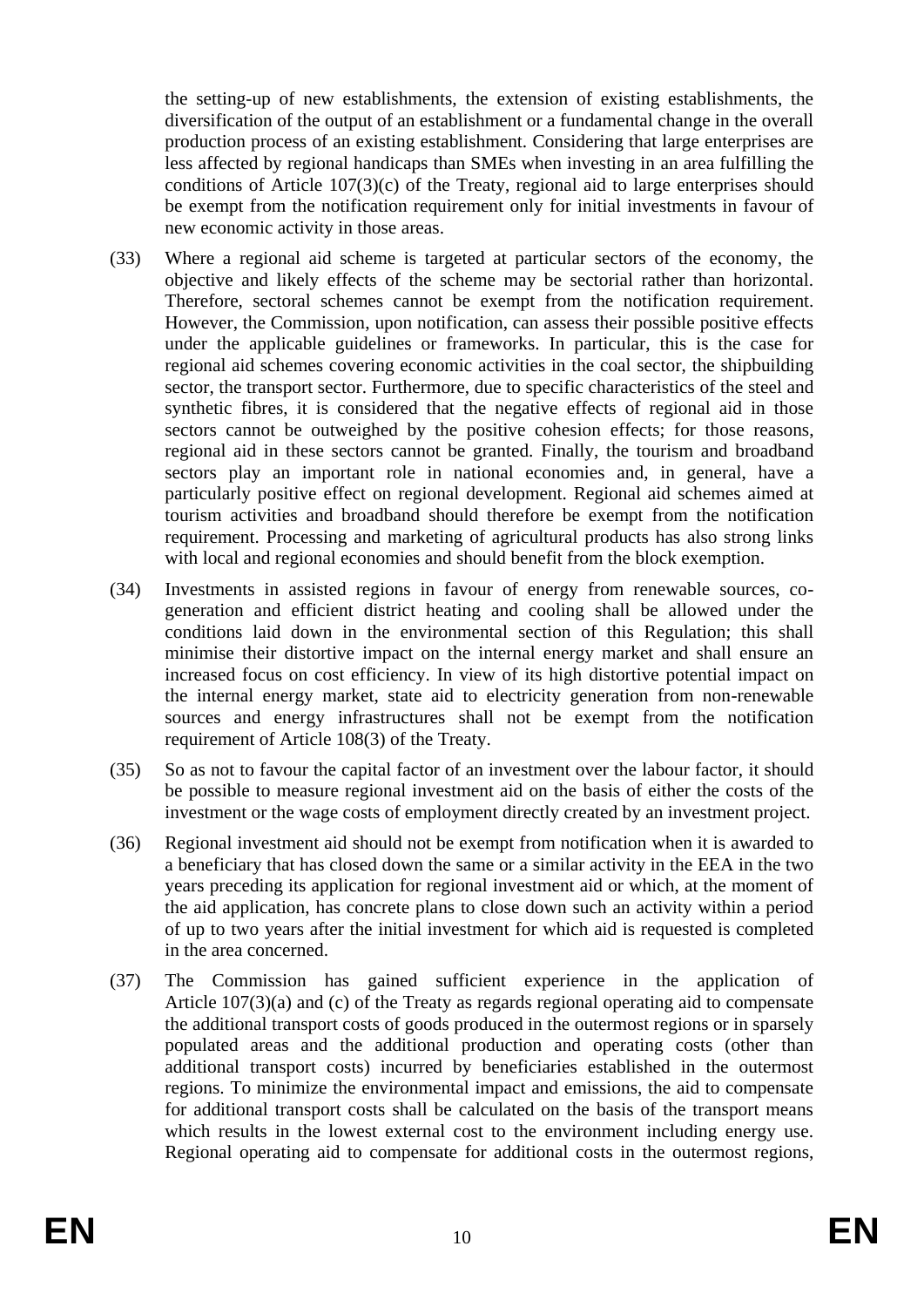the setting-up of new establishments, the extension of existing establishments, the diversification of the output of an establishment or a fundamental change in the overall production process of an existing establishment. Considering that large enterprises are less affected by regional handicaps than SMEs when investing in an area fulfilling the conditions of Article 107(3)(c) of the Treaty, regional aid to large enterprises should be exempt from the notification requirement only for initial investments in favour of new economic activity in those areas.

(33) Where a regional aid scheme is targeted at particular sectors of the economy, the objective and likely effects of the scheme may be sectorial rather than horizontal. Therefore, sectoral schemes cannot be exempt from the notification requirement. However, the Commission, upon notification, can assess their possible positive effects under the applicable guidelines or frameworks. In particular, this is the case for regional aid schemes covering economic activities in the coal sector, the shipbuilding sector, the transport sector. Furthermore, due to specific characteristics of the steel and synthetic fibres, it is considered that the negative effects of regional aid in those sectors cannot be outweighed by the positive cohesion effects; for those reasons, regional aid in these sectors cannot be granted. Finally, the tourism and broadband sectors play an important role in national economies and, in general, have a particularly positive effect on regional development. Regional aid schemes aimed at tourism activities and broadband should therefore be exempt from the notification requirement. Processing and marketing of agricultural products has also strong links with local and regional economies and should benefit from the block exemption.

(34) Investments in assisted regions in favour of energy from renewable sources, co-generation and efficient district heating and cooling shall be allowed under the conditions laid down in the environmental section of this Regulation; this shall minimise their distortive impact on the internal energy market and shall ensure an increased focus on cost efficiency. In view of its high distortive potential impact on the internal energy market, state aid to electricity generation from non-renewable sources and energy infrastructures shall not be exempt from the notification requirement of Article 108(3) of the Treaty.

(35) So as not to favour the capital factor of an investment over the labour factor, it should be possible to measure regional investment aid on the basis of either the costs of the investment or the wage costs of employment directly created by an investment project.

(36) Regional investment aid should not be exempt from notification when it is awarded to a beneficiary that has closed down the same or a similar activity in the EEA in the two years preceding its application for regional investment aid or which, at the moment of the aid application, has concrete plans to close down such an activity within a period of up to two years after the initial investment for which aid is requested is completed in the area concerned.

(37) The Commission has gained sufficient experience in the application of Article 107(3)(a) and (c) of the Treaty as regards regional operating aid to compensate the additional transport costs of goods produced in the outermost regions or in sparsely populated areas and the additional production and operating costs (other than additional transport costs) incurred by beneficiaries established in the outermost regions. To minimize the environmental impact and emissions, the aid to compensate for additional transport costs shall be calculated on the basis of the transport means which results in the lowest external cost to the environment including energy use. Regional operating aid to compensate for additional costs in the outermost regions,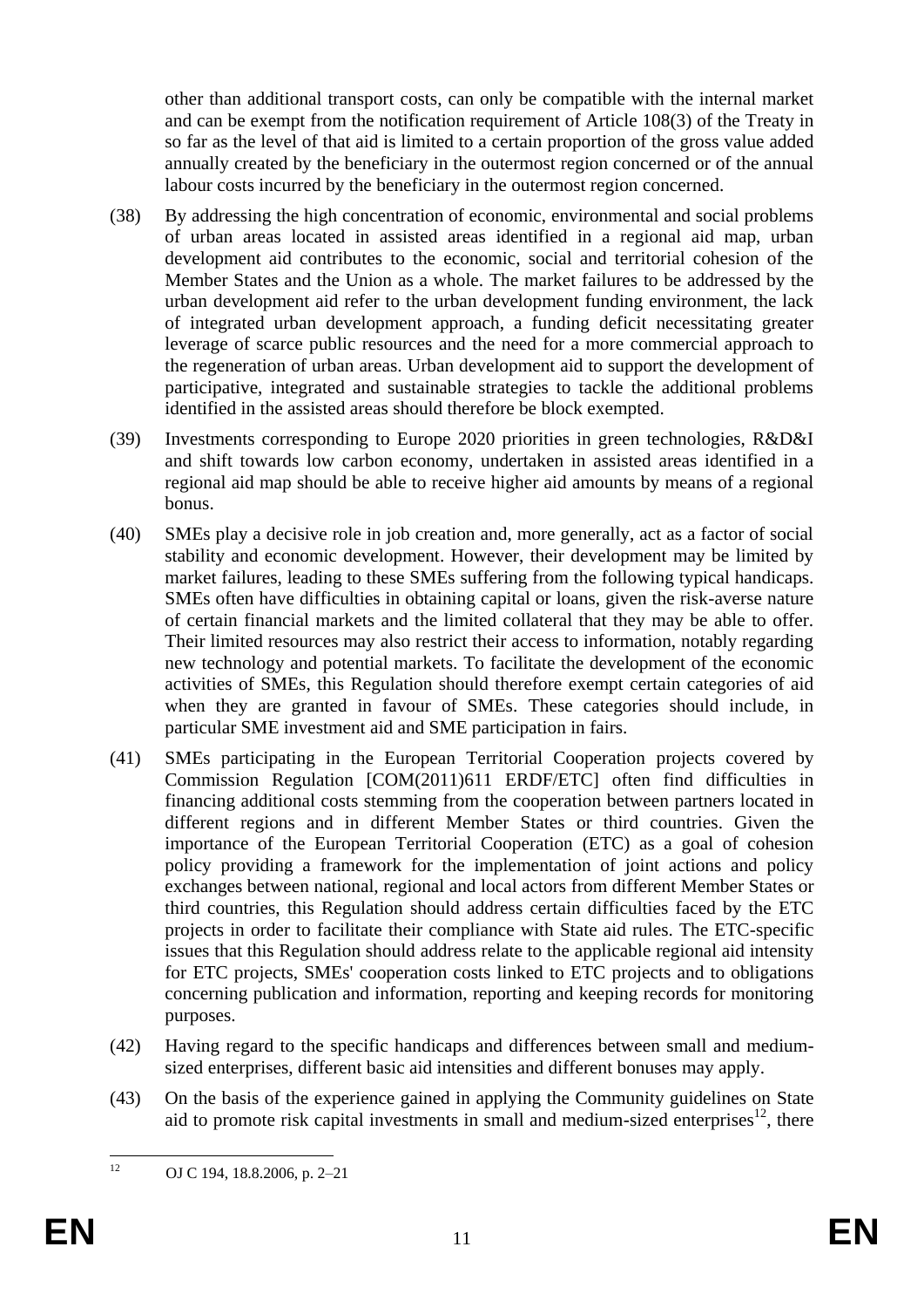other than additional transport costs, can only be compatible with the internal market and can be exempt from the notification requirement of Article 108(3) of the Treaty in so far as the level of that aid is limited to a certain proportion of the gross value added annually created by the beneficiary in the outermost region concerned or of the annual labour costs incurred by the beneficiary in the outermost region concerned.

(38) By addressing the high concentration of economic, environmental and social problems of urban areas located in assisted areas identified in a regional aid map, urban development aid contributes to the economic, social and territorial cohesion of the Member States and the Union as a whole. The market failures to be addressed by the urban development aid refer to the urban development funding environment, the lack of integrated urban development approach, a funding deficit necessitating greater leverage of scarce public resources and the need for a more commercial approach to the regeneration of urban areas. Urban development aid to support the development of participative, integrated and sustainable strategies to tackle the additional problems identified in the assisted areas should therefore be block exempted.

(39) Investments corresponding to Europe 2020 priorities in green technologies, R&D&I and shift towards low carbon economy, undertaken in assisted areas identified in a regional aid map should be able to receive higher aid amounts by means of a regional bonus.

(40) SMEs play a decisive role in job creation and, more generally, act as a factor of social stability and economic development. However, their development may be limited by market failures, leading to these SMEs suffering from the following typical handicaps. SMEs often have difficulties in obtaining capital or loans, given the risk-averse nature of certain financial markets and the limited collateral that they may be able to offer. Their limited resources may also restrict their access to information, notably regarding new technology and potential markets. To facilitate the development of the economic activities of SMEs, this Regulation should therefore exempt certain categories of aid when they are granted in favour of SMEs. These categories should include, in particular SME investment aid and SME participation in fairs.

(41) SMEs participating in the European Territorial Cooperation projects covered by Commission Regulation [COM(2011)611 ERDF/ETC] often find difficulties in financing additional costs stemming from the cooperation between partners located in different regions and in different Member States or third countries. Given the importance of the European Territorial Cooperation (ETC) as a goal of cohesion policy providing a framework for the implementation of joint actions and policy exchanges between national, regional and local actors from different Member States or third countries, this Regulation should address certain difficulties faced by the ETC projects in order to facilitate their compliance with State aid rules. The ETC-specific issues that this Regulation should address relate to the applicable regional aid intensity for ETC projects, SMEs' cooperation costs linked to ETC projects and to obligations concerning publication and information, reporting and keeping records for monitoring purposes.

(42) Having regard to the specific handicaps and differences between small and medium-sized enterprises, different basic aid intensities and different bonuses may apply.

(43) On the basis of the experience gained in applying the Community guidelines on State aid to promote risk capital investments in small and medium-sized enterprises[12], there

[12] OJ C 194, 18.8.2006, p. 2–21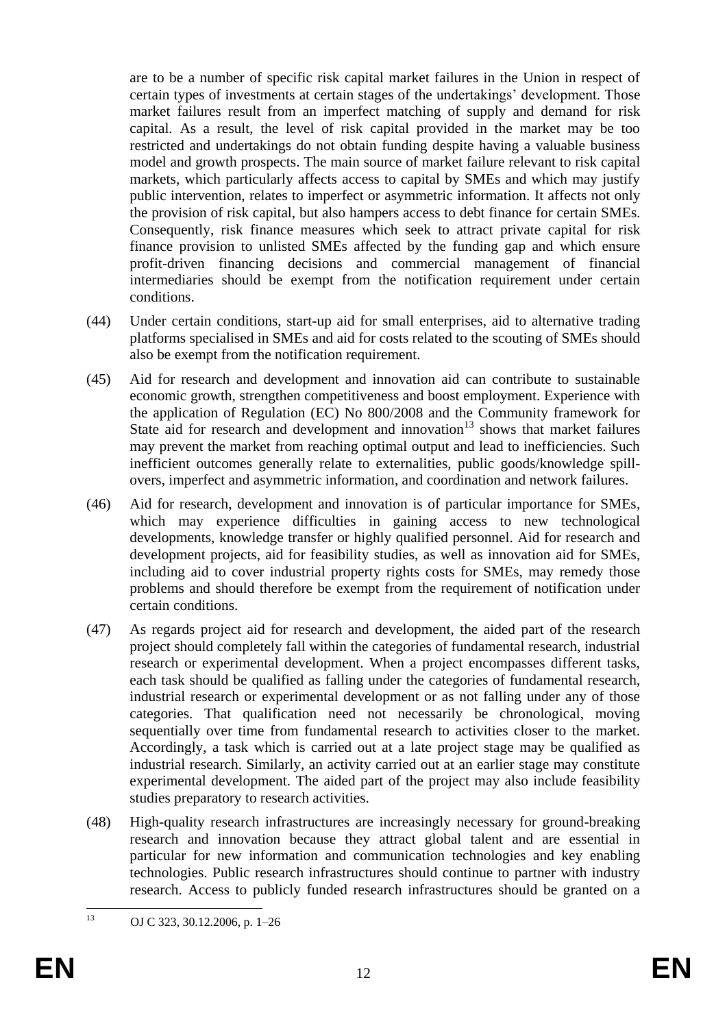are to be a number of specific risk capital market failures in the Union in respect of certain types of investments at certain stages of the undertakings' development. Those market failures result from an imperfect matching of supply and demand for risk capital. As a result, the level of risk capital provided in the market may be too restricted and undertakings do not obtain funding despite having a valuable business model and growth prospects. The main source of market failure relevant to risk capital markets, which particularly affects access to capital by SMEs and which may justify public intervention, relates to imperfect or asymmetric information. It affects not only the provision of risk capital, but also hampers access to debt finance for certain SMEs. Consequently, risk finance measures which seek to attract private capital for risk finance provision to unlisted SMEs affected by the funding gap and which ensure profit-driven financing decisions and commercial management of financial intermediaries should be exempt from the notification requirement under certain conditions.

(44) Under certain conditions, start-up aid for small enterprises, aid to alternative trading platforms specialised in SMEs and aid for costs related to the scouting of SMEs should also be exempt from the notification requirement.

(45) Aid for research and development and innovation aid can contribute to sustainable economic growth, strengthen competitiveness and boost employment. Experience with the application of Regulation (EC) No 800/2008 and the Community framework for State aid for research and development and innovation[13] shows that market failures may prevent the market from reaching optimal output and lead to inefficiencies. Such inefficient outcomes generally relate to externalities, public goods/knowledge spill-overs, imperfect and asymmetric information, and coordination and network failures.

(46) Aid for research, development and innovation is of particular importance for SMEs, which may experience difficulties in gaining access to new technological developments, knowledge transfer or highly qualified personnel. Aid for research and development projects, aid for feasibility studies, as well as innovation aid for SMEs, including aid to cover industrial property rights costs for SMEs, may remedy those problems and should therefore be exempt from the requirement of notification under certain conditions.

(47) As regards project aid for research and development, the aided part of the research project should completely fall within the categories of fundamental research, industrial research or experimental development. When a project encompasses different tasks, each task should be qualified as falling under the categories of fundamental research, industrial research or experimental development or as not falling under any of those categories. That qualification need not necessarily be chronological, moving sequentially over time from fundamental research to activities closer to the market. Accordingly, a task which is carried out at a late project stage may be qualified as industrial research. Similarly, an activity carried out at an earlier stage may constitute experimental development. The aided part of the project may also include feasibility studies preparatory to research activities.

(48) High-quality research infrastructures are increasingly necessary for ground-breaking research and innovation because they attract global talent and are essential in particular for new information and communication technologies and key enabling technologies. Public research infrastructures should continue to partner with industry research. Access to publicly funded research infrastructures should be granted on a

[13] OJ C 323, 30.12.2006, p. 1–26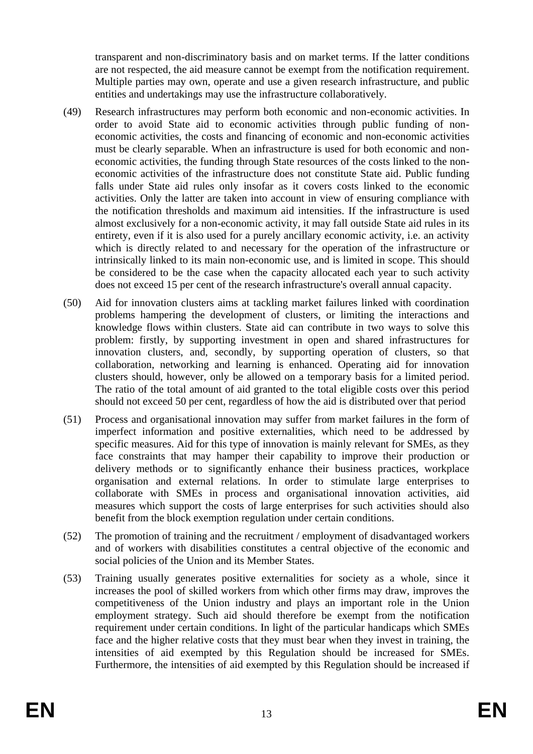transparent and non-discriminatory basis and on market terms. If the latter conditions are not respected, the aid measure cannot be exempt from the notification requirement. Multiple parties may own, operate and use a given research infrastructure, and public entities and undertakings may use the infrastructure collaboratively.

(49) Research infrastructures may perform both economic and non-economic activities. In order to avoid State aid to economic activities through public funding of non-economic activities, the costs and financing of economic and non-economic activities must be clearly separable. When an infrastructure is used for both economic and non-economic activities, the funding through State resources of the costs linked to the non-economic activities of the infrastructure does not constitute State aid. Public funding falls under State aid rules only insofar as it covers costs linked to the economic activities. Only the latter are taken into account in view of ensuring compliance with the notification thresholds and maximum aid intensities. If the infrastructure is used almost exclusively for a non-economic activity, it may fall outside State aid rules in its entirety, even if it is also used for a purely ancillary economic activity, i.e. an activity which is directly related to and necessary for the operation of the infrastructure or intrinsically linked to its main non-economic use, and is limited in scope. This should be considered to be the case when the capacity allocated each year to such activity does not exceed 15 per cent of the research infrastructure's overall annual capacity.

(50) Aid for innovation clusters aims at tackling market failures linked with coordination problems hampering the development of clusters, or limiting the interactions and knowledge flows within clusters. State aid can contribute in two ways to solve this problem: firstly, by supporting investment in open and shared infrastructures for innovation clusters, and, secondly, by supporting operation of clusters, so that collaboration, networking and learning is enhanced. Operating aid for innovation clusters should, however, only be allowed on a temporary basis for a limited period. The ratio of the total amount of aid granted to the total eligible costs over this period should not exceed 50 per cent, regardless of how the aid is distributed over that period

(51) Process and organisational innovation may suffer from market failures in the form of imperfect information and positive externalities, which need to be addressed by specific measures. Aid for this type of innovation is mainly relevant for SMEs, as they face constraints that may hamper their capability to improve their production or delivery methods or to significantly enhance their business practices, workplace organisation and external relations. In order to stimulate large enterprises to collaborate with SMEs in process and organisational innovation activities, aid measures which support the costs of large enterprises for such activities should also benefit from the block exemption regulation under certain conditions.

(52) The promotion of training and the recruitment / employment of disadvantaged workers and of workers with disabilities constitutes a central objective of the economic and social policies of the Union and its Member States.

(53) Training usually generates positive externalities for society as a whole, since it increases the pool of skilled workers from which other firms may draw, improves the competitiveness of the Union industry and plays an important role in the Union employment strategy. Such aid should therefore be exempt from the notification requirement under certain conditions. In light of the particular handicaps which SMEs face and the higher relative costs that they must bear when they invest in training, the intensities of aid exempted by this Regulation should be increased for SMEs. Furthermore, the intensities of aid exempted by this Regulation should be increased if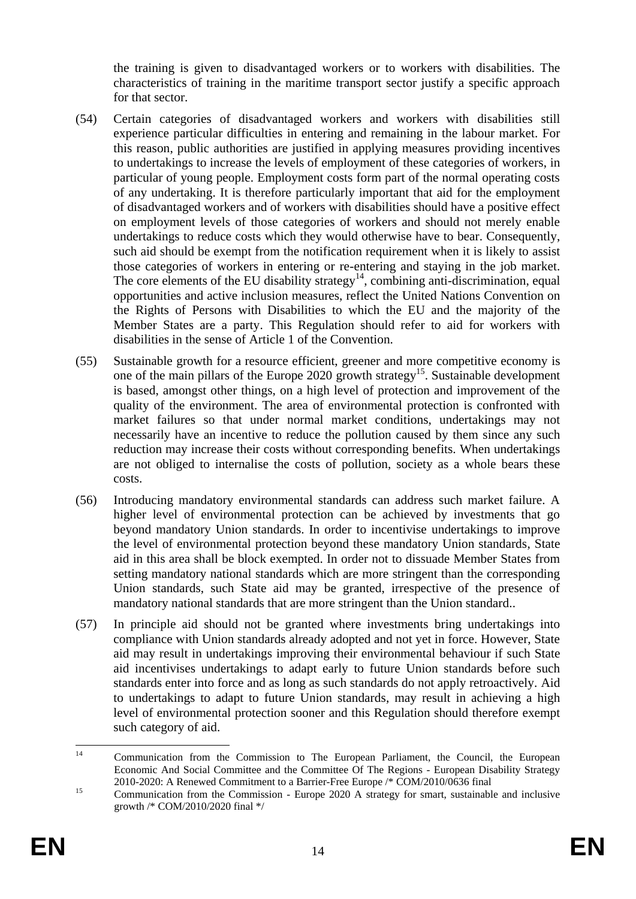the training is given to disadvantaged workers or to workers with disabilities. The characteristics of training in the maritime transport sector justify a specific approach for that sector.

(54) Certain categories of disadvantaged workers and workers with disabilities still experience particular difficulties in entering and remaining in the labour market. For this reason, public authorities are justified in applying measures providing incentives to undertakings to increase the levels of employment of these categories of workers, in particular of young people. Employment costs form part of the normal operating costs of any undertaking. It is therefore particularly important that aid for the employment of disadvantaged workers and of workers with disabilities should have a positive effect on employment levels of those categories of workers and should not merely enable undertakings to reduce costs which they would otherwise have to bear. Consequently, such aid should be exempt from the notification requirement when it is likely to assist those categories of workers in entering or re-entering and staying in the job market. The core elements of the EU disability strategy[14], combining anti-discrimination, equal opportunities and active inclusion measures, reflect the United Nations Convention on the Rights of Persons with Disabilities to which the EU and the majority of the Member States are a party. This Regulation should refer to aid for workers with disabilities in the sense of Article 1 of the Convention.

(55) Sustainable growth for a resource efficient, greener and more competitive economy is one of the main pillars of the Europe 2020 growth strategy[15]. Sustainable development is based, amongst other things, on a high level of protection and improvement of the quality of the environment. The area of environmental protection is confronted with market failures so that under normal market conditions, undertakings may not necessarily have an incentive to reduce the pollution caused by them since any such reduction may increase their costs without corresponding benefits. When undertakings are not obliged to internalise the costs of pollution, society as a whole bears these costs.

(56) Introducing mandatory environmental standards can address such market failure. A higher level of environmental protection can be achieved by investments that go beyond mandatory Union standards. In order to incentivise undertakings to improve the level of environmental protection beyond these mandatory Union standards, State aid in this area shall be block exempted. In order not to dissuade Member States from setting mandatory national standards which are more stringent than the corresponding Union standards, such State aid may be granted, irrespective of the presence of mandatory national standards that are more stringent than the Union standard..

(57) In principle aid should not be granted where investments bring undertakings into compliance with Union standards already adopted and not yet in force. However, State aid may result in undertakings improving their environmental behaviour if such State aid incentivises undertakings to adapt early to future Union standards before such standards enter into force and as long as such standards do not apply retroactively. Aid to undertakings to adapt to future Union standards, may result in achieving a high level of environmental protection sooner and this Regulation should therefore exempt such category of aid.

---

[14] Communication from the Commission to The European Parliament, the Council, the European Economic And Social Committee and the Committee Of The Regions - European Disability Strategy 2010-2020: A Renewed Commitment to a Barrier-Free Europe /* COM/2010/0636 final

[15] Communication from the Commission - Europe 2020 A strategy for smart, sustainable and inclusive growth /* COM/2010/2020 final */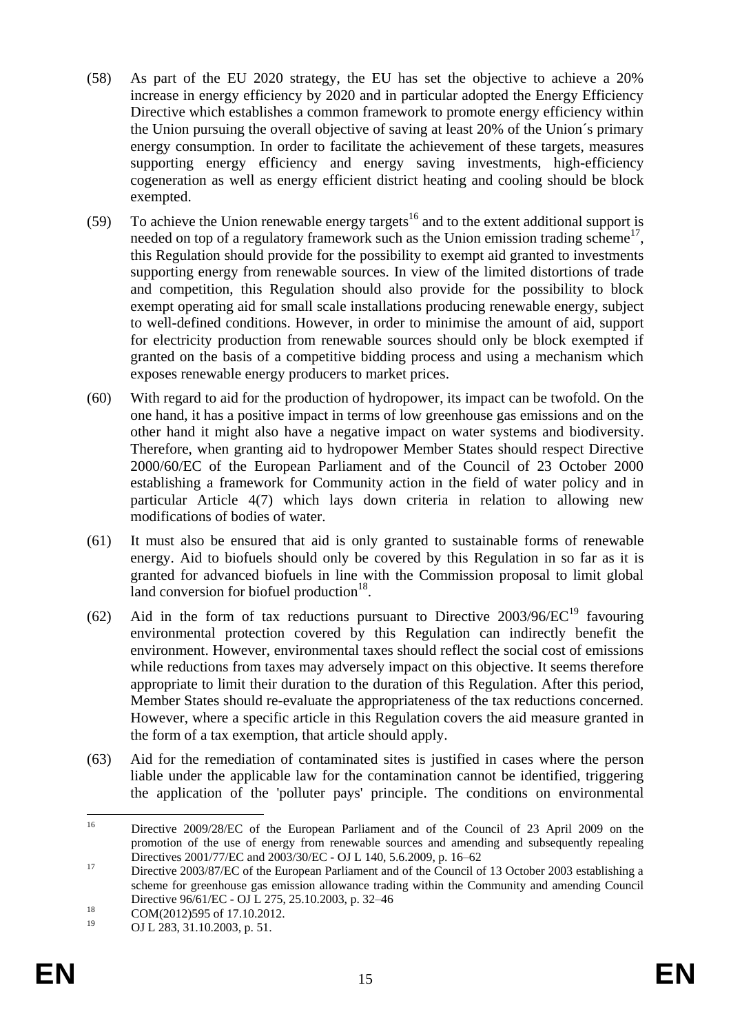(58) As part of the EU 2020 strategy, the EU has set the objective to achieve a 20% increase in energy efficiency by 2020 and in particular adopted the Energy Efficiency Directive which establishes a common framework to promote energy efficiency within the Union pursuing the overall objective of saving at least 20% of the Union´s primary energy consumption. In order to facilitate the achievement of these targets, measures supporting energy efficiency and energy saving investments, high-efficiency cogeneration as well as energy efficient district heating and cooling should be block exempted.

(59) To achieve the Union renewable energy targets[16] and to the extent additional support is needed on top of a regulatory framework such as the Union emission trading scheme[17], this Regulation should provide for the possibility to exempt aid granted to investments supporting energy from renewable sources. In view of the limited distortions of trade and competition, this Regulation should also provide for the possibility to block exempt operating aid for small scale installations producing renewable energy, subject to well-defined conditions. However, in order to minimise the amount of aid, support for electricity production from renewable sources should only be block exempted if granted on the basis of a competitive bidding process and using a mechanism which exposes renewable energy producers to market prices.

(60) With regard to aid for the production of hydropower, its impact can be twofold. On the one hand, it has a positive impact in terms of low greenhouse gas emissions and on the other hand it might also have a negative impact on water systems and biodiversity. Therefore, when granting aid to hydropower Member States should respect Directive 2000/60/EC of the European Parliament and of the Council of 23 October 2000 establishing a framework for Community action in the field of water policy and in particular Article 4(7) which lays down criteria in relation to allowing new modifications of bodies of water.

(61) It must also be ensured that aid is only granted to sustainable forms of renewable energy. Aid to biofuels should only be covered by this Regulation in so far as it is granted for advanced biofuels in line with the Commission proposal to limit global land conversion for biofuel production[18].

(62) Aid in the form of tax reductions pursuant to Directive 2003/96/EC[19] favouring environmental protection covered by this Regulation can indirectly benefit the environment. However, environmental taxes should reflect the social cost of emissions while reductions from taxes may adversely impact on this objective. It seems therefore appropriate to limit their duration to the duration of this Regulation. After this period, Member States should re-evaluate the appropriateness of the tax reductions concerned. However, where a specific article in this Regulation covers the aid measure granted in the form of a tax exemption, that article should apply.

(63) Aid for the remediation of contaminated sites is justified in cases where the person liable under the applicable law for the contamination cannot be identified, triggering the application of the 'polluter pays' principle. The conditions on environmental

---

[16] Directive 2009/28/EC of the European Parliament and of the Council of 23 April 2009 on the promotion of the use of energy from renewable sources and amending and subsequently repealing Directives 2001/77/EC and 2003/30/EC - OJ L 140, 5.6.2009, p. 16–62

[17] Directive 2003/87/EC of the European Parliament and of the Council of 13 October 2003 establishing a scheme for greenhouse gas emission allowance trading within the Community and amending Council Directive 96/61/EC - OJ L 275, 25.10.2003, p. 32–46

[18] COM(2012)595 of 17.10.2012.

[19] OJ L 283, 31.10.2003, p. 51.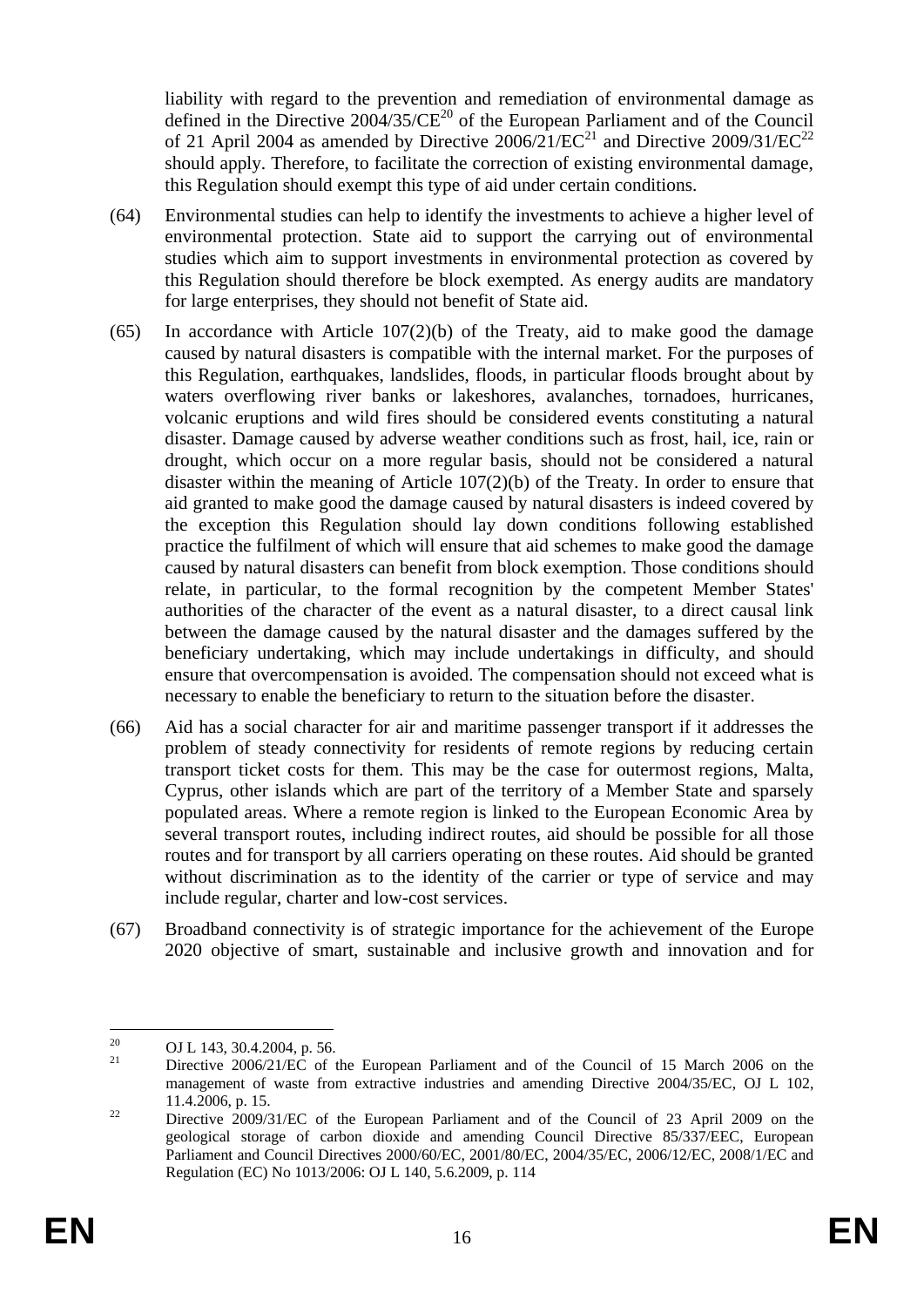liability with regard to the prevention and remediation of environmental damage as defined in the Directive 2004/35/CE[20] of the European Parliament and of the Council of 21 April 2004 as amended by Directive 2006/21/EC[21] and Directive 2009/31/EC[22] should apply. Therefore, to facilitate the correction of existing environmental damage, this Regulation should exempt this type of aid under certain conditions.

(64) Environmental studies can help to identify the investments to achieve a higher level of environmental protection. State aid to support the carrying out of environmental studies which aim to support investments in environmental protection as covered by this Regulation should therefore be block exempted. As energy audits are mandatory for large enterprises, they should not benefit of State aid.

(65) In accordance with Article 107(2)(b) of the Treaty, aid to make good the damage caused by natural disasters is compatible with the internal market. For the purposes of this Regulation, earthquakes, landslides, floods, in particular floods brought about by waters overflowing river banks or lakeshores, avalanches, tornadoes, hurricanes, volcanic eruptions and wild fires should be considered events constituting a natural disaster. Damage caused by adverse weather conditions such as frost, hail, ice, rain or drought, which occur on a more regular basis, should not be considered a natural disaster within the meaning of Article 107(2)(b) of the Treaty. In order to ensure that aid granted to make good the damage caused by natural disasters is indeed covered by the exception this Regulation should lay down conditions following established practice the fulfilment of which will ensure that aid schemes to make good the damage caused by natural disasters can benefit from block exemption. Those conditions should relate, in particular, to the formal recognition by the competent Member States' authorities of the character of the event as a natural disaster, to a direct causal link between the damage caused by the natural disaster and the damages suffered by the beneficiary undertaking, which may include undertakings in difficulty, and should ensure that overcompensation is avoided. The compensation should not exceed what is necessary to enable the beneficiary to return to the situation before the disaster.

(66) Aid has a social character for air and maritime passenger transport if it addresses the problem of steady connectivity for residents of remote regions by reducing certain transport ticket costs for them. This may be the case for outermost regions, Malta, Cyprus, other islands which are part of the territory of a Member State and sparsely populated areas. Where a remote region is linked to the European Economic Area by several transport routes, including indirect routes, aid should be possible for all those routes and for transport by all carriers operating on these routes. Aid should be granted without discrimination as to the identity of the carrier or type of service and may include regular, charter and low-cost services.

(67) Broadband connectivity is of strategic importance for the achievement of the Europe 2020 objective of smart, sustainable and inclusive growth and innovation and for

---

[20] OJ L 143, 30.4.2004, p. 56.

[21] Directive 2006/21/EC of the European Parliament and of the Council of 15 March 2006 on the management of waste from extractive industries and amending Directive 2004/35/EC, OJ L 102, 11.4.2006, p. 15.

[22] Directive 2009/31/EC of the European Parliament and of the Council of 23 April 2009 on the geological storage of carbon dioxide and amending Council Directive 85/337/EEC, European Parliament and Council Directives 2000/60/EC, 2001/80/EC, 2004/35/EC, 2006/12/EC, 2008/1/EC and Regulation (EC) No 1013/2006: OJ L 140, 5.6.2009, p. 114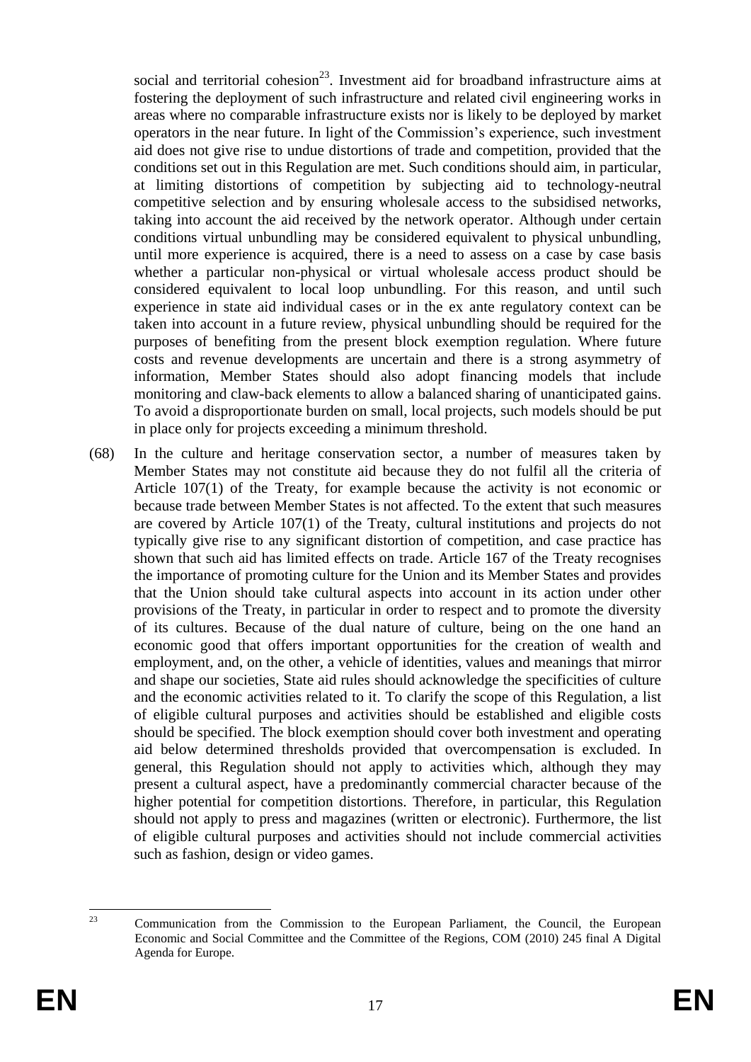social and territorial cohesion[23]. Investment aid for broadband infrastructure aims at fostering the deployment of such infrastructure and related civil engineering works in areas where no comparable infrastructure exists nor is likely to be deployed by market operators in the near future. In light of the Commission's experience, such investment aid does not give rise to undue distortions of trade and competition, provided that the conditions set out in this Regulation are met. Such conditions should aim, in particular, at limiting distortions of competition by subjecting aid to technology-neutral competitive selection and by ensuring wholesale access to the subsidised networks, taking into account the aid received by the network operator. Although under certain conditions virtual unbundling may be considered equivalent to physical unbundling, until more experience is acquired, there is a need to assess on a case by case basis whether a particular non-physical or virtual wholesale access product should be considered equivalent to local loop unbundling. For this reason, and until such experience in state aid individual cases or in the ex ante regulatory context can be taken into account in a future review, physical unbundling should be required for the purposes of benefiting from the present block exemption regulation. Where future costs and revenue developments are uncertain and there is a strong asymmetry of information, Member States should also adopt financing models that include monitoring and claw-back elements to allow a balanced sharing of unanticipated gains. To avoid a disproportionate burden on small, local projects, such models should be put in place only for projects exceeding a minimum threshold.

(68) In the culture and heritage conservation sector, a number of measures taken by Member States may not constitute aid because they do not fulfil all the criteria of Article 107(1) of the Treaty, for example because the activity is not economic or because trade between Member States is not affected. To the extent that such measures are covered by Article 107(1) of the Treaty, cultural institutions and projects do not typically give rise to any significant distortion of competition, and case practice has shown that such aid has limited effects on trade. Article 167 of the Treaty recognises the importance of promoting culture for the Union and its Member States and provides that the Union should take cultural aspects into account in its action under other provisions of the Treaty, in particular in order to respect and to promote the diversity of its cultures. Because of the dual nature of culture, being on the one hand an economic good that offers important opportunities for the creation of wealth and employment, and, on the other, a vehicle of identities, values and meanings that mirror and shape our societies, State aid rules should acknowledge the specificities of culture and the economic activities related to it. To clarify the scope of this Regulation, a list of eligible cultural purposes and activities should be established and eligible costs should be specified. The block exemption should cover both investment and operating aid below determined thresholds provided that overcompensation is excluded. In general, this Regulation should not apply to activities which, although they may present a cultural aspect, have a predominantly commercial character because of the higher potential for competition distortions. Therefore, in particular, this Regulation should not apply to press and magazines (written or electronic). Furthermore, the list of eligible cultural purposes and activities should not include commercial activities such as fashion, design or video games.

---

[23] Communication from the Commission to the European Parliament, the Council, the European Economic and Social Committee and the Committee of the Regions, COM (2010) 245 final A Digital Agenda for Europe.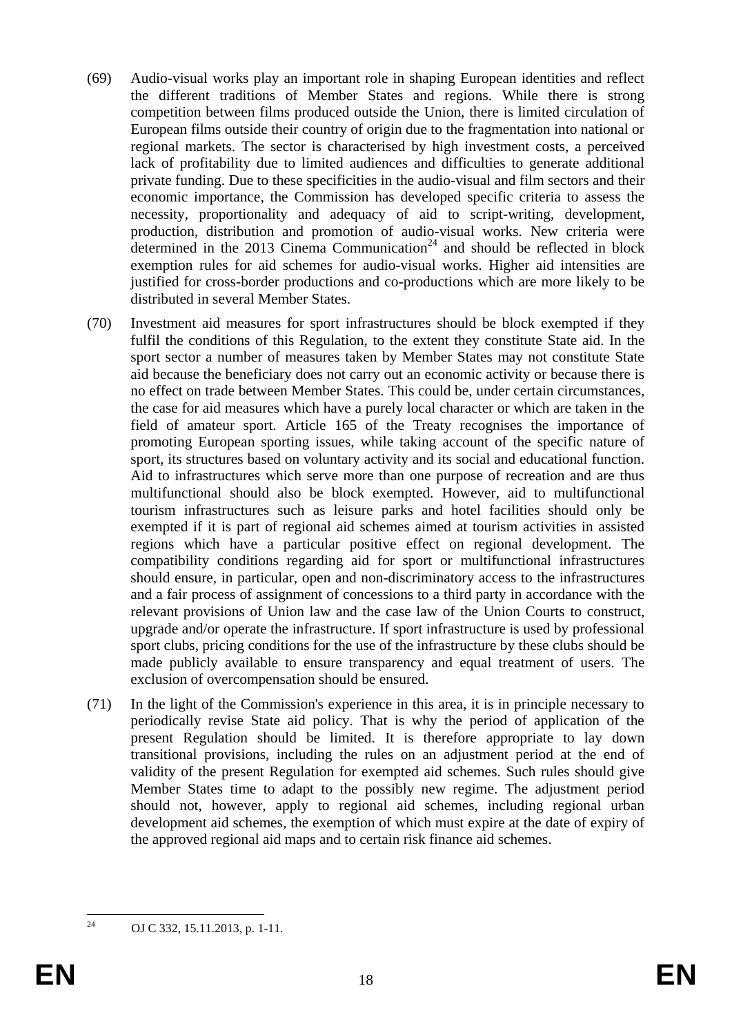(69) Audio-visual works play an important role in shaping European identities and reflect the different traditions of Member States and regions. While there is strong competition between films produced outside the Union, there is limited circulation of European films outside their country of origin due to the fragmentation into national or regional markets. The sector is characterised by high investment costs, a perceived lack of profitability due to limited audiences and difficulties to generate additional private funding. Due to these specificities in the audio-visual and film sectors and their economic importance, the Commission has developed specific criteria to assess the necessity, proportionality and adequacy of aid to script-writing, development, production, distribution and promotion of audio-visual works. New criteria were determined in the 2013 Cinema Communication[24] and should be reflected in block exemption rules for aid schemes for audio-visual works. Higher aid intensities are justified for cross-border productions and co-productions which are more likely to be distributed in several Member States.

(70) Investment aid measures for sport infrastructures should be block exempted if they fulfil the conditions of this Regulation, to the extent they constitute State aid. In the sport sector a number of measures taken by Member States may not constitute State aid because the beneficiary does not carry out an economic activity or because there is no effect on trade between Member States. This could be, under certain circumstances, the case for aid measures which have a purely local character or which are taken in the field of amateur sport. Article 165 of the Treaty recognises the importance of promoting European sporting issues, while taking account of the specific nature of sport, its structures based on voluntary activity and its social and educational function. Aid to infrastructures which serve more than one purpose of recreation and are thus multifunctional should also be block exempted. However, aid to multifunctional tourism infrastructures such as leisure parks and hotel facilities should only be exempted if it is part of regional aid schemes aimed at tourism activities in assisted regions which have a particular positive effect on regional development. The compatibility conditions regarding aid for sport or multifunctional infrastructures should ensure, in particular, open and non-discriminatory access to the infrastructures and a fair process of assignment of concessions to a third party in accordance with the relevant provisions of Union law and the case law of the Union Courts to construct, upgrade and/or operate the infrastructure. If sport infrastructure is used by professional sport clubs, pricing conditions for the use of the infrastructure by these clubs should be made publicly available to ensure transparency and equal treatment of users. The exclusion of overcompensation should be ensured.

(71) In the light of the Commission's experience in this area, it is in principle necessary to periodically revise State aid policy. That is why the period of application of the present Regulation should be limited. It is therefore appropriate to lay down transitional provisions, including the rules on an adjustment period at the end of validity of the present Regulation for exempted aid schemes. Such rules should give Member States time to adapt to the possibly new regime. The adjustment period should not, however, apply to regional aid schemes, including regional urban development aid schemes, the exemption of which must expire at the date of expiry of the approved regional aid maps and to certain risk finance aid schemes.

---

[24] OJ C 332, 15.11.2013, p. 1-11.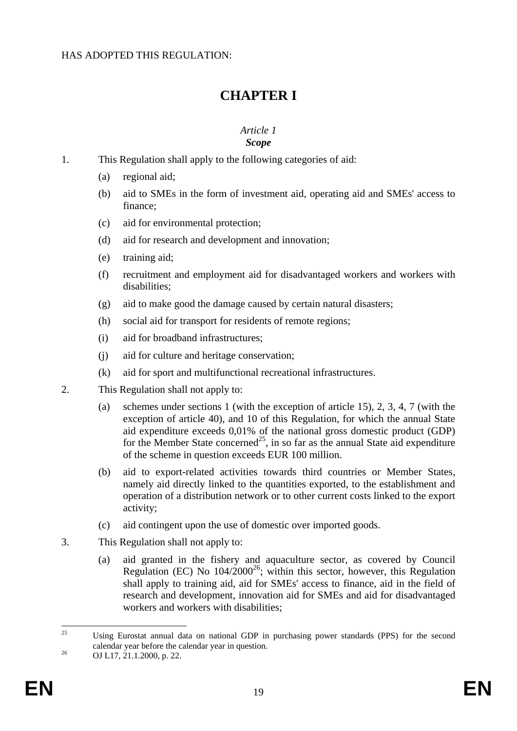HAS ADOPTED THIS REGULATION:

# CHAPTER I

*Article 1*

***Scope***

1. This Regulation shall apply to the following categories of aid:

   (a) regional aid;

   (b) aid to SMEs in the form of investment aid, operating aid and SMEs' access to finance;

   (c) aid for environmental protection;

   (d) aid for research and development and innovation;

   (e) training aid;

   (f) recruitment and employment aid for disadvantaged workers and workers with disabilities;

   (g) aid to make good the damage caused by certain natural disasters;

   (h) social aid for transport for residents of remote regions;

   (i) aid for broadband infrastructures;

   (j) aid for culture and heritage conservation;

   (k) aid for sport and multifunctional recreational infrastructures.

2. This Regulation shall not apply to:

   (a) schemes under sections 1 (with the exception of article 15), 2, 3, 4, 7 (with the exception of article 40), and 10 of this Regulation, for which the annual State aid expenditure exceeds 0,01% of the national gross domestic product (GDP) for the Member State concerned[25], in so far as the annual State aid expenditure of the scheme in question exceeds EUR 100 million.

   (b) aid to export-related activities towards third countries or Member States, namely aid directly linked to the quantities exported, to the establishment and operation of a distribution network or to other current costs linked to the export activity;

   (c) aid contingent upon the use of domestic over imported goods.

3. This Regulation shall not apply to:

   (a) aid granted in the fishery and aquaculture sector, as covered by Council Regulation (EC) No 104/2000[26]; within this sector, however, this Regulation shall apply to training aid, aid for SMEs' access to finance, aid in the field of research and development, innovation aid for SMEs and aid for disadvantaged workers and workers with disabilities;

---

[25] Using Eurostat annual data on national GDP in purchasing power standards (PPS) for the second calendar year before the calendar year in question.

[26] OJ L17, 21.1.2000, p. 22.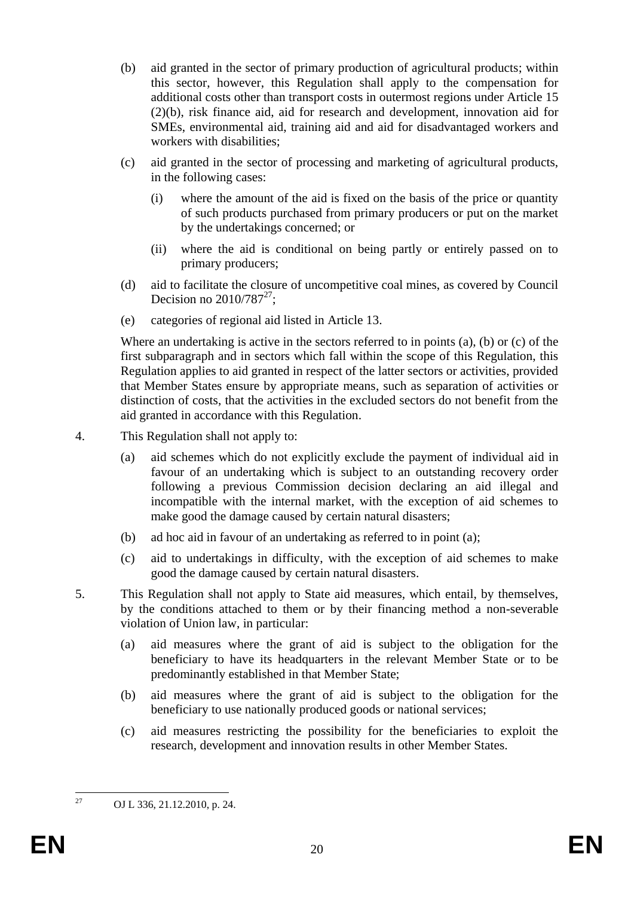(b) aid granted in the sector of primary production of agricultural products; within this sector, however, this Regulation shall apply to the compensation for additional costs other than transport costs in outermost regions under Article 15 (2)(b), risk finance aid, aid for research and development, innovation aid for SMEs, environmental aid, training aid and aid for disadvantaged workers and workers with disabilities;

(c) aid granted in the sector of processing and marketing of agricultural products, in the following cases:

  (i) where the amount of the aid is fixed on the basis of the price or quantity of such products purchased from primary producers or put on the market by the undertakings concerned; or

  (ii) where the aid is conditional on being partly or entirely passed on to primary producers;

(d) aid to facilitate the closure of uncompetitive coal mines, as covered by Council Decision no 2010/787[27];

(e) categories of regional aid listed in Article 13.

Where an undertaking is active in the sectors referred to in points (a), (b) or (c) of the first subparagraph and in sectors which fall within the scope of this Regulation, this Regulation applies to aid granted in respect of the latter sectors or activities, provided that Member States ensure by appropriate means, such as separation of activities or distinction of costs, that the activities in the excluded sectors do not benefit from the aid granted in accordance with this Regulation.

4. This Regulation shall not apply to:

(a) aid schemes which do not explicitly exclude the payment of individual aid in favour of an undertaking which is subject to an outstanding recovery order following a previous Commission decision declaring an aid illegal and incompatible with the internal market, with the exception of aid schemes to make good the damage caused by certain natural disasters;

(b) ad hoc aid in favour of an undertaking as referred to in point (a);

(c) aid to undertakings in difficulty, with the exception of aid schemes to make good the damage caused by certain natural disasters.

5. This Regulation shall not apply to State aid measures, which entail, by themselves, by the conditions attached to them or by their financing method a non-severable violation of Union law, in particular:

(a) aid measures where the grant of aid is subject to the obligation for the beneficiary to have its headquarters in the relevant Member State or to be predominantly established in that Member State;

(b) aid measures where the grant of aid is subject to the obligation for the beneficiary to use nationally produced goods or national services;

(c) aid measures restricting the possibility for the beneficiaries to exploit the research, development and innovation results in other Member States.

---

[27] OJ L 336, 21.12.2010, p. 24.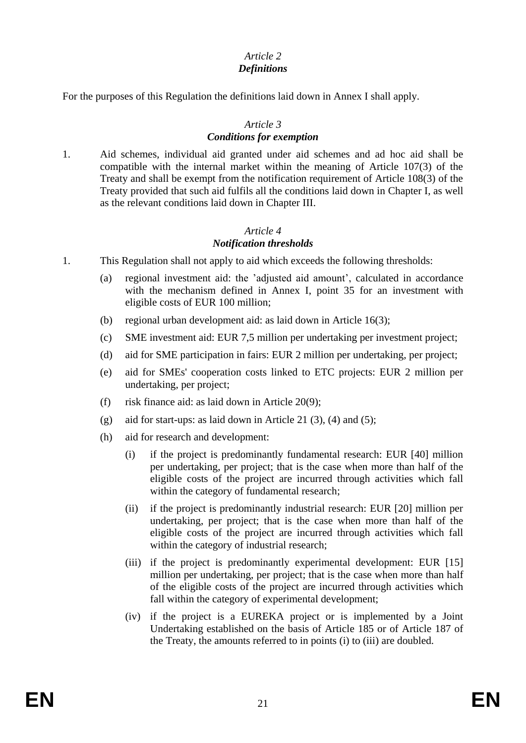*Article 2*
***Definitions***

For the purposes of this Regulation the definitions laid down in Annex I shall apply.

*Article 3*
***Conditions for exemption***

1. Aid schemes, individual aid granted under aid schemes and ad hoc aid shall be compatible with the internal market within the meaning of Article 107(3) of the Treaty and shall be exempt from the notification requirement of Article 108(3) of the Treaty provided that such aid fulfils all the conditions laid down in Chapter I, as well as the relevant conditions laid down in Chapter III.

*Article 4*
***Notification thresholds***

1. This Regulation shall not apply to aid which exceeds the following thresholds:

   (a) regional investment aid: the 'adjusted aid amount', calculated in accordance with the mechanism defined in Annex I, point 35 for an investment with eligible costs of EUR 100 million;

   (b) regional urban development aid: as laid down in Article 16(3);

   (c) SME investment aid: EUR 7,5 million per undertaking per investment project;

   (d) aid for SME participation in fairs: EUR 2 million per undertaking, per project;

   (e) aid for SMEs' cooperation costs linked to ETC projects: EUR 2 million per undertaking, per project;

   (f) risk finance aid: as laid down in Article 20(9);

   (g) aid for start-ups: as laid down in Article 21 (3), (4) and (5);

   (h) aid for research and development:

      (i) if the project is predominantly fundamental research: EUR [40] million per undertaking, per project; that is the case when more than half of the eligible costs of the project are incurred through activities which fall within the category of fundamental research;

      (ii) if the project is predominantly industrial research: EUR [20] million per undertaking, per project; that is the case when more than half of the eligible costs of the project are incurred through activities which fall within the category of industrial research;

      (iii) if the project is predominantly experimental development: EUR [15] million per undertaking, per project; that is the case when more than half of the eligible costs of the project are incurred through activities which fall within the category of experimental development;

      (iv) if the project is a EUREKA project or is implemented by a Joint Undertaking established on the basis of Article 185 or of Article 187 of the Treaty, the amounts referred to in points (i) to (iii) are doubled.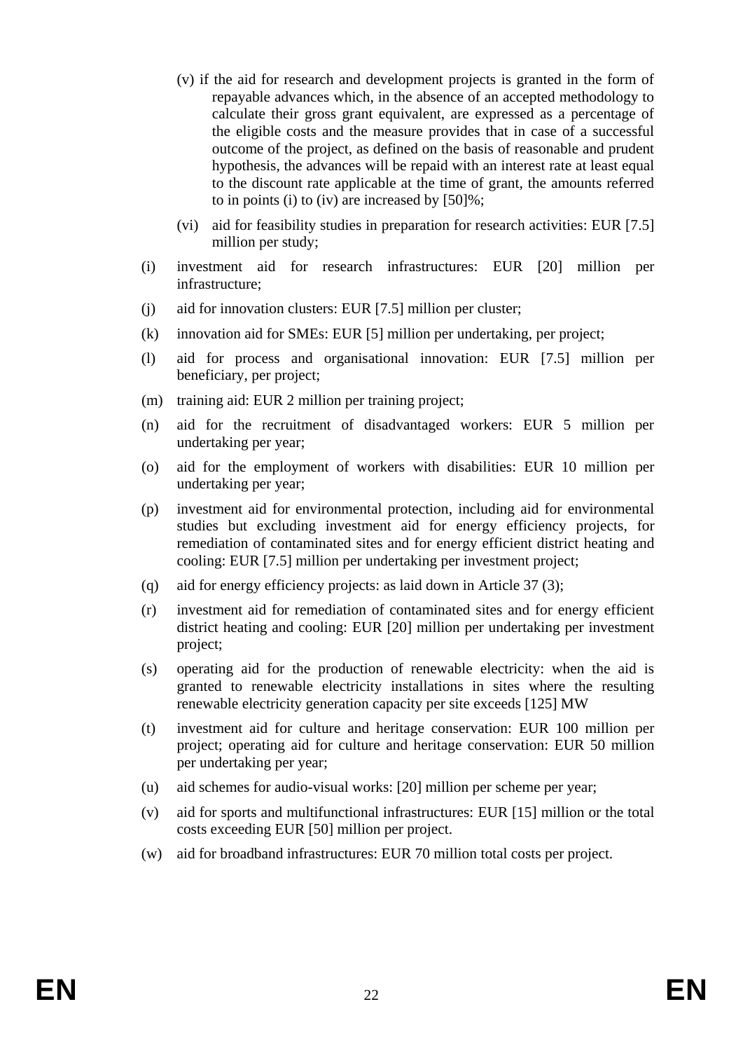(v) if the aid for research and development projects is granted in the form of repayable advances which, in the absence of an accepted methodology to calculate their gross grant equivalent, are expressed as a percentage of the eligible costs and the measure provides that in case of a successful outcome of the project, as defined on the basis of reasonable and prudent hypothesis, the advances will be repaid with an interest rate at least equal to the discount rate applicable at the time of grant, the amounts referred to in points (i) to (iv) are increased by [50]%;

(vi) aid for feasibility studies in preparation for research activities: EUR [7.5] million per study;

(i) investment aid for research infrastructures: EUR [20] million per infrastructure;

(j) aid for innovation clusters: EUR [7.5] million per cluster;

(k) innovation aid for SMEs: EUR [5] million per undertaking, per project;

(l) aid for process and organisational innovation: EUR [7.5] million per beneficiary, per project;

(m) training aid: EUR 2 million per training project;

(n) aid for the recruitment of disadvantaged workers: EUR 5 million per undertaking per year;

(o) aid for the employment of workers with disabilities: EUR 10 million per undertaking per year;

(p) investment aid for environmental protection, including aid for environmental studies but excluding investment aid for energy efficiency projects, for remediation of contaminated sites and for energy efficient district heating and cooling: EUR [7.5] million per undertaking per investment project;

(q) aid for energy efficiency projects: as laid down in Article 37 (3);

(r) investment aid for remediation of contaminated sites and for energy efficient district heating and cooling: EUR [20] million per undertaking per investment project;

(s) operating aid for the production of renewable electricity: when the aid is granted to renewable electricity installations in sites where the resulting renewable electricity generation capacity per site exceeds [125] MW

(t) investment aid for culture and heritage conservation: EUR 100 million per project; operating aid for culture and heritage conservation: EUR 50 million per undertaking per year;

(u) aid schemes for audio-visual works: [20] million per scheme per year;

(v) aid for sports and multifunctional infrastructures: EUR [15] million or the total costs exceeding EUR [50] million per project.

(w) aid for broadband infrastructures: EUR 70 million total costs per project.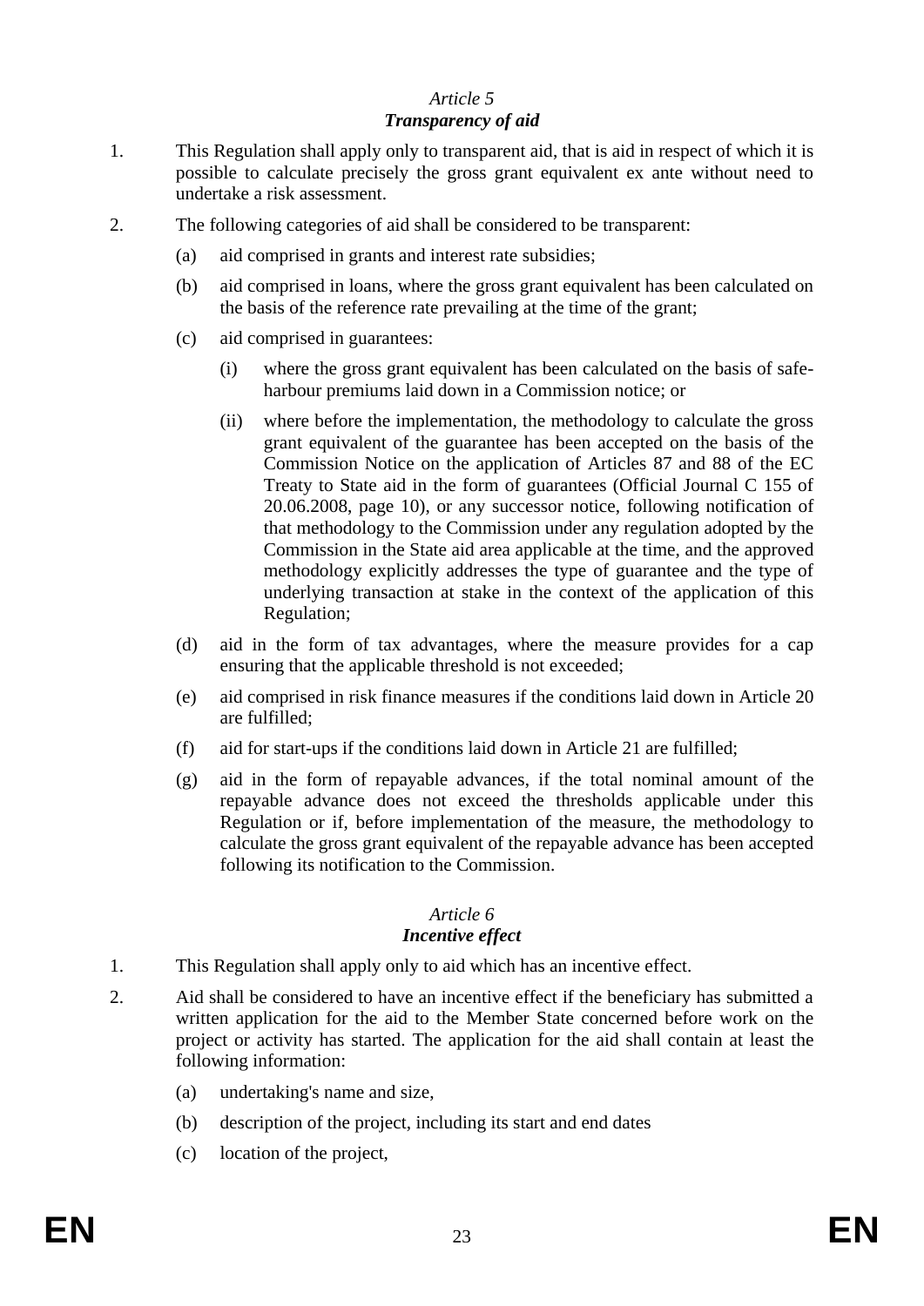*Article 5*
***Transparency of aid***

1. This Regulation shall apply only to transparent aid, that is aid in respect of which it is possible to calculate precisely the gross grant equivalent ex ante without need to undertake a risk assessment.

2. The following categories of aid shall be considered to be transparent:

   (a) aid comprised in grants and interest rate subsidies;

   (b) aid comprised in loans, where the gross grant equivalent has been calculated on the basis of the reference rate prevailing at the time of the grant;

   (c) aid comprised in guarantees:

      (i) where the gross grant equivalent has been calculated on the basis of safe-harbour premiums laid down in a Commission notice; or

      (ii) where before the implementation, the methodology to calculate the gross grant equivalent of the guarantee has been accepted on the basis of the Commission Notice on the application of Articles 87 and 88 of the EC Treaty to State aid in the form of guarantees (Official Journal C 155 of 20.06.2008, page 10), or any successor notice, following notification of that methodology to the Commission under any regulation adopted by the Commission in the State aid area applicable at the time, and the approved methodology explicitly addresses the type of guarantee and the type of underlying transaction at stake in the context of the application of this Regulation;

   (d) aid in the form of tax advantages, where the measure provides for a cap ensuring that the applicable threshold is not exceeded;

   (e) aid comprised in risk finance measures if the conditions laid down in Article 20 are fulfilled;

   (f) aid for start-ups if the conditions laid down in Article 21 are fulfilled;

   (g) aid in the form of repayable advances, if the total nominal amount of the repayable advance does not exceed the thresholds applicable under this Regulation or if, before implementation of the measure, the methodology to calculate the gross grant equivalent of the repayable advance has been accepted following its notification to the Commission.

*Article 6*
***Incentive effect***

1. This Regulation shall apply only to aid which has an incentive effect.

2. Aid shall be considered to have an incentive effect if the beneficiary has submitted a written application for the aid to the Member State concerned before work on the project or activity has started. The application for the aid shall contain at least the following information:

   (a) undertaking's name and size,

   (b) description of the project, including its start and end dates

   (c) location of the project,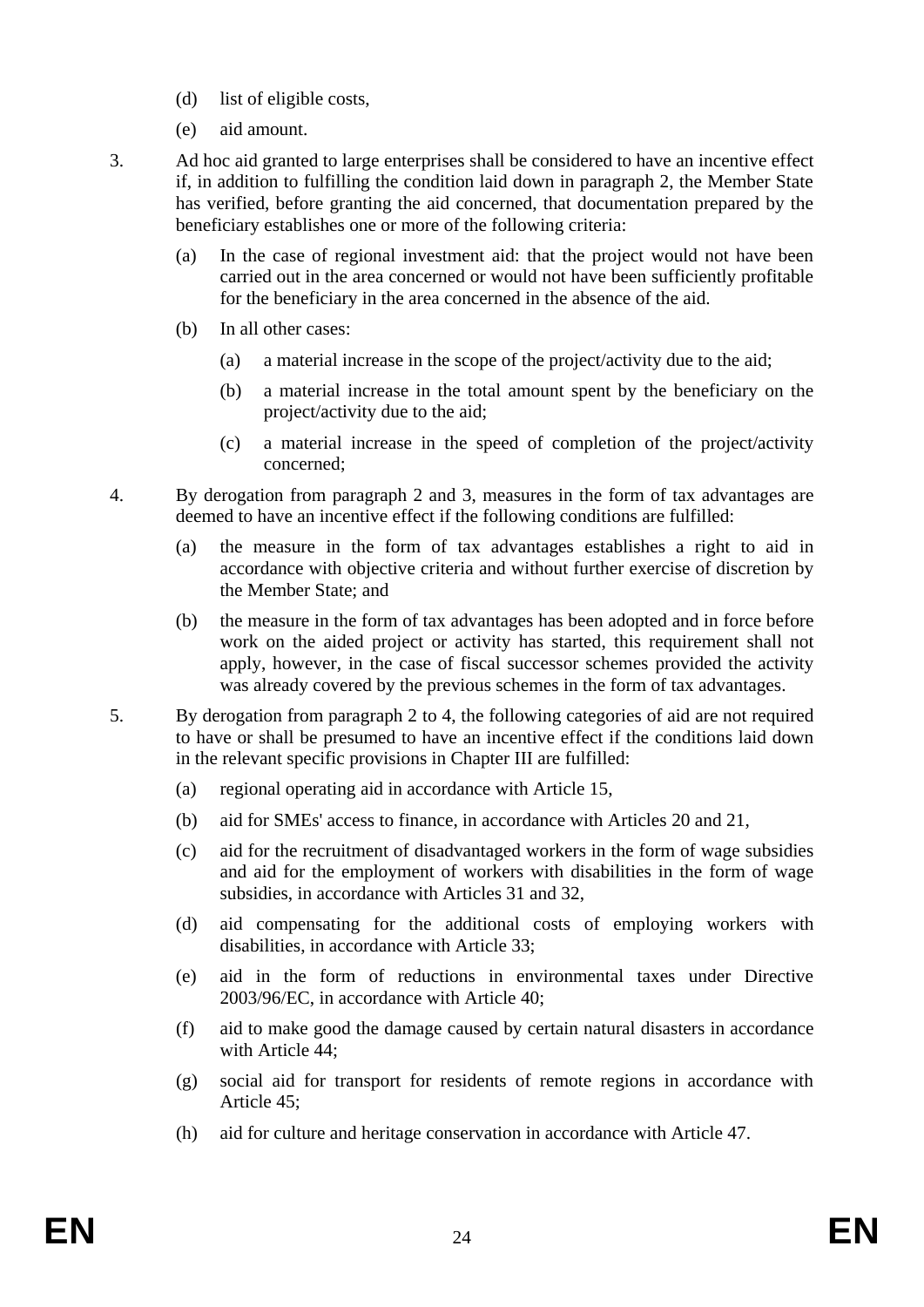(d) list of eligible costs,

(e) aid amount.

3. Ad hoc aid granted to large enterprises shall be considered to have an incentive effect if, in addition to fulfilling the condition laid down in paragraph 2, the Member State has verified, before granting the aid concerned, that documentation prepared by the beneficiary establishes one or more of the following criteria:

   (a) In the case of regional investment aid: that the project would not have been carried out in the area concerned or would not have been sufficiently profitable for the beneficiary in the area concerned in the absence of the aid.

   (b) In all other cases:

      (a) a material increase in the scope of the project/activity due to the aid;

      (b) a material increase in the total amount spent by the beneficiary on the project/activity due to the aid;

      (c) a material increase in the speed of completion of the project/activity concerned;

4. By derogation from paragraph 2 and 3, measures in the form of tax advantages are deemed to have an incentive effect if the following conditions are fulfilled:

   (a) the measure in the form of tax advantages establishes a right to aid in accordance with objective criteria and without further exercise of discretion by the Member State; and

   (b) the measure in the form of tax advantages has been adopted and in force before work on the aided project or activity has started, this requirement shall not apply, however, in the case of fiscal successor schemes provided the activity was already covered by the previous schemes in the form of tax advantages.

5. By derogation from paragraph 2 to 4, the following categories of aid are not required to have or shall be presumed to have an incentive effect if the conditions laid down in the relevant specific provisions in Chapter III are fulfilled:

   (a) regional operating aid in accordance with Article 15,

   (b) aid for SMEs' access to finance, in accordance with Articles 20 and 21,

   (c) aid for the recruitment of disadvantaged workers in the form of wage subsidies and aid for the employment of workers with disabilities in the form of wage subsidies, in accordance with Articles 31 and 32,

   (d) aid compensating for the additional costs of employing workers with disabilities, in accordance with Article 33;

   (e) aid in the form of reductions in environmental taxes under Directive 2003/96/EC, in accordance with Article 40;

   (f) aid to make good the damage caused by certain natural disasters in accordance with Article 44;

   (g) social aid for transport for residents of remote regions in accordance with Article 45;

   (h) aid for culture and heritage conservation in accordance with Article 47.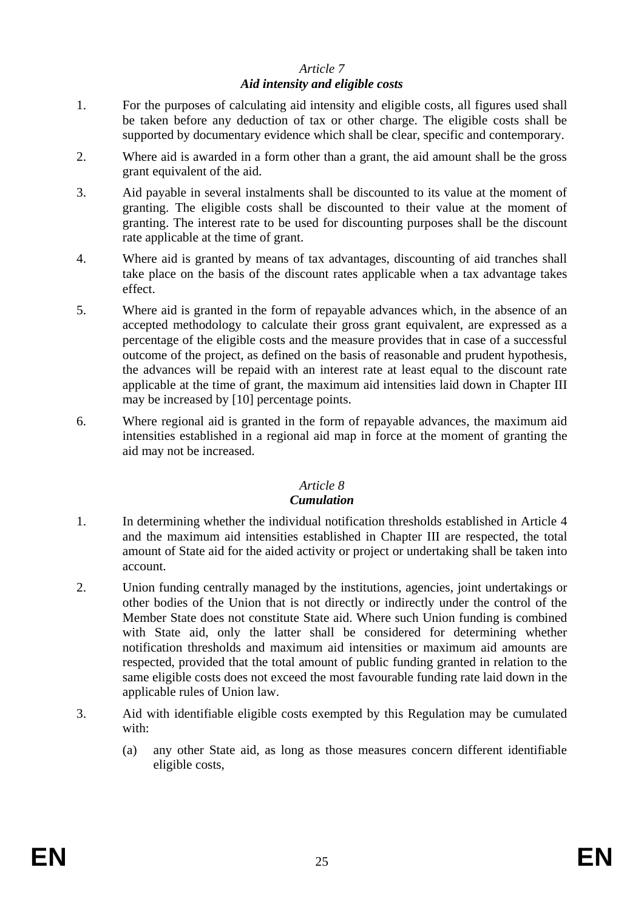### *Article 7*
### ***Aid intensity and eligible costs***

1. For the purposes of calculating aid intensity and eligible costs, all figures used shall be taken before any deduction of tax or other charge. The eligible costs shall be supported by documentary evidence which shall be clear, specific and contemporary.

2. Where aid is awarded in a form other than a grant, the aid amount shall be the gross grant equivalent of the aid.

3. Aid payable in several instalments shall be discounted to its value at the moment of granting. The eligible costs shall be discounted to their value at the moment of granting. The interest rate to be used for discounting purposes shall be the discount rate applicable at the time of grant.

4. Where aid is granted by means of tax advantages, discounting of aid tranches shall take place on the basis of the discount rates applicable when a tax advantage takes effect.

5. Where aid is granted in the form of repayable advances which, in the absence of an accepted methodology to calculate their gross grant equivalent, are expressed as a percentage of the eligible costs and the measure provides that in case of a successful outcome of the project, as defined on the basis of reasonable and prudent hypothesis, the advances will be repaid with an interest rate at least equal to the discount rate applicable at the time of grant, the maximum aid intensities laid down in Chapter III may be increased by [10] percentage points.

6. Where regional aid is granted in the form of repayable advances, the maximum aid intensities established in a regional aid map in force at the moment of granting the aid may not be increased.

### *Article 8*
### ***Cumulation***

1. In determining whether the individual notification thresholds established in Article 4 and the maximum aid intensities established in Chapter III are respected, the total amount of State aid for the aided activity or project or undertaking shall be taken into account.

2. Union funding centrally managed by the institutions, agencies, joint undertakings or other bodies of the Union that is not directly or indirectly under the control of the Member State does not constitute State aid. Where such Union funding is combined with State aid, only the latter shall be considered for determining whether notification thresholds and maximum aid intensities or maximum aid amounts are respected, provided that the total amount of public funding granted in relation to the same eligible costs does not exceed the most favourable funding rate laid down in the applicable rules of Union law.

3. Aid with identifiable eligible costs exempted by this Regulation may be cumulated with:

   (a) any other State aid, as long as those measures concern different identifiable eligible costs,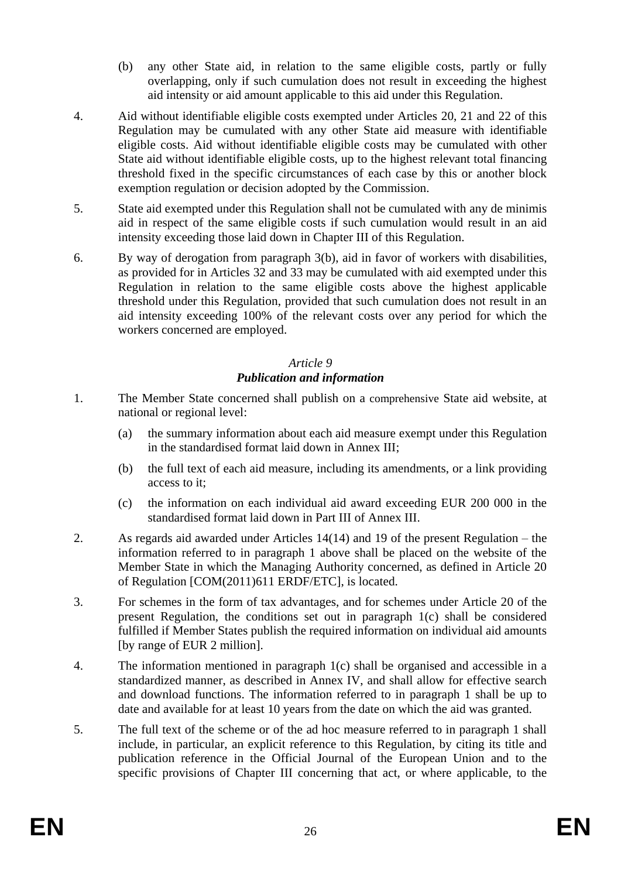(b) any other State aid, in relation to the same eligible costs, partly or fully overlapping, only if such cumulation does not result in exceeding the highest aid intensity or aid amount applicable to this aid under this Regulation.

4. Aid without identifiable eligible costs exempted under Articles 20, 21 and 22 of this Regulation may be cumulated with any other State aid measure with identifiable eligible costs. Aid without identifiable eligible costs may be cumulated with other State aid without identifiable eligible costs, up to the highest relevant total financing threshold fixed in the specific circumstances of each case by this or another block exemption regulation or decision adopted by the Commission.

5. State aid exempted under this Regulation shall not be cumulated with any de minimis aid in respect of the same eligible costs if such cumulation would result in an aid intensity exceeding those laid down in Chapter III of this Regulation.

6. By way of derogation from paragraph 3(b), aid in favor of workers with disabilities, as provided for in Articles 32 and 33 may be cumulated with aid exempted under this Regulation in relation to the same eligible costs above the highest applicable threshold under this Regulation, provided that such cumulation does not result in an aid intensity exceeding 100% of the relevant costs over any period for which the workers concerned are employed.

*Article 9*

***Publication and information***

1. The Member State concerned shall publish on a comprehensive State aid website, at national or regional level:

   (a) the summary information about each aid measure exempt under this Regulation in the standardised format laid down in Annex III;

   (b) the full text of each aid measure, including its amendments, or a link providing access to it;

   (c) the information on each individual aid award exceeding EUR 200 000 in the standardised format laid down in Part III of Annex III.

2. As regards aid awarded under Articles 14(14) and 19 of the present Regulation – the information referred to in paragraph 1 above shall be placed on the website of the Member State in which the Managing Authority concerned, as defined in Article 20 of Regulation [COM(2011)611 ERDF/ETC], is located.

3. For schemes in the form of tax advantages, and for schemes under Article 20 of the present Regulation, the conditions set out in paragraph 1(c) shall be considered fulfilled if Member States publish the required information on individual aid amounts [by range of EUR 2 million].

4. The information mentioned in paragraph 1(c) shall be organised and accessible in a standardized manner, as described in Annex IV, and shall allow for effective search and download functions. The information referred to in paragraph 1 shall be up to date and available for at least 10 years from the date on which the aid was granted.

5. The full text of the scheme or of the ad hoc measure referred to in paragraph 1 shall include, in particular, an explicit reference to this Regulation, by citing its title and publication reference in the Official Journal of the European Union and to the specific provisions of Chapter III concerning that act, or where applicable, to the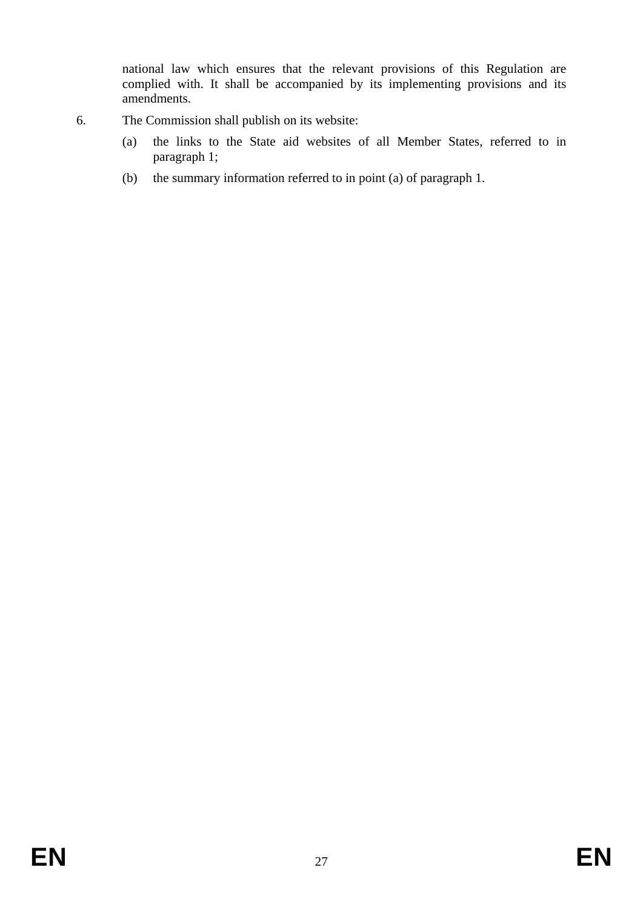national law which ensures that the relevant provisions of this Regulation are complied with. It shall be accompanied by its implementing provisions and its amendments.

6. The Commission shall publish on its website:

   (a) the links to the State aid websites of all Member States, referred to in paragraph 1;

   (b) the summary information referred to in point (a) of paragraph 1.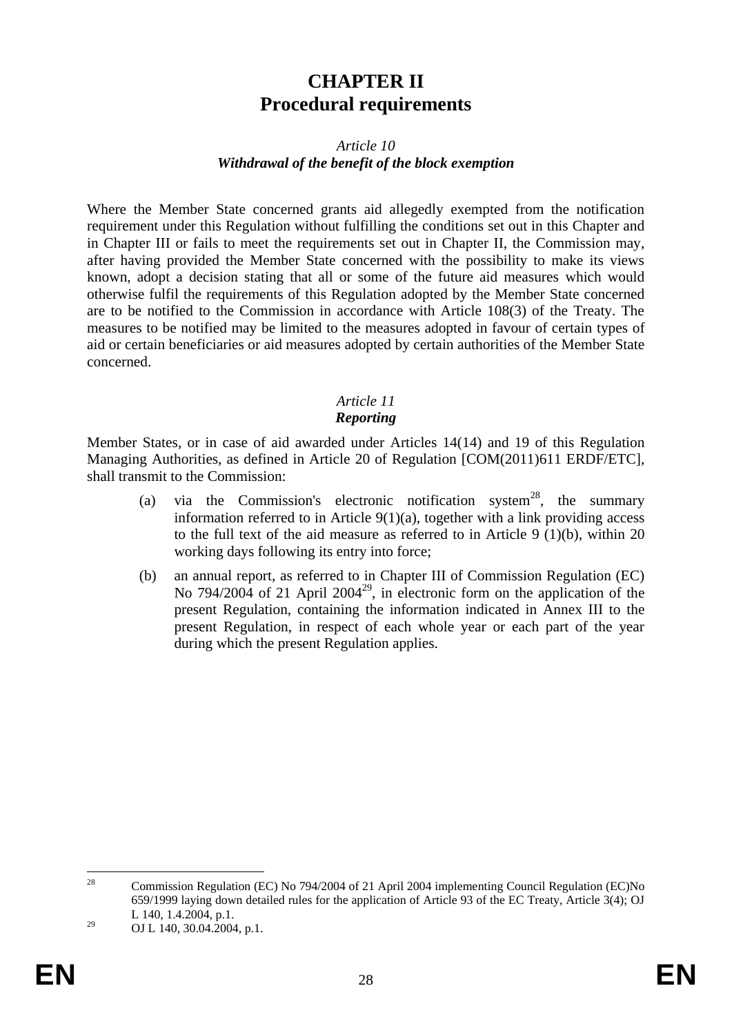# CHAPTER II
# Procedural requirements

*Article 10*
***Withdrawal of the benefit of the block exemption***

Where the Member State concerned grants aid allegedly exempted from the notification requirement under this Regulation without fulfilling the conditions set out in this Chapter and in Chapter III or fails to meet the requirements set out in Chapter II, the Commission may, after having provided the Member State concerned with the possibility to make its views known, adopt a decision stating that all or some of the future aid measures which would otherwise fulfil the requirements of this Regulation adopted by the Member State concerned are to be notified to the Commission in accordance with Article 108(3) of the Treaty. The measures to be notified may be limited to the measures adopted in favour of certain types of aid or certain beneficiaries or aid measures adopted by certain authorities of the Member State concerned.

*Article 11*
***Reporting***

Member States, or in case of aid awarded under Articles 14(14) and 19 of this Regulation Managing Authorities, as defined in Article 20 of Regulation [COM(2011)611 ERDF/ETC], shall transmit to the Commission:

(a) via the Commission's electronic notification system[28], the summary information referred to in Article 9(1)(a), together with a link providing access to the full text of the aid measure as referred to in Article 9 (1)(b), within 20 working days following its entry into force;

(b) an annual report, as referred to in Chapter III of Commission Regulation (EC) No 794/2004 of 21 April 2004[29], in electronic form on the application of the present Regulation, containing the information indicated in Annex III to the present Regulation, in respect of each whole year or each part of the year during which the present Regulation applies.

---

[28] Commission Regulation (EC) No 794/2004 of 21 April 2004 implementing Council Regulation (EC)No 659/1999 laying down detailed rules for the application of Article 93 of the EC Treaty, Article 3(4); OJ L 140, 1.4.2004, p.1.

[29] OJ L 140, 30.04.2004, p.1.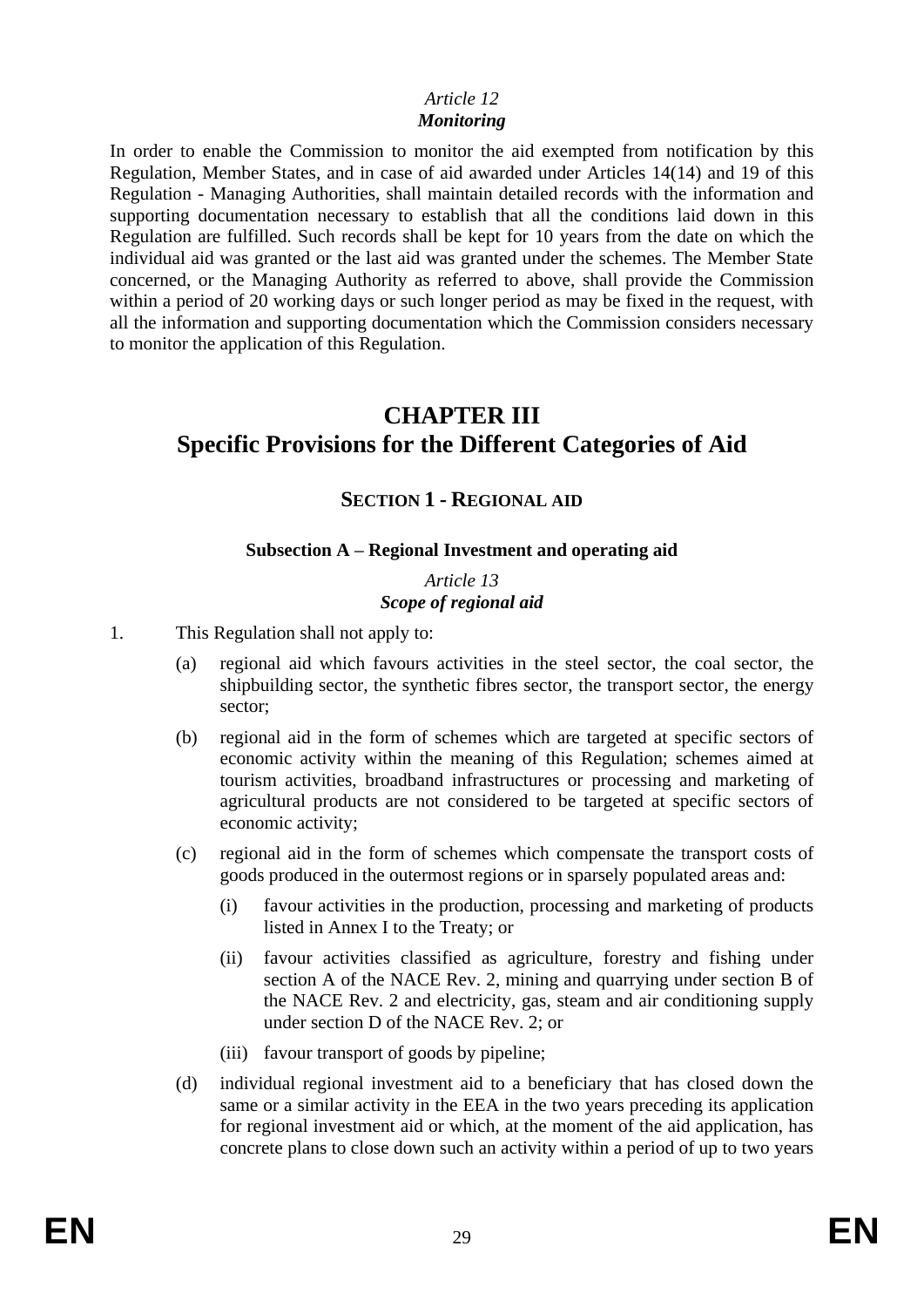*Article 12*
***Monitoring***

In order to enable the Commission to monitor the aid exempted from notification by this Regulation, Member States, and in case of aid awarded under Articles 14(14) and 19 of this Regulation - Managing Authorities, shall maintain detailed records with the information and supporting documentation necessary to establish that all the conditions laid down in this Regulation are fulfilled. Such records shall be kept for 10 years from the date on which the individual aid was granted or the last aid was granted under the schemes. The Member State concerned, or the Managing Authority as referred to above, shall provide the Commission within a period of 20 working days or such longer period as may be fixed in the request, with all the information and supporting documentation which the Commission considers necessary to monitor the application of this Regulation.

# CHAPTER III
# Specific Provisions for the Different Categories of Aid

## SECTION 1 - REGIONAL AID

### Subsection A – Regional Investment and operating aid

*Article 13*
***Scope of regional aid***

1. This Regulation shall not apply to:

   (a) regional aid which favours activities in the steel sector, the coal sector, the shipbuilding sector, the synthetic fibres sector, the transport sector, the energy sector;

   (b) regional aid in the form of schemes which are targeted at specific sectors of economic activity within the meaning of this Regulation; schemes aimed at tourism activities, broadband infrastructures or processing and marketing of agricultural products are not considered to be targeted at specific sectors of economic activity;

   (c) regional aid in the form of schemes which compensate the transport costs of goods produced in the outermost regions or in sparsely populated areas and:

      (i) favour activities in the production, processing and marketing of products listed in Annex I to the Treaty; or

      (ii) favour activities classified as agriculture, forestry and fishing under section A of the NACE Rev. 2, mining and quarrying under section B of the NACE Rev. 2 and electricity, gas, steam and air conditioning supply under section D of the NACE Rev. 2; or

      (iii) favour transport of goods by pipeline;

   (d) individual regional investment aid to a beneficiary that has closed down the same or a similar activity in the EEA in the two years preceding its application for regional investment aid or which, at the moment of the aid application, has concrete plans to close down such an activity within a period of up to two years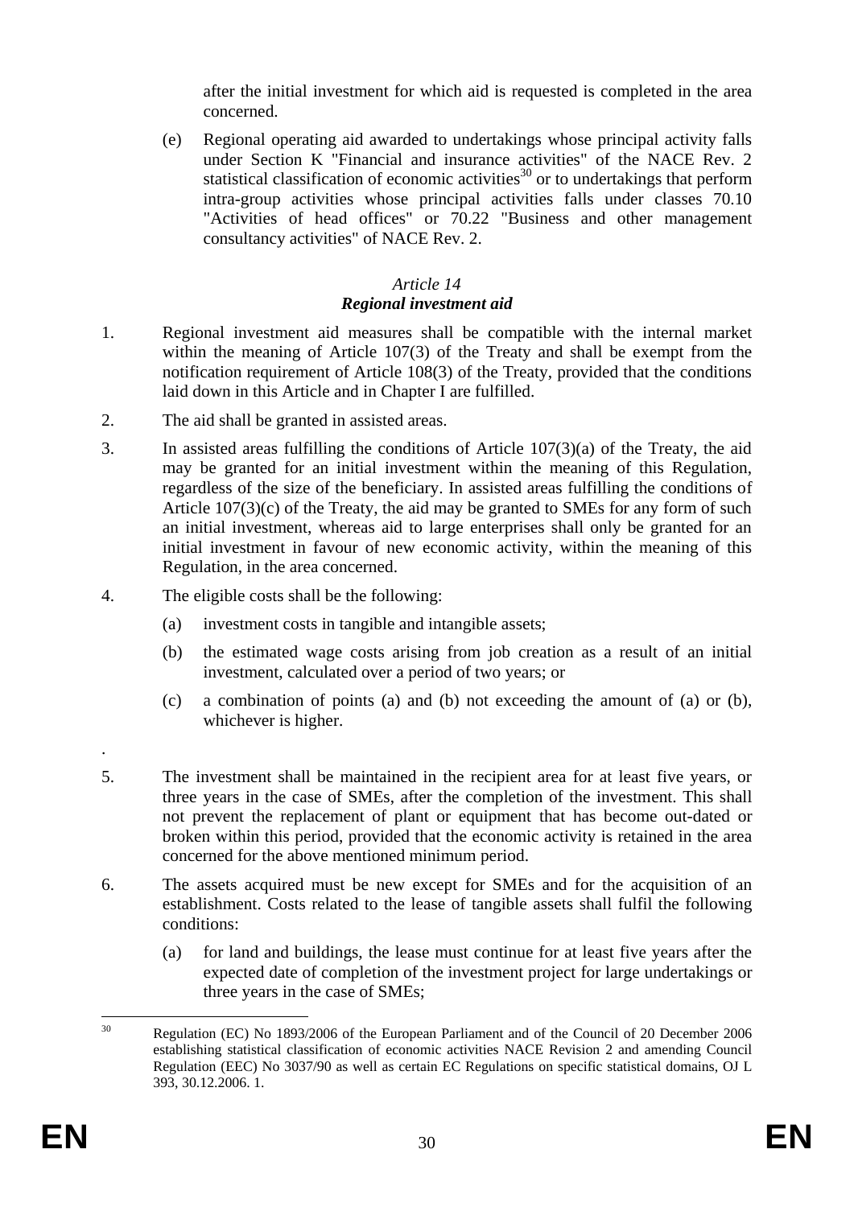after the initial investment for which aid is requested is completed in the area concerned.

(e) Regional operating aid awarded to undertakings whose principal activity falls under Section K "Financial and insurance activities" of the NACE Rev. 2 statistical classification of economic activities[30] or to undertakings that perform intra-group activities whose principal activities falls under classes 70.10 "Activities of head offices" or 70.22 "Business and other management consultancy activities" of NACE Rev. 2.

*Article 14*

***Regional investment aid***

1. Regional investment aid measures shall be compatible with the internal market within the meaning of Article 107(3) of the Treaty and shall be exempt from the notification requirement of Article 108(3) of the Treaty, provided that the conditions laid down in this Article and in Chapter I are fulfilled.

2. The aid shall be granted in assisted areas.

3. In assisted areas fulfilling the conditions of Article 107(3)(a) of the Treaty, the aid may be granted for an initial investment within the meaning of this Regulation, regardless of the size of the beneficiary. In assisted areas fulfilling the conditions of Article 107(3)(c) of the Treaty, the aid may be granted to SMEs for any form of such an initial investment, whereas aid to large enterprises shall only be granted for an initial investment in favour of new economic activity, within the meaning of this Regulation, in the area concerned.

4. The eligible costs shall be the following:

   (a) investment costs in tangible and intangible assets;

   (b) the estimated wage costs arising from job creation as a result of an initial investment, calculated over a period of two years; or

   (c) a combination of points (a) and (b) not exceeding the amount of (a) or (b), whichever is higher.

.

5. The investment shall be maintained in the recipient area for at least five years, or three years in the case of SMEs, after the completion of the investment. This shall not prevent the replacement of plant or equipment that has become out-dated or broken within this period, provided that the economic activity is retained in the area concerned for the above mentioned minimum period.

6. The assets acquired must be new except for SMEs and for the acquisition of an establishment. Costs related to the lease of tangible assets shall fulfil the following conditions:

   (a) for land and buildings, the lease must continue for at least five years after the expected date of completion of the investment project for large undertakings or three years in the case of SMEs;

[30] Regulation (EC) No 1893/2006 of the European Parliament and of the Council of 20 December 2006 establishing statistical classification of economic activities NACE Revision 2 and amending Council Regulation (EEC) No 3037/90 as well as certain EC Regulations on specific statistical domains, OJ L 393, 30.12.2006. 1.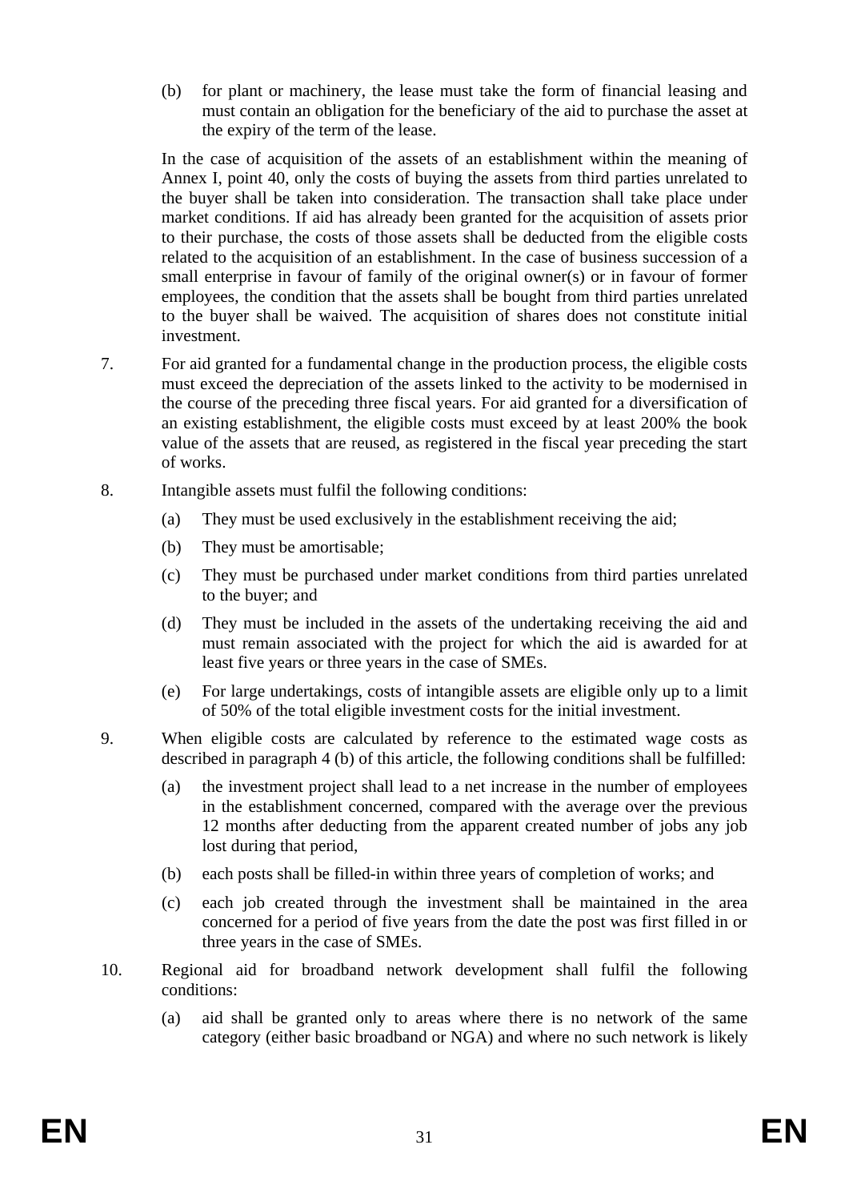(b) for plant or machinery, the lease must take the form of financial leasing and must contain an obligation for the beneficiary of the aid to purchase the asset at the expiry of the term of the lease.

In the case of acquisition of the assets of an establishment within the meaning of Annex I, point 40, only the costs of buying the assets from third parties unrelated to the buyer shall be taken into consideration. The transaction shall take place under market conditions. If aid has already been granted for the acquisition of assets prior to their purchase, the costs of those assets shall be deducted from the eligible costs related to the acquisition of an establishment. In the case of business succession of a small enterprise in favour of family of the original owner(s) or in favour of former employees, the condition that the assets shall be bought from third parties unrelated to the buyer shall be waived. The acquisition of shares does not constitute initial investment.

7. For aid granted for a fundamental change in the production process, the eligible costs must exceed the depreciation of the assets linked to the activity to be modernised in the course of the preceding three fiscal years. For aid granted for a diversification of an existing establishment, the eligible costs must exceed by at least 200% the book value of the assets that are reused, as registered in the fiscal year preceding the start of works.

8. Intangible assets must fulfil the following conditions:

   (a) They must be used exclusively in the establishment receiving the aid;

   (b) They must be amortisable;

   (c) They must be purchased under market conditions from third parties unrelated to the buyer; and

   (d) They must be included in the assets of the undertaking receiving the aid and must remain associated with the project for which the aid is awarded for at least five years or three years in the case of SMEs.

   (e) For large undertakings, costs of intangible assets are eligible only up to a limit of 50% of the total eligible investment costs for the initial investment.

9. When eligible costs are calculated by reference to the estimated wage costs as described in paragraph 4 (b) of this article, the following conditions shall be fulfilled:

   (a) the investment project shall lead to a net increase in the number of employees in the establishment concerned, compared with the average over the previous 12 months after deducting from the apparent created number of jobs any job lost during that period,

   (b) each posts shall be filled-in within three years of completion of works; and

   (c) each job created through the investment shall be maintained in the area concerned for a period of five years from the date the post was first filled in or three years in the case of SMEs.

10. Regional aid for broadband network development shall fulfil the following conditions:

   (a) aid shall be granted only to areas where there is no network of the same category (either basic broadband or NGA) and where no such network is likely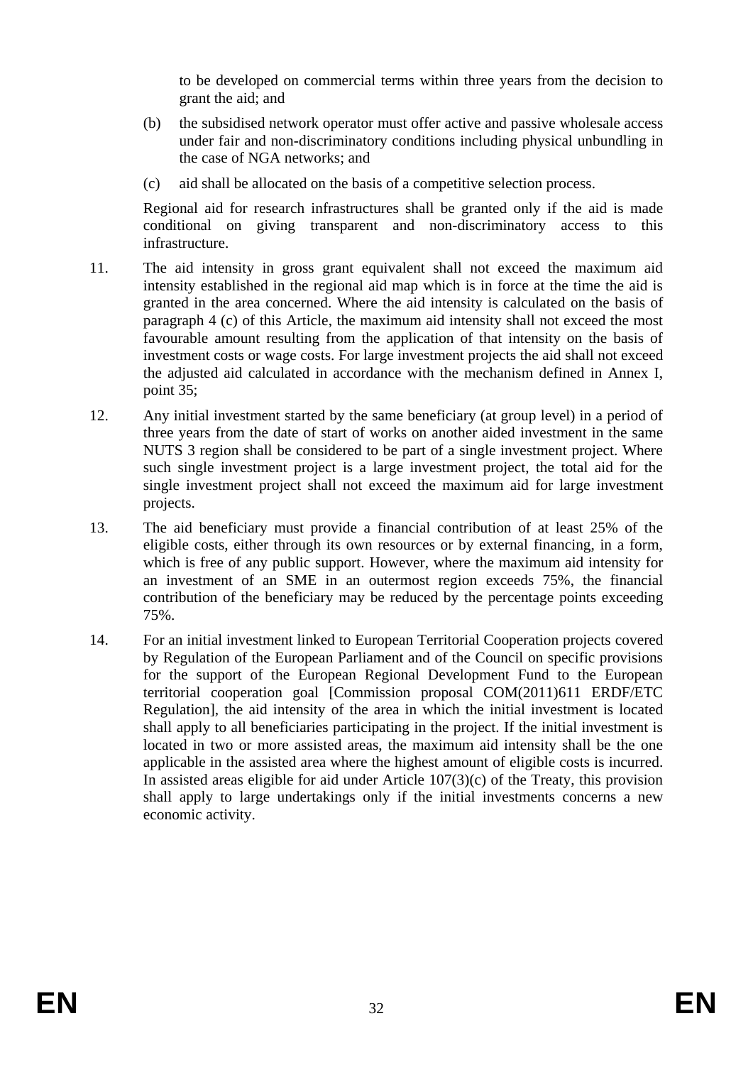to be developed on commercial terms within three years from the decision to grant the aid; and

(b) the subsidised network operator must offer active and passive wholesale access under fair and non-discriminatory conditions including physical unbundling in the case of NGA networks; and

(c) aid shall be allocated on the basis of a competitive selection process.

Regional aid for research infrastructures shall be granted only if the aid is made conditional on giving transparent and non-discriminatory access to this infrastructure.

11. The aid intensity in gross grant equivalent shall not exceed the maximum aid intensity established in the regional aid map which is in force at the time the aid is granted in the area concerned. Where the aid intensity is calculated on the basis of paragraph 4 (c) of this Article, the maximum aid intensity shall not exceed the most favourable amount resulting from the application of that intensity on the basis of investment costs or wage costs. For large investment projects the aid shall not exceed the adjusted aid calculated in accordance with the mechanism defined in Annex I, point 35;

12. Any initial investment started by the same beneficiary (at group level) in a period of three years from the date of start of works on another aided investment in the same NUTS 3 region shall be considered to be part of a single investment project. Where such single investment project is a large investment project, the total aid for the single investment project shall not exceed the maximum aid for large investment projects.

13. The aid beneficiary must provide a financial contribution of at least 25% of the eligible costs, either through its own resources or by external financing, in a form, which is free of any public support. However, where the maximum aid intensity for an investment of an SME in an outermost region exceeds 75%, the financial contribution of the beneficiary may be reduced by the percentage points exceeding 75%.

14. For an initial investment linked to European Territorial Cooperation projects covered by Regulation of the European Parliament and of the Council on specific provisions for the support of the European Regional Development Fund to the European territorial cooperation goal [Commission proposal COM(2011)611 ERDF/ETC Regulation], the aid intensity of the area in which the initial investment is located shall apply to all beneficiaries participating in the project. If the initial investment is located in two or more assisted areas, the maximum aid intensity shall be the one applicable in the assisted area where the highest amount of eligible costs is incurred. In assisted areas eligible for aid under Article 107(3)(c) of the Treaty, this provision shall apply to large undertakings only if the initial investments concerns a new economic activity.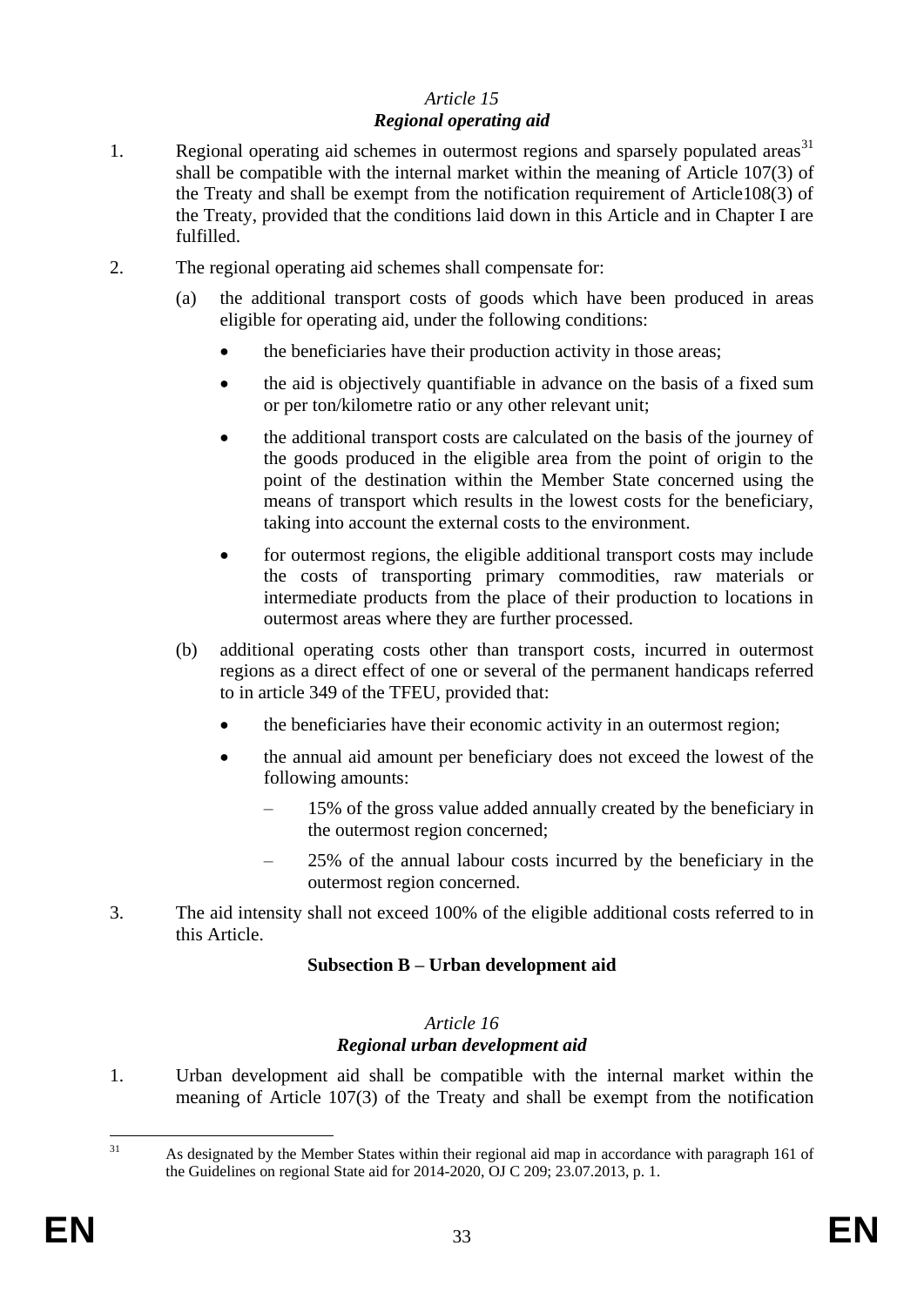*Article 15*
***Regional operating aid***

1. Regional operating aid schemes in outermost regions and sparsely populated areas[31] shall be compatible with the internal market within the meaning of Article 107(3) of the Treaty and shall be exempt from the notification requirement of Article108(3) of the Treaty, provided that the conditions laid down in this Article and in Chapter I are fulfilled.

2. The regional operating aid schemes shall compensate for:

   (a) the additional transport costs of goods which have been produced in areas eligible for operating aid, under the following conditions:

   - the beneficiaries have their production activity in those areas;
   - the aid is objectively quantifiable in advance on the basis of a fixed sum or per ton/kilometre ratio or any other relevant unit;
   - the additional transport costs are calculated on the basis of the journey of the goods produced in the eligible area from the point of origin to the point of the destination within the Member State concerned using the means of transport which results in the lowest costs for the beneficiary, taking into account the external costs to the environment.
   - for outermost regions, the eligible additional transport costs may include the costs of transporting primary commodities, raw materials or intermediate products from the place of their production to locations in outermost areas where they are further processed.

   (b) additional operating costs other than transport costs, incurred in outermost regions as a direct effect of one or several of the permanent handicaps referred to in article 349 of the TFEU, provided that:

   - the beneficiaries have their economic activity in an outermost region;
   - the annual aid amount per beneficiary does not exceed the lowest of the following amounts:
     – 15% of the gross value added annually created by the beneficiary in the outermost region concerned;
     – 25% of the annual labour costs incurred by the beneficiary in the outermost region concerned.

3. The aid intensity shall not exceed 100% of the eligible additional costs referred to in this Article.

**Subsection B – Urban development aid**

*Article 16*
***Regional urban development aid***

1. Urban development aid shall be compatible with the internal market within the meaning of Article 107(3) of the Treaty and shall be exempt from the notification

[31] As designated by the Member States within their regional aid map in accordance with paragraph 161 of the Guidelines on regional State aid for 2014-2020, OJ C 209; 23.07.2013, p. 1.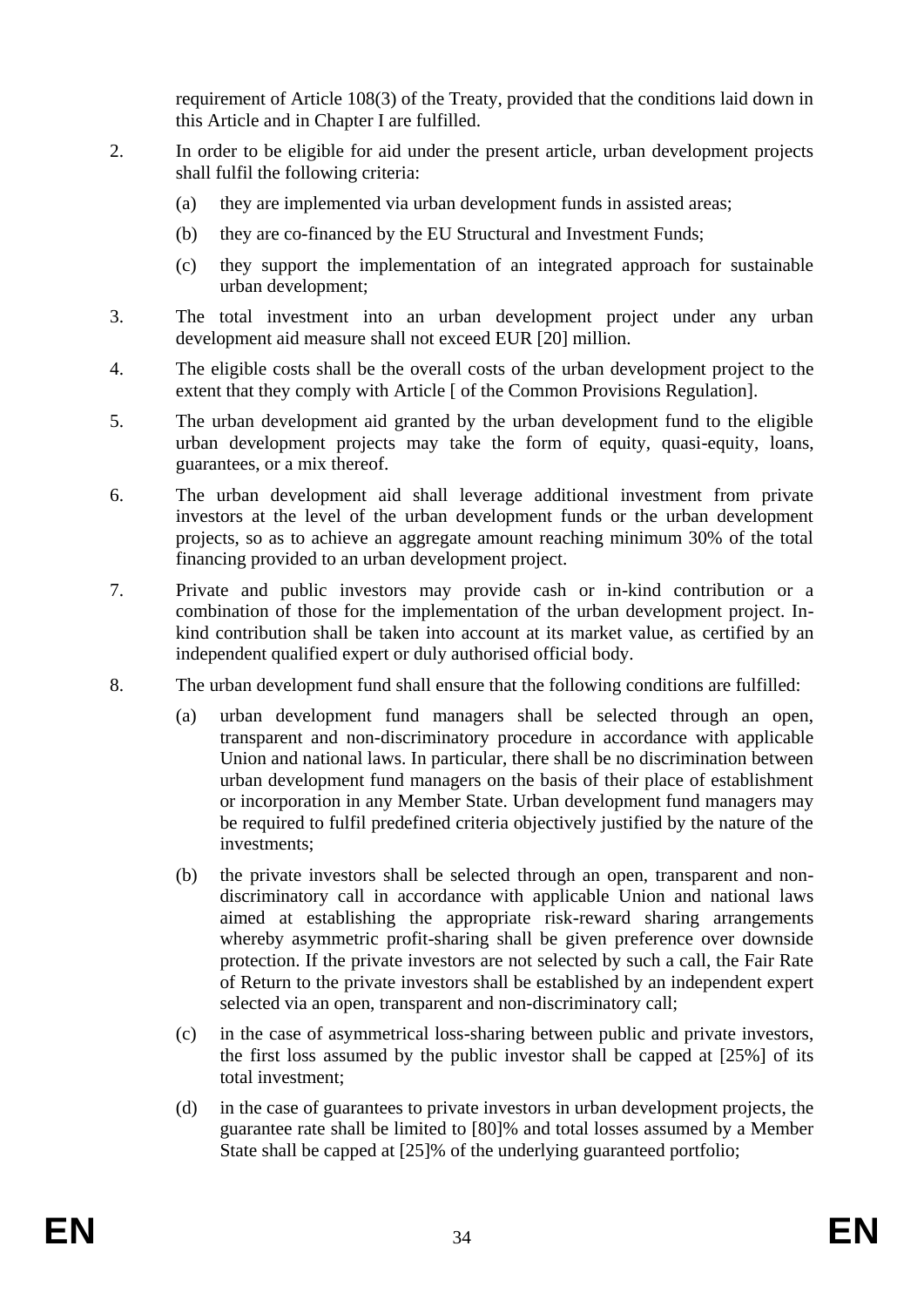requirement of Article 108(3) of the Treaty, provided that the conditions laid down in this Article and in Chapter I are fulfilled.

2. In order to be eligible for aid under the present article, urban development projects shall fulfil the following criteria:

   (a) they are implemented via urban development funds in assisted areas;

   (b) they are co-financed by the EU Structural and Investment Funds;

   (c) they support the implementation of an integrated approach for sustainable urban development;

3. The total investment into an urban development project under any urban development aid measure shall not exceed EUR [20] million.

4. The eligible costs shall be the overall costs of the urban development project to the extent that they comply with Article [ of the Common Provisions Regulation].

5. The urban development aid granted by the urban development fund to the eligible urban development projects may take the form of equity, quasi-equity, loans, guarantees, or a mix thereof.

6. The urban development aid shall leverage additional investment from private investors at the level of the urban development funds or the urban development projects, so as to achieve an aggregate amount reaching minimum 30% of the total financing provided to an urban development project.

7. Private and public investors may provide cash or in-kind contribution or a combination of those for the implementation of the urban development project. In-kind contribution shall be taken into account at its market value, as certified by an independent qualified expert or duly authorised official body.

8. The urban development fund shall ensure that the following conditions are fulfilled:

   (a) urban development fund managers shall be selected through an open, transparent and non-discriminatory procedure in accordance with applicable Union and national laws. In particular, there shall be no discrimination between urban development fund managers on the basis of their place of establishment or incorporation in any Member State. Urban development fund managers may be required to fulfil predefined criteria objectively justified by the nature of the investments;

   (b) the private investors shall be selected through an open, transparent and non-discriminatory call in accordance with applicable Union and national laws aimed at establishing the appropriate risk-reward sharing arrangements whereby asymmetric profit-sharing shall be given preference over downside protection. If the private investors are not selected by such a call, the Fair Rate of Return to the private investors shall be established by an independent expert selected via an open, transparent and non-discriminatory call;

   (c) in the case of asymmetrical loss-sharing between public and private investors, the first loss assumed by the public investor shall be capped at [25%] of its total investment;

   (d) in the case of guarantees to private investors in urban development projects, the guarantee rate shall be limited to [80]% and total losses assumed by a Member State shall be capped at [25]% of the underlying guaranteed portfolio;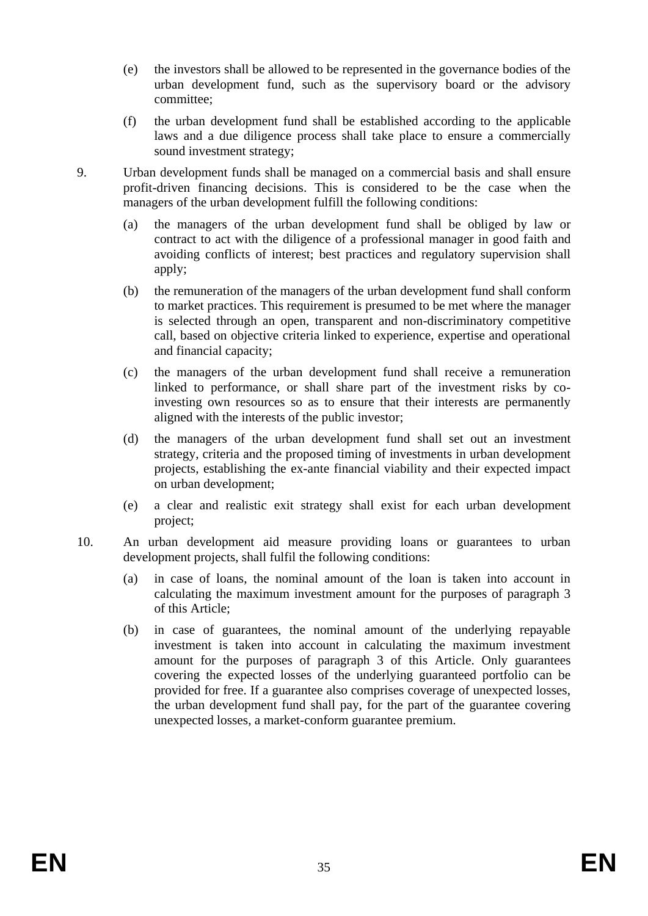(e) the investors shall be allowed to be represented in the governance bodies of the urban development fund, such as the supervisory board or the advisory committee;

(f) the urban development fund shall be established according to the applicable laws and a due diligence process shall take place to ensure a commercially sound investment strategy;

9. Urban development funds shall be managed on a commercial basis and shall ensure profit-driven financing decisions. This is considered to be the case when the managers of the urban development fulfill the following conditions:

   (a) the managers of the urban development fund shall be obliged by law or contract to act with the diligence of a professional manager in good faith and avoiding conflicts of interest; best practices and regulatory supervision shall apply;

   (b) the remuneration of the managers of the urban development fund shall conform to market practices. This requirement is presumed to be met where the manager is selected through an open, transparent and non-discriminatory competitive call, based on objective criteria linked to experience, expertise and operational and financial capacity;

   (c) the managers of the urban development fund shall receive a remuneration linked to performance, or shall share part of the investment risks by co-investing own resources so as to ensure that their interests are permanently aligned with the interests of the public investor;

   (d) the managers of the urban development fund shall set out an investment strategy, criteria and the proposed timing of investments in urban development projects, establishing the ex-ante financial viability and their expected impact on urban development;

   (e) a clear and realistic exit strategy shall exist for each urban development project;

10. An urban development aid measure providing loans or guarantees to urban development projects, shall fulfil the following conditions:

   (a) in case of loans, the nominal amount of the loan is taken into account in calculating the maximum investment amount for the purposes of paragraph 3 of this Article;

   (b) in case of guarantees, the nominal amount of the underlying repayable investment is taken into account in calculating the maximum investment amount for the purposes of paragraph 3 of this Article. Only guarantees covering the expected losses of the underlying guaranteed portfolio can be provided for free. If a guarantee also comprises coverage of unexpected losses, the urban development fund shall pay, for the part of the guarantee covering unexpected losses, a market-conform guarantee premium.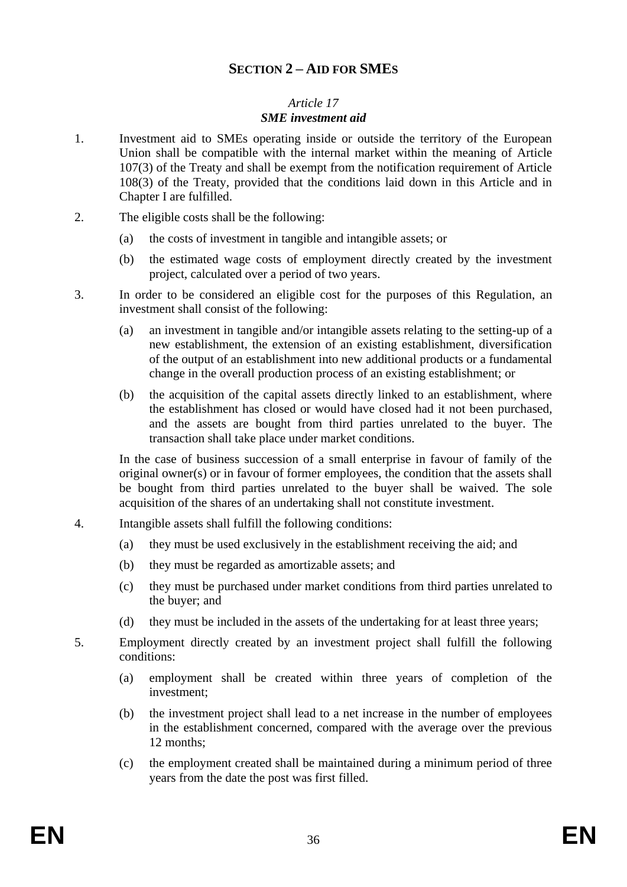## SECTION 2 – AID FOR SMEs

### *Article 17*
### ***SME investment aid***

1. Investment aid to SMEs operating inside or outside the territory of the European Union shall be compatible with the internal market within the meaning of Article 107(3) of the Treaty and shall be exempt from the notification requirement of Article 108(3) of the Treaty, provided that the conditions laid down in this Article and in Chapter I are fulfilled.

2. The eligible costs shall be the following:

   (a) the costs of investment in tangible and intangible assets; or

   (b) the estimated wage costs of employment directly created by the investment project, calculated over a period of two years.

3. In order to be considered an eligible cost for the purposes of this Regulation, an investment shall consist of the following:

   (a) an investment in tangible and/or intangible assets relating to the setting-up of a new establishment, the extension of an existing establishment, diversification of the output of an establishment into new additional products or a fundamental change in the overall production process of an existing establishment; or

   (b) the acquisition of the capital assets directly linked to an establishment, where the establishment has closed or would have closed had it not been purchased, and the assets are bought from third parties unrelated to the buyer. The transaction shall take place under market conditions.

   In the case of business succession of a small enterprise in favour of family of the original owner(s) or in favour of former employees, the condition that the assets shall be bought from third parties unrelated to the buyer shall be waived. The sole acquisition of the shares of an undertaking shall not constitute investment.

4. Intangible assets shall fulfill the following conditions:

   (a) they must be used exclusively in the establishment receiving the aid; and

   (b) they must be regarded as amortizable assets; and

   (c) they must be purchased under market conditions from third parties unrelated to the buyer; and

   (d) they must be included in the assets of the undertaking for at least three years;

5. Employment directly created by an investment project shall fulfill the following conditions:

   (a) employment shall be created within three years of completion of the investment;

   (b) the investment project shall lead to a net increase in the number of employees in the establishment concerned, compared with the average over the previous 12 months;

   (c) the employment created shall be maintained during a minimum period of three years from the date the post was first filled.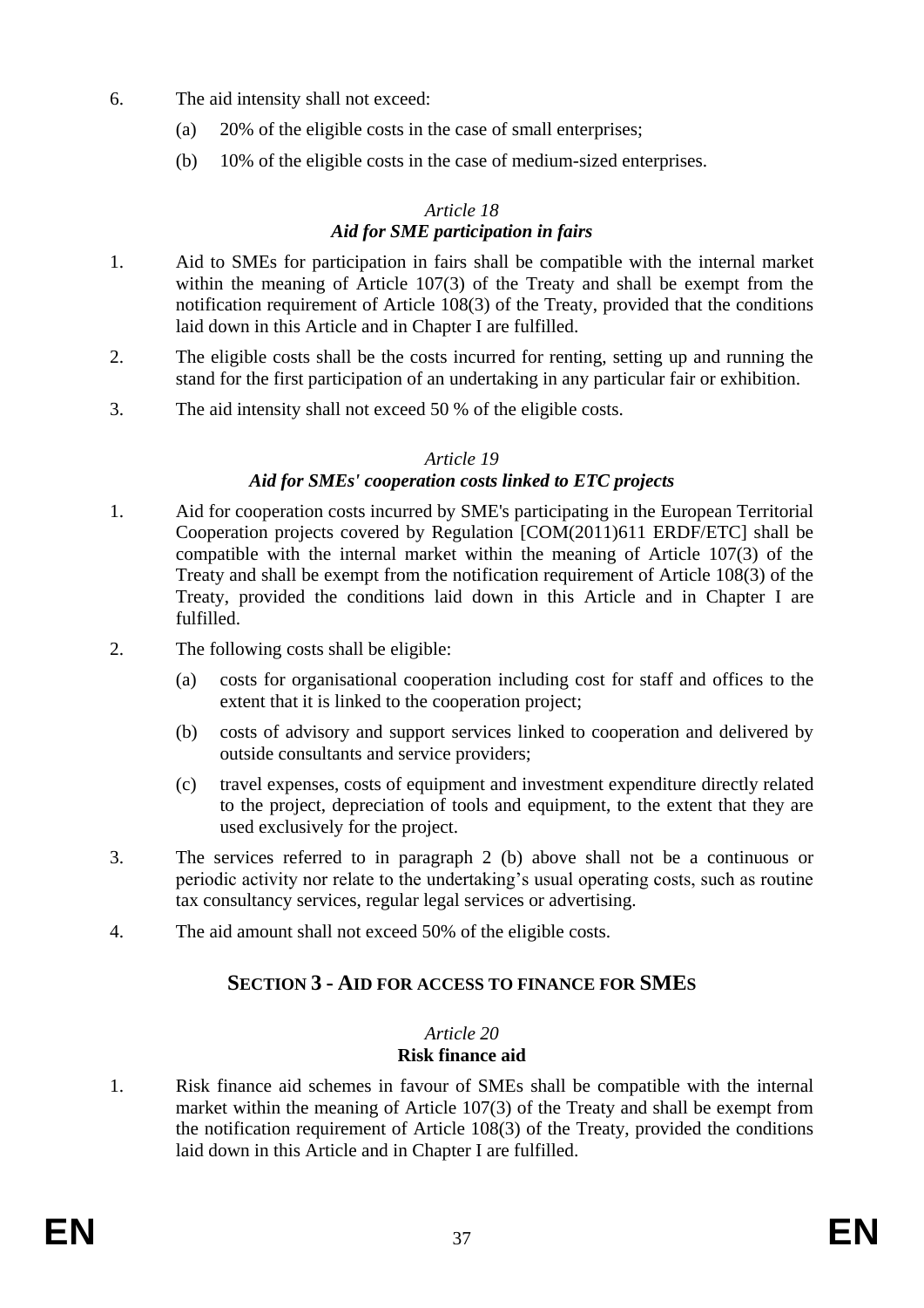6. The aid intensity shall not exceed:

   (a) 20% of the eligible costs in the case of small enterprises;

   (b) 10% of the eligible costs in the case of medium-sized enterprises.

### *Article 18*
### ***Aid for SME participation in fairs***

1. Aid to SMEs for participation in fairs shall be compatible with the internal market within the meaning of Article 107(3) of the Treaty and shall be exempt from the notification requirement of Article 108(3) of the Treaty, provided that the conditions laid down in this Article and in Chapter I are fulfilled.

2. The eligible costs shall be the costs incurred for renting, setting up and running the stand for the first participation of an undertaking in any particular fair or exhibition.

3. The aid intensity shall not exceed 50 % of the eligible costs.

### *Article 19*
### ***Aid for SMEs' cooperation costs linked to ETC projects***

1. Aid for cooperation costs incurred by SME's participating in the European Territorial Cooperation projects covered by Regulation [COM(2011)611 ERDF/ETC] shall be compatible with the internal market within the meaning of Article 107(3) of the Treaty and shall be exempt from the notification requirement of Article 108(3) of the Treaty, provided the conditions laid down in this Article and in Chapter I are fulfilled.

2. The following costs shall be eligible:

   (a) costs for organisational cooperation including cost for staff and offices to the extent that it is linked to the cooperation project;

   (b) costs of advisory and support services linked to cooperation and delivered by outside consultants and service providers;

   (c) travel expenses, costs of equipment and investment expenditure directly related to the project, depreciation of tools and equipment, to the extent that they are used exclusively for the project.

3. The services referred to in paragraph 2 (b) above shall not be a continuous or periodic activity nor relate to the undertaking's usual operating costs, such as routine tax consultancy services, regular legal services or advertising.

4. The aid amount shall not exceed 50% of the eligible costs.

## SECTION 3 - AID FOR ACCESS TO FINANCE FOR SMES

### *Article 20*
### **Risk finance aid**

1. Risk finance aid schemes in favour of SMEs shall be compatible with the internal market within the meaning of Article 107(3) of the Treaty and shall be exempt from the notification requirement of Article 108(3) of the Treaty, provided the conditions laid down in this Article and in Chapter I are fulfilled.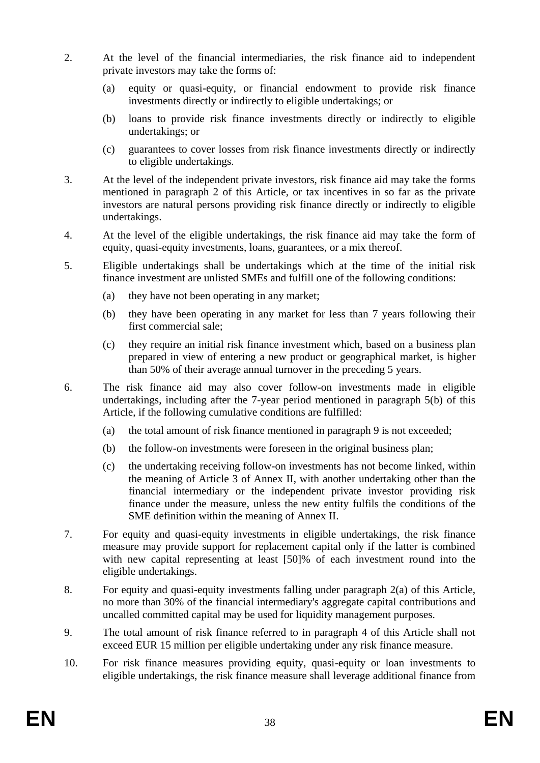2. At the level of the financial intermediaries, the risk finance aid to independent private investors may take the forms of:

   (a) equity or quasi-equity, or financial endowment to provide risk finance investments directly or indirectly to eligible undertakings; or

   (b) loans to provide risk finance investments directly or indirectly to eligible undertakings; or

   (c) guarantees to cover losses from risk finance investments directly or indirectly to eligible undertakings.

3. At the level of the independent private investors, risk finance aid may take the forms mentioned in paragraph 2 of this Article, or tax incentives in so far as the private investors are natural persons providing risk finance directly or indirectly to eligible undertakings.

4. At the level of the eligible undertakings, the risk finance aid may take the form of equity, quasi-equity investments, loans, guarantees, or a mix thereof.

5. Eligible undertakings shall be undertakings which at the time of the initial risk finance investment are unlisted SMEs and fulfill one of the following conditions:

   (a) they have not been operating in any market;

   (b) they have been operating in any market for less than 7 years following their first commercial sale;

   (c) they require an initial risk finance investment which, based on a business plan prepared in view of entering a new product or geographical market, is higher than 50% of their average annual turnover in the preceding 5 years.

6. The risk finance aid may also cover follow-on investments made in eligible undertakings, including after the 7-year period mentioned in paragraph 5(b) of this Article, if the following cumulative conditions are fulfilled:

   (a) the total amount of risk finance mentioned in paragraph 9 is not exceeded;

   (b) the follow-on investments were foreseen in the original business plan;

   (c) the undertaking receiving follow-on investments has not become linked, within the meaning of Article 3 of Annex II, with another undertaking other than the financial intermediary or the independent private investor providing risk finance under the measure, unless the new entity fulfils the conditions of the SME definition within the meaning of Annex II.

7. For equity and quasi-equity investments in eligible undertakings, the risk finance measure may provide support for replacement capital only if the latter is combined with new capital representing at least [50]% of each investment round into the eligible undertakings.

8. For equity and quasi-equity investments falling under paragraph 2(a) of this Article, no more than 30% of the financial intermediary's aggregate capital contributions and uncalled committed capital may be used for liquidity management purposes.

9. The total amount of risk finance referred to in paragraph 4 of this Article shall not exceed EUR 15 million per eligible undertaking under any risk finance measure.

10. For risk finance measures providing equity, quasi-equity or loan investments to eligible undertakings, the risk finance measure shall leverage additional finance from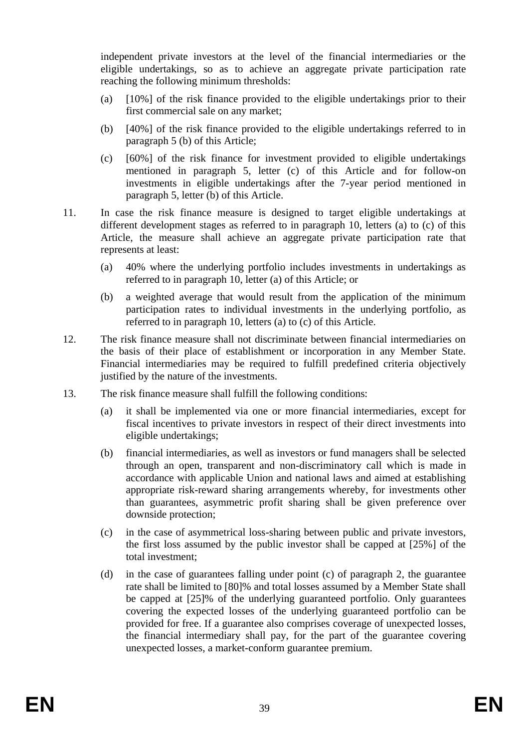independent private investors at the level of the financial intermediaries or the eligible undertakings, so as to achieve an aggregate private participation rate reaching the following minimum thresholds:

(a) [10%] of the risk finance provided to the eligible undertakings prior to their first commercial sale on any market;

(b) [40%] of the risk finance provided to the eligible undertakings referred to in paragraph 5 (b) of this Article;

(c) [60%] of the risk finance for investment provided to eligible undertakings mentioned in paragraph 5, letter (c) of this Article and for follow-on investments in eligible undertakings after the 7-year period mentioned in paragraph 5, letter (b) of this Article.

11. In case the risk finance measure is designed to target eligible undertakings at different development stages as referred to in paragraph 10, letters (a) to (c) of this Article, the measure shall achieve an aggregate private participation rate that represents at least:

(a) 40% where the underlying portfolio includes investments in undertakings as referred to in paragraph 10, letter (a) of this Article; or

(b) a weighted average that would result from the application of the minimum participation rates to individual investments in the underlying portfolio, as referred to in paragraph 10, letters (a) to (c) of this Article.

12. The risk finance measure shall not discriminate between financial intermediaries on the basis of their place of establishment or incorporation in any Member State. Financial intermediaries may be required to fulfill predefined criteria objectively justified by the nature of the investments.

13. The risk finance measure shall fulfill the following conditions:

(a) it shall be implemented via one or more financial intermediaries, except for fiscal incentives to private investors in respect of their direct investments into eligible undertakings;

(b) financial intermediaries, as well as investors or fund managers shall be selected through an open, transparent and non-discriminatory call which is made in accordance with applicable Union and national laws and aimed at establishing appropriate risk-reward sharing arrangements whereby, for investments other than guarantees, asymmetric profit sharing shall be given preference over downside protection;

(c) in the case of asymmetrical loss-sharing between public and private investors, the first loss assumed by the public investor shall be capped at [25%] of the total investment;

(d) in the case of guarantees falling under point (c) of paragraph 2, the guarantee rate shall be limited to [80]% and total losses assumed by a Member State shall be capped at [25]% of the underlying guaranteed portfolio. Only guarantees covering the expected losses of the underlying guaranteed portfolio can be provided for free. If a guarantee also comprises coverage of unexpected losses, the financial intermediary shall pay, for the part of the guarantee covering unexpected losses, a market-conform guarantee premium.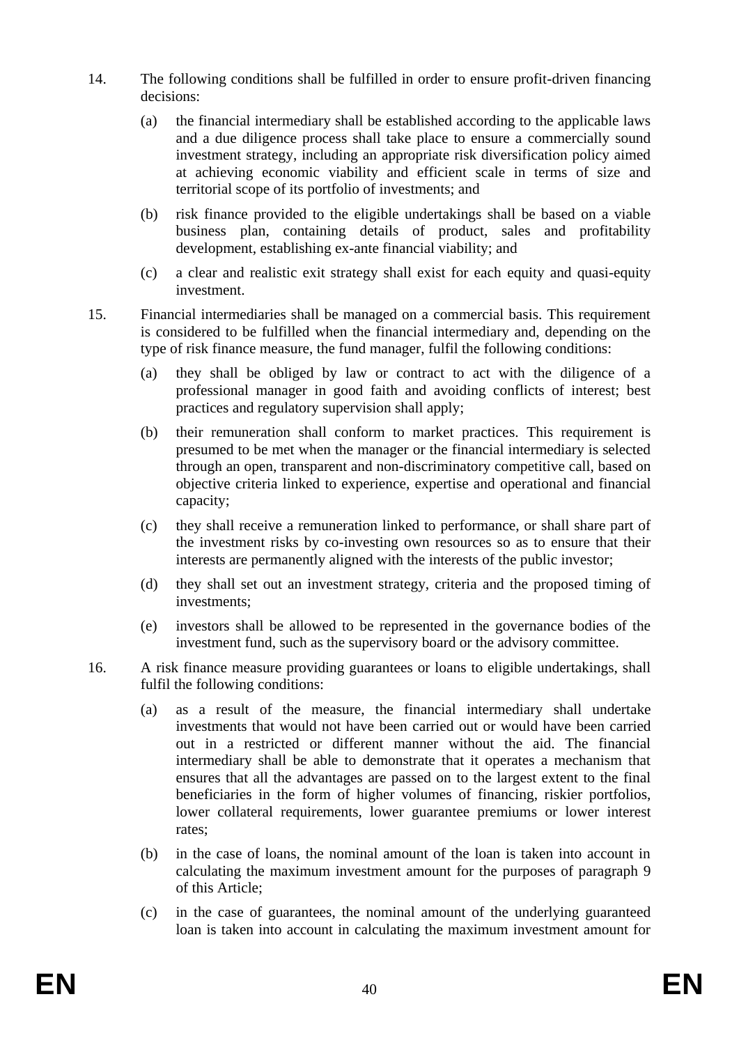14. The following conditions shall be fulfilled in order to ensure profit-driven financing decisions:

    (a) the financial intermediary shall be established according to the applicable laws and a due diligence process shall take place to ensure a commercially sound investment strategy, including an appropriate risk diversification policy aimed at achieving economic viability and efficient scale in terms of size and territorial scope of its portfolio of investments; and

    (b) risk finance provided to the eligible undertakings shall be based on a viable business plan, containing details of product, sales and profitability development, establishing ex-ante financial viability; and

    (c) a clear and realistic exit strategy shall exist for each equity and quasi-equity investment.

15. Financial intermediaries shall be managed on a commercial basis. This requirement is considered to be fulfilled when the financial intermediary and, depending on the type of risk finance measure, the fund manager, fulfil the following conditions:

    (a) they shall be obliged by law or contract to act with the diligence of a professional manager in good faith and avoiding conflicts of interest; best practices and regulatory supervision shall apply;

    (b) their remuneration shall conform to market practices. This requirement is presumed to be met when the manager or the financial intermediary is selected through an open, transparent and non-discriminatory competitive call, based on objective criteria linked to experience, expertise and operational and financial capacity;

    (c) they shall receive a remuneration linked to performance, or shall share part of the investment risks by co-investing own resources so as to ensure that their interests are permanently aligned with the interests of the public investor;

    (d) they shall set out an investment strategy, criteria and the proposed timing of investments;

    (e) investors shall be allowed to be represented in the governance bodies of the investment fund, such as the supervisory board or the advisory committee.

16. A risk finance measure providing guarantees or loans to eligible undertakings, shall fulfil the following conditions:

    (a) as a result of the measure, the financial intermediary shall undertake investments that would not have been carried out or would have been carried out in a restricted or different manner without the aid. The financial intermediary shall be able to demonstrate that it operates a mechanism that ensures that all the advantages are passed on to the largest extent to the final beneficiaries in the form of higher volumes of financing, riskier portfolios, lower collateral requirements, lower guarantee premiums or lower interest rates;

    (b) in the case of loans, the nominal amount of the loan is taken into account in calculating the maximum investment amount for the purposes of paragraph 9 of this Article;

    (c) in the case of guarantees, the nominal amount of the underlying guaranteed loan is taken into account in calculating the maximum investment amount for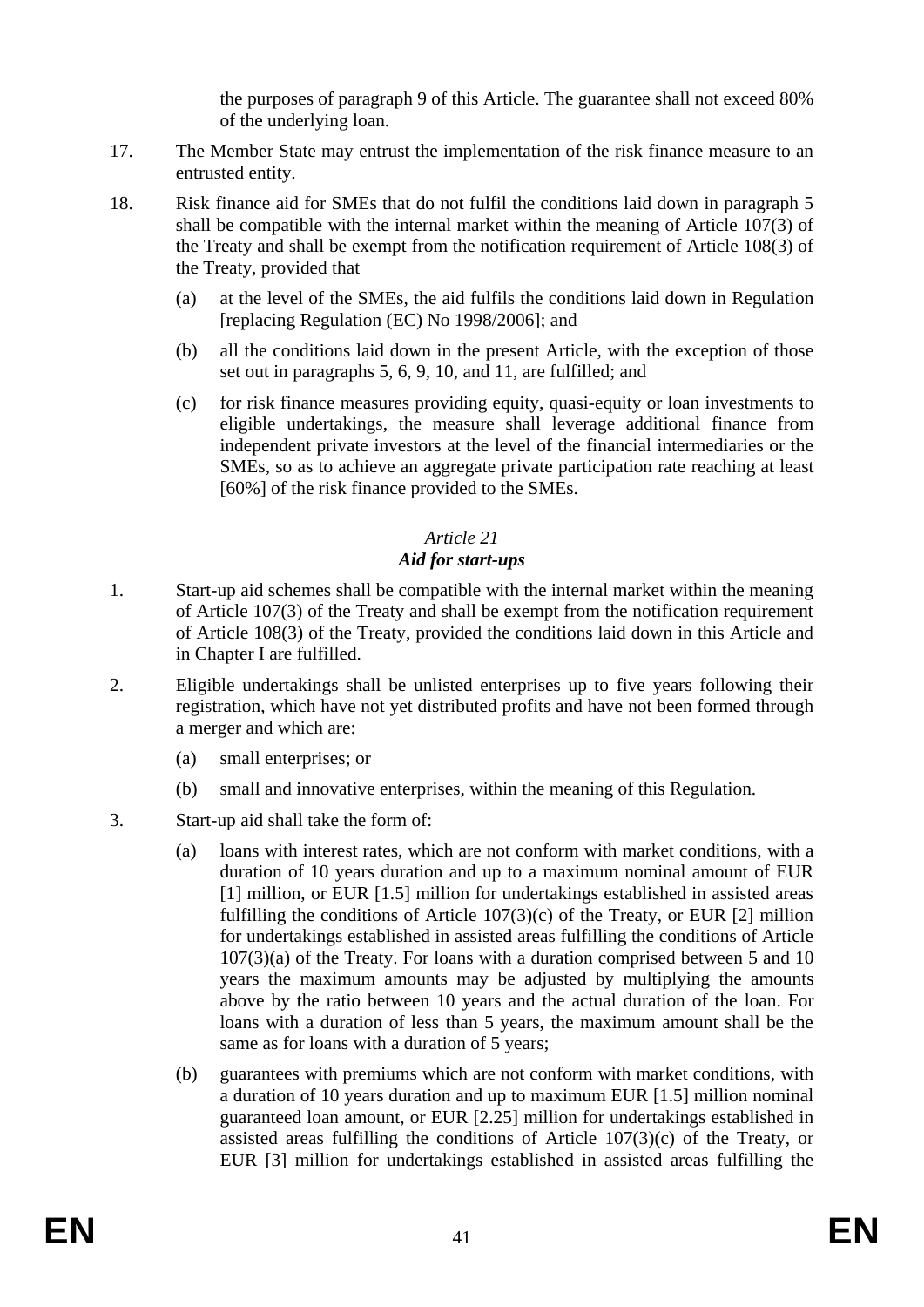the purposes of paragraph 9 of this Article. The guarantee shall not exceed 80% of the underlying loan.

17. The Member State may entrust the implementation of the risk finance measure to an entrusted entity.

18. Risk finance aid for SMEs that do not fulfil the conditions laid down in paragraph 5 shall be compatible with the internal market within the meaning of Article 107(3) of the Treaty and shall be exempt from the notification requirement of Article 108(3) of the Treaty, provided that

    (a) at the level of the SMEs, the aid fulfils the conditions laid down in Regulation [replacing Regulation (EC) No 1998/2006]; and

    (b) all the conditions laid down in the present Article, with the exception of those set out in paragraphs 5, 6, 9, 10, and 11, are fulfilled; and

    (c) for risk finance measures providing equity, quasi-equity or loan investments to eligible undertakings, the measure shall leverage additional finance from independent private investors at the level of the financial intermediaries or the SMEs, so as to achieve an aggregate private participation rate reaching at least [60%] of the risk finance provided to the SMEs.

### *Article 21*
### ***Aid for start-ups***

1. Start-up aid schemes shall be compatible with the internal market within the meaning of Article 107(3) of the Treaty and shall be exempt from the notification requirement of Article 108(3) of the Treaty, provided the conditions laid down in this Article and in Chapter I are fulfilled.

2. Eligible undertakings shall be unlisted enterprises up to five years following their registration, which have not yet distributed profits and have not been formed through a merger and which are:

    (a) small enterprises; or

    (b) small and innovative enterprises, within the meaning of this Regulation.

3. Start-up aid shall take the form of:

    (a) loans with interest rates, which are not conform with market conditions, with a duration of 10 years duration and up to a maximum nominal amount of EUR [1] million, or EUR [1.5] million for undertakings established in assisted areas fulfilling the conditions of Article 107(3)(c) of the Treaty, or EUR [2] million for undertakings established in assisted areas fulfilling the conditions of Article 107(3)(a) of the Treaty. For loans with a duration comprised between 5 and 10 years the maximum amounts may be adjusted by multiplying the amounts above by the ratio between 10 years and the actual duration of the loan. For loans with a duration of less than 5 years, the maximum amount shall be the same as for loans with a duration of 5 years;

    (b) guarantees with premiums which are not conform with market conditions, with a duration of 10 years duration and up to maximum EUR [1.5] million nominal guaranteed loan amount, or EUR [2.25] million for undertakings established in assisted areas fulfilling the conditions of Article 107(3)(c) of the Treaty, or EUR [3] million for undertakings established in assisted areas fulfilling the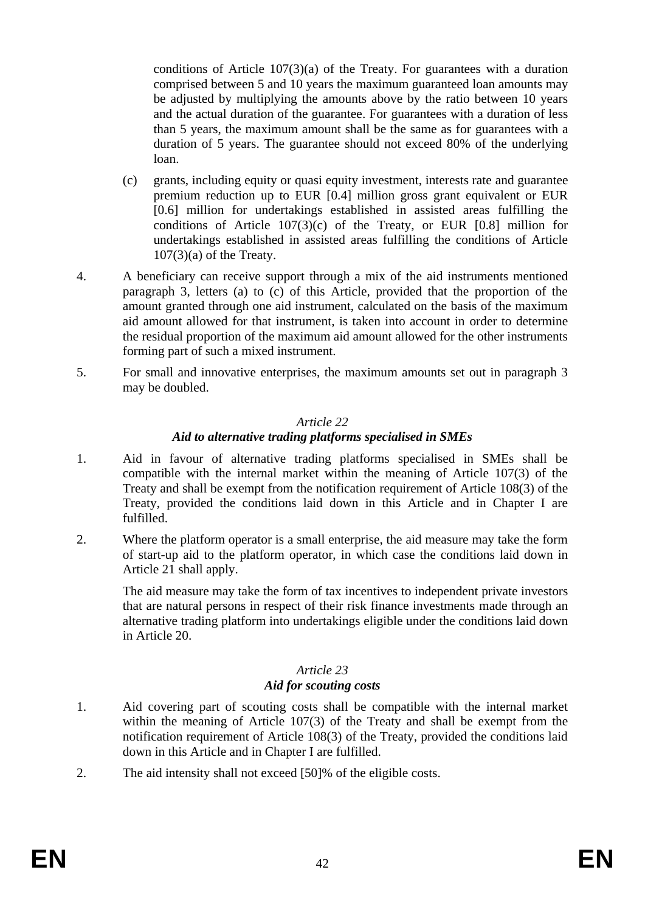conditions of Article 107(3)(a) of the Treaty. For guarantees with a duration comprised between 5 and 10 years the maximum guaranteed loan amounts may be adjusted by multiplying the amounts above by the ratio between 10 years and the actual duration of the guarantee. For guarantees with a duration of less than 5 years, the maximum amount shall be the same as for guarantees with a duration of 5 years. The guarantee should not exceed 80% of the underlying loan.

(c) grants, including equity or quasi equity investment, interests rate and guarantee premium reduction up to EUR [0.4] million gross grant equivalent or EUR [0.6] million for undertakings established in assisted areas fulfilling the conditions of Article 107(3)(c) of the Treaty, or EUR [0.8] million for undertakings established in assisted areas fulfilling the conditions of Article 107(3)(a) of the Treaty.

4. A beneficiary can receive support through a mix of the aid instruments mentioned paragraph 3, letters (a) to (c) of this Article, provided that the proportion of the amount granted through one aid instrument, calculated on the basis of the maximum aid amount allowed for that instrument, is taken into account in order to determine the residual proportion of the maximum aid amount allowed for the other instruments forming part of such a mixed instrument.

5. For small and innovative enterprises, the maximum amounts set out in paragraph 3 may be doubled.

*Article 22*

***Aid to alternative trading platforms specialised in SMEs***

1. Aid in favour of alternative trading platforms specialised in SMEs shall be compatible with the internal market within the meaning of Article 107(3) of the Treaty and shall be exempt from the notification requirement of Article 108(3) of the Treaty, provided the conditions laid down in this Article and in Chapter I are fulfilled.

2. Where the platform operator is a small enterprise, the aid measure may take the form of start-up aid to the platform operator, in which case the conditions laid down in Article 21 shall apply.

   The aid measure may take the form of tax incentives to independent private investors that are natural persons in respect of their risk finance investments made through an alternative trading platform into undertakings eligible under the conditions laid down in Article 20.

*Article 23*

***Aid for scouting costs***

1. Aid covering part of scouting costs shall be compatible with the internal market within the meaning of Article 107(3) of the Treaty and shall be exempt from the notification requirement of Article 108(3) of the Treaty, provided the conditions laid down in this Article and in Chapter I are fulfilled.

2. The aid intensity shall not exceed [50]% of the eligible costs.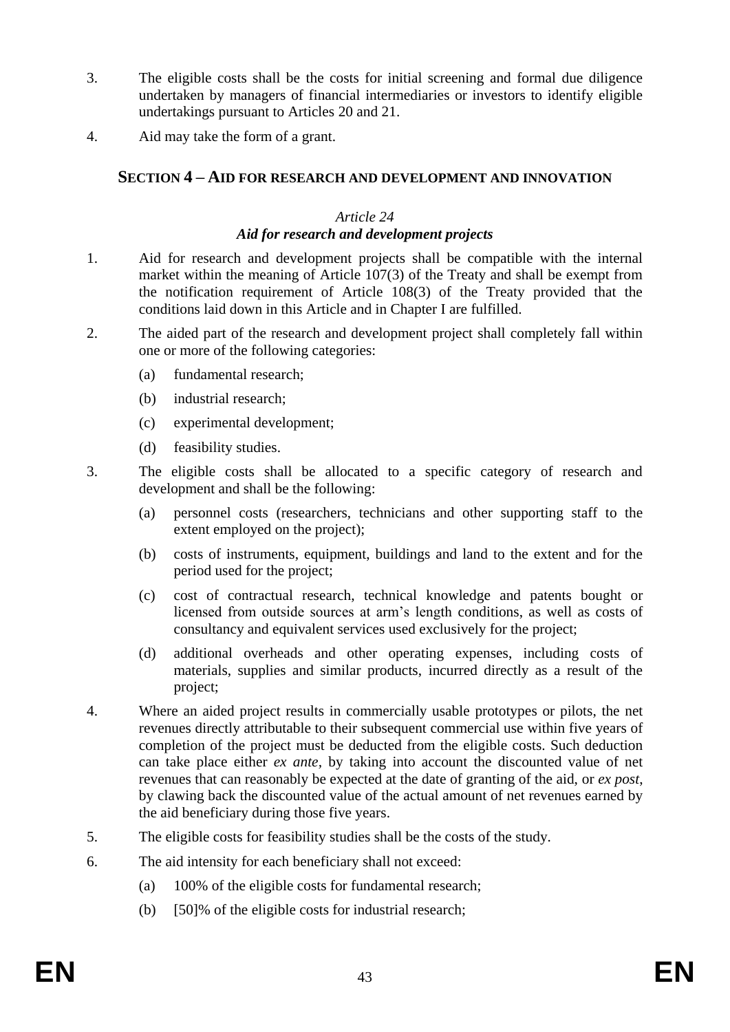3. The eligible costs shall be the costs for initial screening and formal due diligence undertaken by managers of financial intermediaries or investors to identify eligible undertakings pursuant to Articles 20 and 21.

4. Aid may take the form of a grant.

## SECTION 4 – AID FOR RESEARCH AND DEVELOPMENT AND INNOVATION

### *Article 24*
### ***Aid for research and development projects***

1. Aid for research and development projects shall be compatible with the internal market within the meaning of Article 107(3) of the Treaty and shall be exempt from the notification requirement of Article 108(3) of the Treaty provided that the conditions laid down in this Article and in Chapter I are fulfilled.

2. The aided part of the research and development project shall completely fall within one or more of the following categories:

   (a) fundamental research;

   (b) industrial research;

   (c) experimental development;

   (d) feasibility studies.

3. The eligible costs shall be allocated to a specific category of research and development and shall be the following:

   (a) personnel costs (researchers, technicians and other supporting staff to the extent employed on the project);

   (b) costs of instruments, equipment, buildings and land to the extent and for the period used for the project;

   (c) cost of contractual research, technical knowledge and patents bought or licensed from outside sources at arm's length conditions, as well as costs of consultancy and equivalent services used exclusively for the project;

   (d) additional overheads and other operating expenses, including costs of materials, supplies and similar products, incurred directly as a result of the project;

4. Where an aided project results in commercially usable prototypes or pilots, the net revenues directly attributable to their subsequent commercial use within five years of completion of the project must be deducted from the eligible costs. Such deduction can take place either *ex ante*, by taking into account the discounted value of net revenues that can reasonably be expected at the date of granting of the aid, or *ex post*, by clawing back the discounted value of the actual amount of net revenues earned by the aid beneficiary during those five years.

5. The eligible costs for feasibility studies shall be the costs of the study.

6. The aid intensity for each beneficiary shall not exceed:

   (a) 100% of the eligible costs for fundamental research;

   (b) [50]% of the eligible costs for industrial research;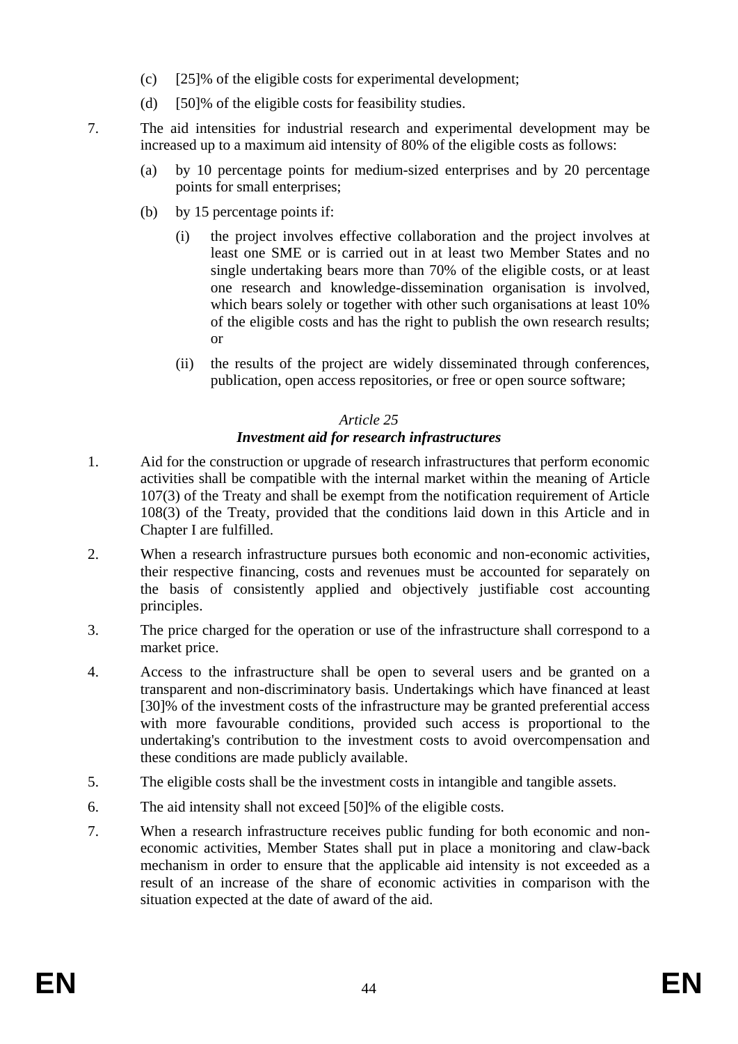(c) [25]% of the eligible costs for experimental development;

(d) [50]% of the eligible costs for feasibility studies.

7. The aid intensities for industrial research and experimental development may be increased up to a maximum aid intensity of 80% of the eligible costs as follows:

   (a) by 10 percentage points for medium-sized enterprises and by 20 percentage points for small enterprises;

   (b) by 15 percentage points if:

      (i) the project involves effective collaboration and the project involves at least one SME or is carried out in at least two Member States and no single undertaking bears more than 70% of the eligible costs, or at least one research and knowledge-dissemination organisation is involved, which bears solely or together with other such organisations at least 10% of the eligible costs and has the right to publish the own research results; or

      (ii) the results of the project are widely disseminated through conferences, publication, open access repositories, or free or open source software;

*Article 25*

***Investment aid for research infrastructures***

1. Aid for the construction or upgrade of research infrastructures that perform economic activities shall be compatible with the internal market within the meaning of Article 107(3) of the Treaty and shall be exempt from the notification requirement of Article 108(3) of the Treaty, provided that the conditions laid down in this Article and in Chapter I are fulfilled.

2. When a research infrastructure pursues both economic and non-economic activities, their respective financing, costs and revenues must be accounted for separately on the basis of consistently applied and objectively justifiable cost accounting principles.

3. The price charged for the operation or use of the infrastructure shall correspond to a market price.

4. Access to the infrastructure shall be open to several users and be granted on a transparent and non-discriminatory basis. Undertakings which have financed at least [30]% of the investment costs of the infrastructure may be granted preferential access with more favourable conditions, provided such access is proportional to the undertaking's contribution to the investment costs to avoid overcompensation and these conditions are made publicly available.

5. The eligible costs shall be the investment costs in intangible and tangible assets.

6. The aid intensity shall not exceed [50]% of the eligible costs.

7. When a research infrastructure receives public funding for both economic and non-economic activities, Member States shall put in place a monitoring and claw-back mechanism in order to ensure that the applicable aid intensity is not exceeded as a result of an increase of the share of economic activities in comparison with the situation expected at the date of award of the aid.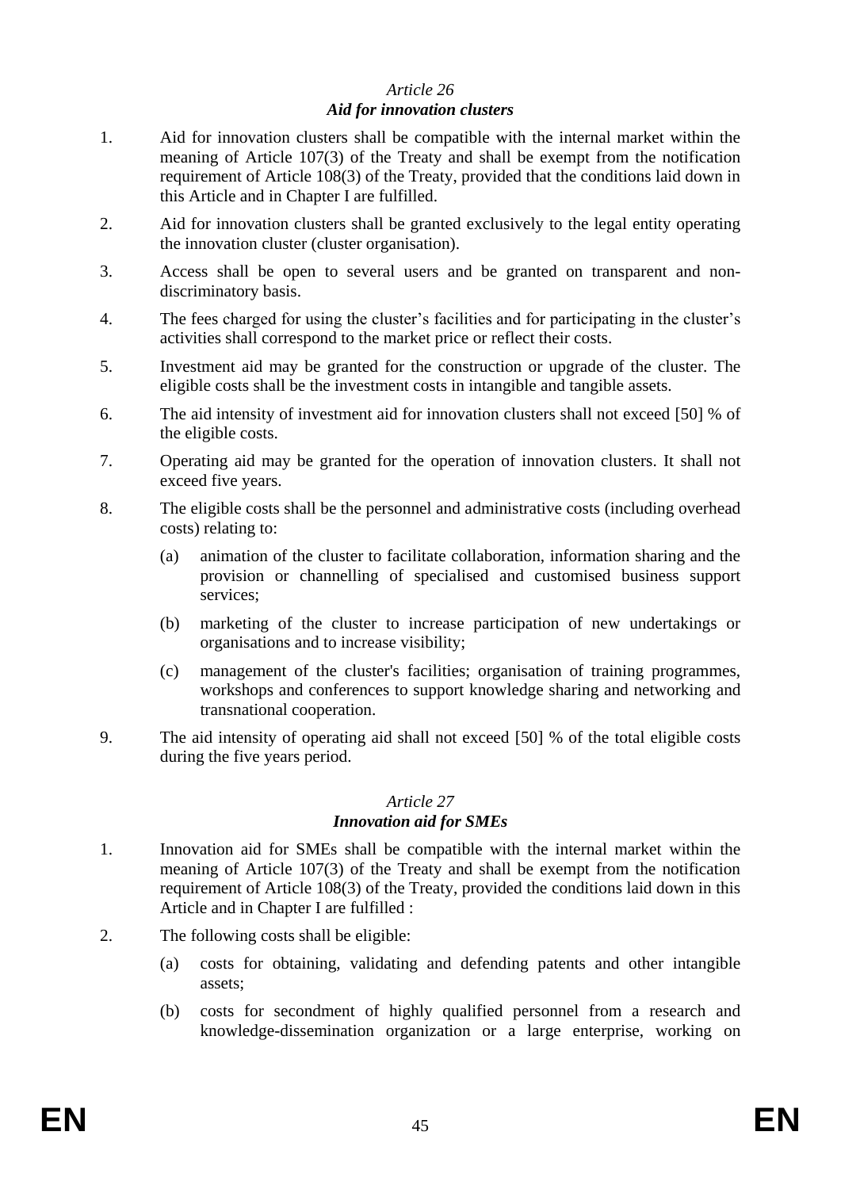*Article 26*
***Aid for innovation clusters***

1. Aid for innovation clusters shall be compatible with the internal market within the meaning of Article 107(3) of the Treaty and shall be exempt from the notification requirement of Article 108(3) of the Treaty, provided that the conditions laid down in this Article and in Chapter I are fulfilled.
2. Aid for innovation clusters shall be granted exclusively to the legal entity operating the innovation cluster (cluster organisation).
3. Access shall be open to several users and be granted on transparent and non-discriminatory basis.
4. The fees charged for using the cluster's facilities and for participating in the cluster's activities shall correspond to the market price or reflect their costs.
5. Investment aid may be granted for the construction or upgrade of the cluster. The eligible costs shall be the investment costs in intangible and tangible assets.
6. The aid intensity of investment aid for innovation clusters shall not exceed [50] % of the eligible costs.
7. Operating aid may be granted for the operation of innovation clusters. It shall not exceed five years.
8. The eligible costs shall be the personnel and administrative costs (including overhead costs) relating to:
   (a) animation of the cluster to facilitate collaboration, information sharing and the provision or channelling of specialised and customised business support services;
   (b) marketing of the cluster to increase participation of new undertakings or organisations and to increase visibility;
   (c) management of the cluster's facilities; organisation of training programmes, workshops and conferences to support knowledge sharing and networking and transnational cooperation.
9. The aid intensity of operating aid shall not exceed [50] % of the total eligible costs during the five years period.

*Article 27*
***Innovation aid for SMEs***

1. Innovation aid for SMEs shall be compatible with the internal market within the meaning of Article 107(3) of the Treaty and shall be exempt from the notification requirement of Article 108(3) of the Treaty, provided the conditions laid down in this Article and in Chapter I are fulfilled :
2. The following costs shall be eligible:
   (a) costs for obtaining, validating and defending patents and other intangible assets;
   (b) costs for secondment of highly qualified personnel from a research and knowledge-dissemination organization or a large enterprise, working on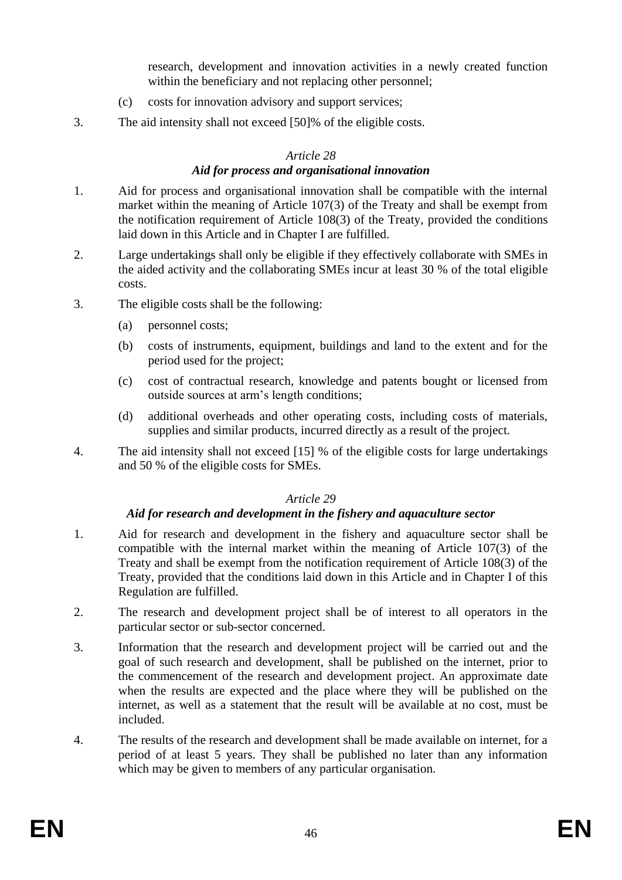research, development and innovation activities in a newly created function within the beneficiary and not replacing other personnel;

(c) costs for innovation advisory and support services;

3. The aid intensity shall not exceed [50]% of the eligible costs.

*Article 28*

***Aid for process and organisational innovation***

1. Aid for process and organisational innovation shall be compatible with the internal market within the meaning of Article 107(3) of the Treaty and shall be exempt from the notification requirement of Article 108(3) of the Treaty, provided the conditions laid down in this Article and in Chapter I are fulfilled.

2. Large undertakings shall only be eligible if they effectively collaborate with SMEs in the aided activity and the collaborating SMEs incur at least 30 % of the total eligible costs.

3. The eligible costs shall be the following:

   (a) personnel costs;

   (b) costs of instruments, equipment, buildings and land to the extent and for the period used for the project;

   (c) cost of contractual research, knowledge and patents bought or licensed from outside sources at arm's length conditions;

   (d) additional overheads and other operating costs, including costs of materials, supplies and similar products, incurred directly as a result of the project.

4. The aid intensity shall not exceed [15] % of the eligible costs for large undertakings and 50 % of the eligible costs for SMEs.

*Article 29*

***Aid for research and development in the fishery and aquaculture sector***

1. Aid for research and development in the fishery and aquaculture sector shall be compatible with the internal market within the meaning of Article 107(3) of the Treaty and shall be exempt from the notification requirement of Article 108(3) of the Treaty, provided that the conditions laid down in this Article and in Chapter I of this Regulation are fulfilled.

2. The research and development project shall be of interest to all operators in the particular sector or sub-sector concerned.

3. Information that the research and development project will be carried out and the goal of such research and development, shall be published on the internet, prior to the commencement of the research and development project. An approximate date when the results are expected and the place where they will be published on the internet, as well as a statement that the result will be available at no cost, must be included.

4. The results of the research and development shall be made available on internet, for a period of at least 5 years. They shall be published no later than any information which may be given to members of any particular organisation.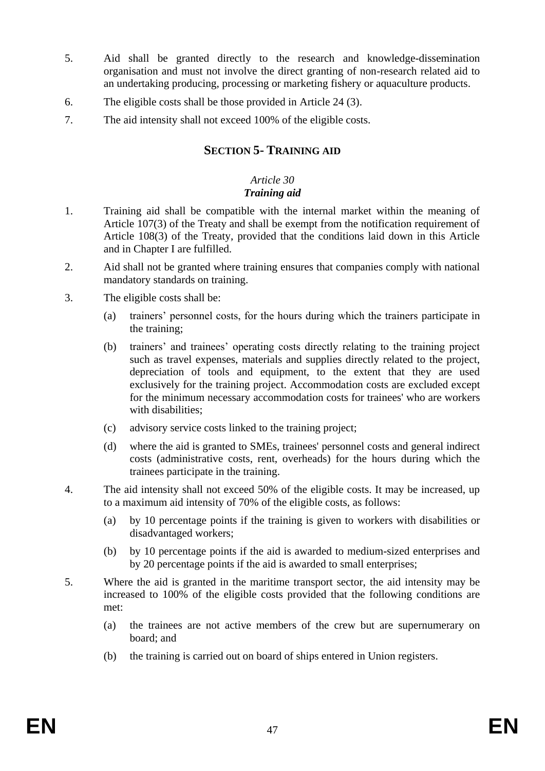5. Aid shall be granted directly to the research and knowledge-dissemination organisation and must not involve the direct granting of non-research related aid to an undertaking producing, processing or marketing fishery or aquaculture products.

6. The eligible costs shall be those provided in Article 24 (3).

7. The aid intensity shall not exceed 100% of the eligible costs.

## SECTION 5- TRAINING AID

### *Article 30*
### ***Training aid***

1. Training aid shall be compatible with the internal market within the meaning of Article 107(3) of the Treaty and shall be exempt from the notification requirement of Article 108(3) of the Treaty, provided that the conditions laid down in this Article and in Chapter I are fulfilled.

2. Aid shall not be granted where training ensures that companies comply with national mandatory standards on training.

3. The eligible costs shall be:

   (a) trainers' personnel costs, for the hours during which the trainers participate in the training;

   (b) trainers' and trainees' operating costs directly relating to the training project such as travel expenses, materials and supplies directly related to the project, depreciation of tools and equipment, to the extent that they are used exclusively for the training project. Accommodation costs are excluded except for the minimum necessary accommodation costs for trainees' who are workers with disabilities;

   (c) advisory service costs linked to the training project;

   (d) where the aid is granted to SMEs, trainees' personnel costs and general indirect costs (administrative costs, rent, overheads) for the hours during which the trainees participate in the training.

4. The aid intensity shall not exceed 50% of the eligible costs. It may be increased, up to a maximum aid intensity of 70% of the eligible costs, as follows:

   (a) by 10 percentage points if the training is given to workers with disabilities or disadvantaged workers;

   (b) by 10 percentage points if the aid is awarded to medium-sized enterprises and by 20 percentage points if the aid is awarded to small enterprises;

5. Where the aid is granted in the maritime transport sector, the aid intensity may be increased to 100% of the eligible costs provided that the following conditions are met:

   (a) the trainees are not active members of the crew but are supernumerary on board; and

   (b) the training is carried out on board of ships entered in Union registers.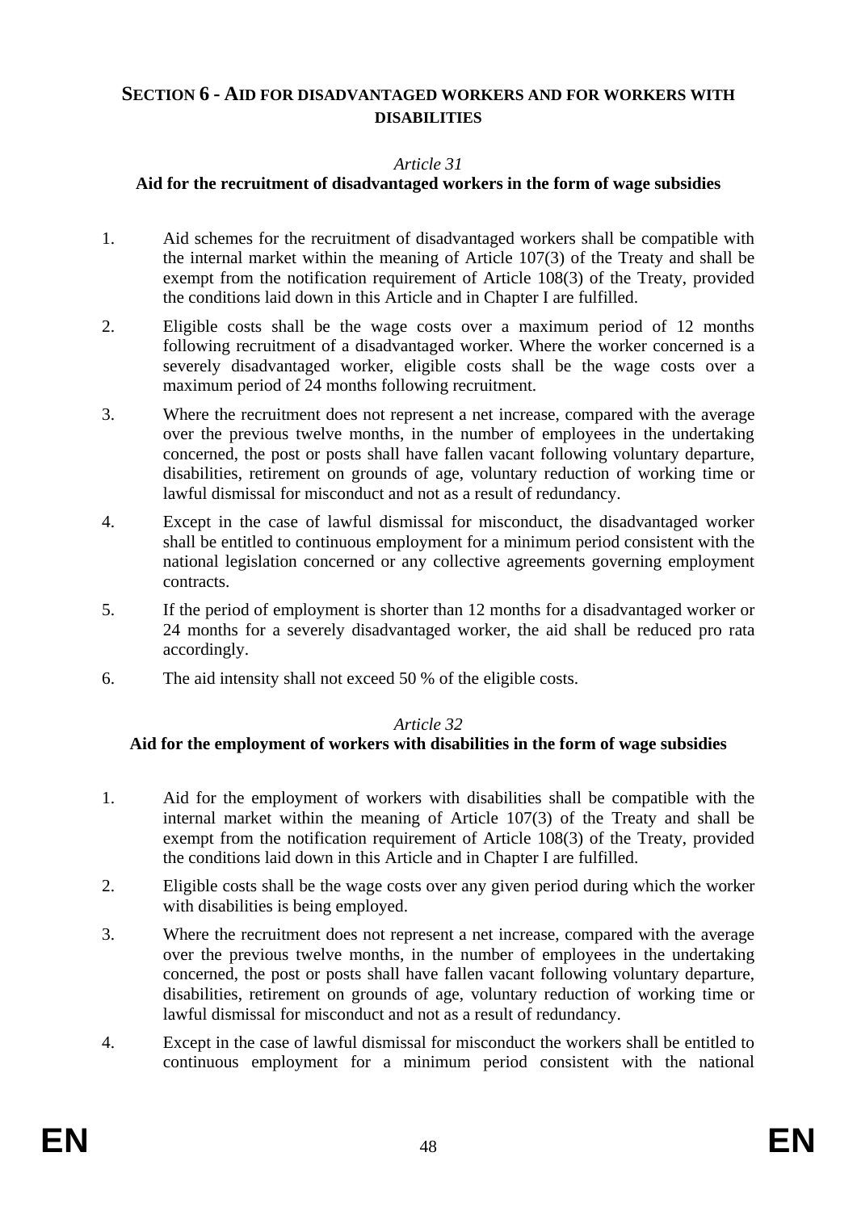## SECTION 6 - AID FOR DISADVANTAGED WORKERS AND FOR WORKERS WITH DISABILITIES

*Article 31*

**Aid for the recruitment of disadvantaged workers in the form of wage subsidies**

1. Aid schemes for the recruitment of disadvantaged workers shall be compatible with the internal market within the meaning of Article 107(3) of the Treaty and shall be exempt from the notification requirement of Article 108(3) of the Treaty, provided the conditions laid down in this Article and in Chapter I are fulfilled.

2. Eligible costs shall be the wage costs over a maximum period of 12 months following recruitment of a disadvantaged worker. Where the worker concerned is a severely disadvantaged worker, eligible costs shall be the wage costs over a maximum period of 24 months following recruitment.

3. Where the recruitment does not represent a net increase, compared with the average over the previous twelve months, in the number of employees in the undertaking concerned, the post or posts shall have fallen vacant following voluntary departure, disabilities, retirement on grounds of age, voluntary reduction of working time or lawful dismissal for misconduct and not as a result of redundancy.

4. Except in the case of lawful dismissal for misconduct, the disadvantaged worker shall be entitled to continuous employment for a minimum period consistent with the national legislation concerned or any collective agreements governing employment contracts.

5. If the period of employment is shorter than 12 months for a disadvantaged worker or 24 months for a severely disadvantaged worker, the aid shall be reduced pro rata accordingly.

6. The aid intensity shall not exceed 50 % of the eligible costs.

*Article 32*

**Aid for the employment of workers with disabilities in the form of wage subsidies**

1. Aid for the employment of workers with disabilities shall be compatible with the internal market within the meaning of Article 107(3) of the Treaty and shall be exempt from the notification requirement of Article 108(3) of the Treaty, provided the conditions laid down in this Article and in Chapter I are fulfilled.

2. Eligible costs shall be the wage costs over any given period during which the worker with disabilities is being employed.

3. Where the recruitment does not represent a net increase, compared with the average over the previous twelve months, in the number of employees in the undertaking concerned, the post or posts shall have fallen vacant following voluntary departure, disabilities, retirement on grounds of age, voluntary reduction of working time or lawful dismissal for misconduct and not as a result of redundancy.

4. Except in the case of lawful dismissal for misconduct the workers shall be entitled to continuous employment for a minimum period consistent with the national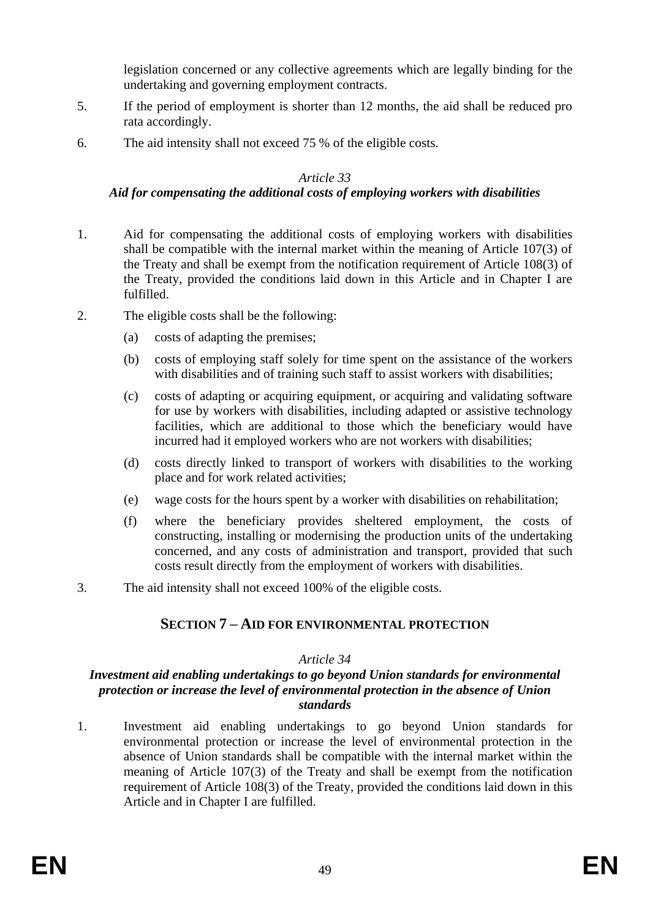legislation concerned or any collective agreements which are legally binding for the undertaking and governing employment contracts.

5. If the period of employment is shorter than 12 months, the aid shall be reduced pro rata accordingly.

6. The aid intensity shall not exceed 75 % of the eligible costs.

*Article 33*

***Aid for compensating the additional costs of employing workers with disabilities***

1. Aid for compensating the additional costs of employing workers with disabilities shall be compatible with the internal market within the meaning of Article 107(3) of the Treaty and shall be exempt from the notification requirement of Article 108(3) of the Treaty, provided the conditions laid down in this Article and in Chapter I are fulfilled.

2. The eligible costs shall be the following:

   (a) costs of adapting the premises;

   (b) costs of employing staff solely for time spent on the assistance of the workers with disabilities and of training such staff to assist workers with disabilities;

   (c) costs of adapting or acquiring equipment, or acquiring and validating software for use by workers with disabilities, including adapted or assistive technology facilities, which are additional to those which the beneficiary would have incurred had it employed workers who are not workers with disabilities;

   (d) costs directly linked to transport of workers with disabilities to the working place and for work related activities;

   (e) wage costs for the hours spent by a worker with disabilities on rehabilitation;

   (f) where the beneficiary provides sheltered employment, the costs of constructing, installing or modernising the production units of the undertaking concerned, and any costs of administration and transport, provided that such costs result directly from the employment of workers with disabilities.

3. The aid intensity shall not exceed 100% of the eligible costs.

## SECTION 7 – AID FOR ENVIRONMENTAL PROTECTION

*Article 34*

***Investment aid enabling undertakings to go beyond Union standards for environmental protection or increase the level of environmental protection in the absence of Union standards***

1. Investment aid enabling undertakings to go beyond Union standards for environmental protection or increase the level of environmental protection in the absence of Union standards shall be compatible with the internal market within the meaning of Article 107(3) of the Treaty and shall be exempt from the notification requirement of Article 108(3) of the Treaty, provided the conditions laid down in this Article and in Chapter I are fulfilled.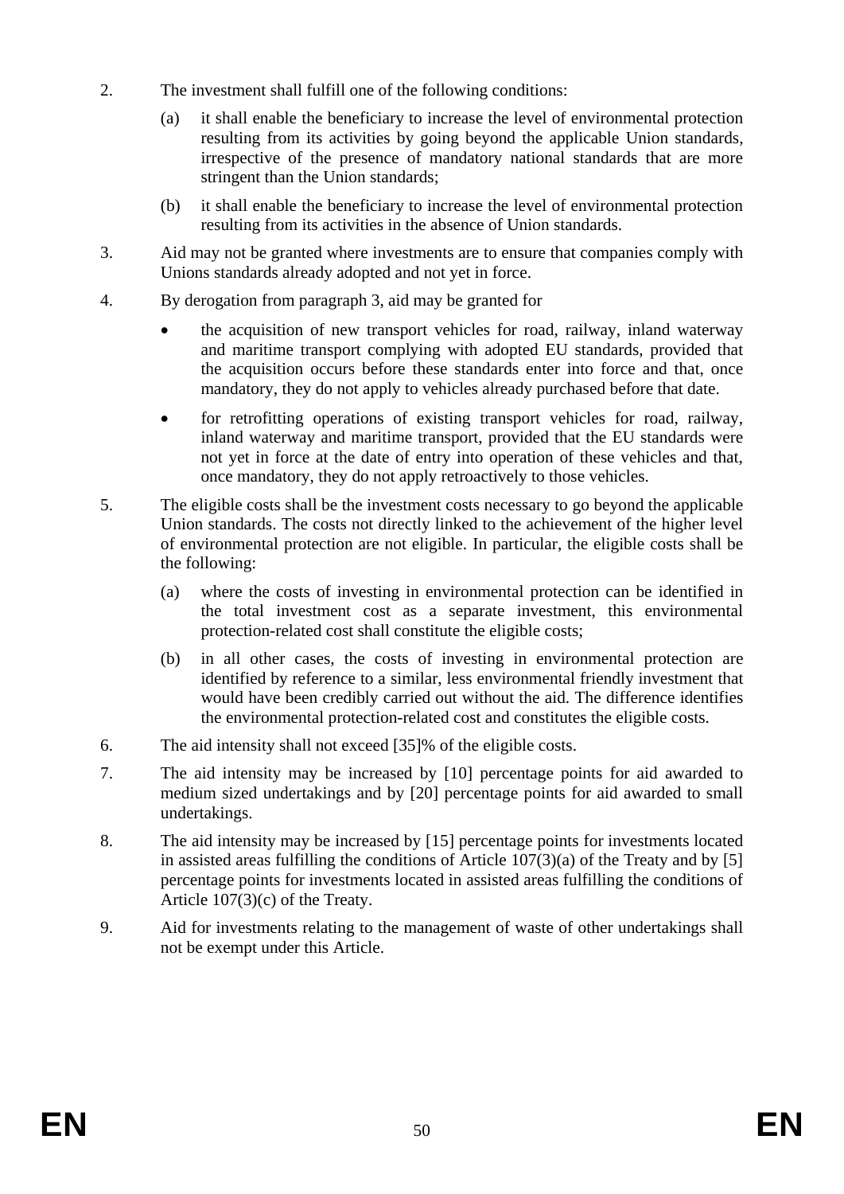2. The investment shall fulfill one of the following conditions:

   (a) it shall enable the beneficiary to increase the level of environmental protection resulting from its activities by going beyond the applicable Union standards, irrespective of the presence of mandatory national standards that are more stringent than the Union standards;

   (b) it shall enable the beneficiary to increase the level of environmental protection resulting from its activities in the absence of Union standards.

3. Aid may not be granted where investments are to ensure that companies comply with Unions standards already adopted and not yet in force.

4. By derogation from paragraph 3, aid may be granted for

   - the acquisition of new transport vehicles for road, railway, inland waterway and maritime transport complying with adopted EU standards, provided that the acquisition occurs before these standards enter into force and that, once mandatory, they do not apply to vehicles already purchased before that date.
   - for retrofitting operations of existing transport vehicles for road, railway, inland waterway and maritime transport, provided that the EU standards were not yet in force at the date of entry into operation of these vehicles and that, once mandatory, they do not apply retroactively to those vehicles.

5. The eligible costs shall be the investment costs necessary to go beyond the applicable Union standards. The costs not directly linked to the achievement of the higher level of environmental protection are not eligible. In particular, the eligible costs shall be the following:

   (a) where the costs of investing in environmental protection can be identified in the total investment cost as a separate investment, this environmental protection-related cost shall constitute the eligible costs;

   (b) in all other cases, the costs of investing in environmental protection are identified by reference to a similar, less environmental friendly investment that would have been credibly carried out without the aid. The difference identifies the environmental protection-related cost and constitutes the eligible costs.

6. The aid intensity shall not exceed [35]% of the eligible costs.

7. The aid intensity may be increased by [10] percentage points for aid awarded to medium sized undertakings and by [20] percentage points for aid awarded to small undertakings.

8. The aid intensity may be increased by [15] percentage points for investments located in assisted areas fulfilling the conditions of Article 107(3)(a) of the Treaty and by [5] percentage points for investments located in assisted areas fulfilling the conditions of Article 107(3)(c) of the Treaty.

9. Aid for investments relating to the management of waste of other undertakings shall not be exempt under this Article.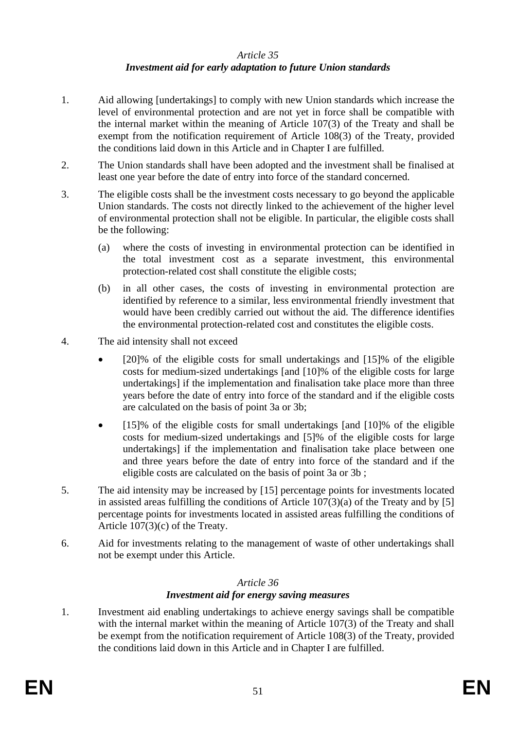*Article 35*

***Investment aid for early adaptation to future Union standards***

1. Aid allowing [undertakings] to comply with new Union standards which increase the level of environmental protection and are not yet in force shall be compatible with the internal market within the meaning of Article 107(3) of the Treaty and shall be exempt from the notification requirement of Article 108(3) of the Treaty, provided the conditions laid down in this Article and in Chapter I are fulfilled.

2. The Union standards shall have been adopted and the investment shall be finalised at least one year before the date of entry into force of the standard concerned.

3. The eligible costs shall be the investment costs necessary to go beyond the applicable Union standards. The costs not directly linked to the achievement of the higher level of environmental protection shall not be eligible. In particular, the eligible costs shall be the following:

   (a) where the costs of investing in environmental protection can be identified in the total investment cost as a separate investment, this environmental protection-related cost shall constitute the eligible costs;

   (b) in all other cases, the costs of investing in environmental protection are identified by reference to a similar, less environmental friendly investment that would have been credibly carried out without the aid. The difference identifies the environmental protection-related cost and constitutes the eligible costs.

4. The aid intensity shall not exceed

   - [20]% of the eligible costs for small undertakings and [15]% of the eligible costs for medium-sized undertakings [and [10]% of the eligible costs for large undertakings] if the implementation and finalisation take place more than three years before the date of entry into force of the standard and if the eligible costs are calculated on the basis of point 3a or 3b;

   - [15]% of the eligible costs for small undertakings [and [10]% of the eligible costs for medium-sized undertakings and [5]% of the eligible costs for large undertakings] if the implementation and finalisation take place between one and three years before the date of entry into force of the standard and if the eligible costs are calculated on the basis of point 3a or 3b ;

5. The aid intensity may be increased by [15] percentage points for investments located in assisted areas fulfilling the conditions of Article 107(3)(a) of the Treaty and by [5] percentage points for investments located in assisted areas fulfilling the conditions of Article 107(3)(c) of the Treaty.

6. Aid for investments relating to the management of waste of other undertakings shall not be exempt under this Article.

*Article 36*

***Investment aid for energy saving measures***

1. Investment aid enabling undertakings to achieve energy savings shall be compatible with the internal market within the meaning of Article 107(3) of the Treaty and shall be exempt from the notification requirement of Article 108(3) of the Treaty, provided the conditions laid down in this Article and in Chapter I are fulfilled.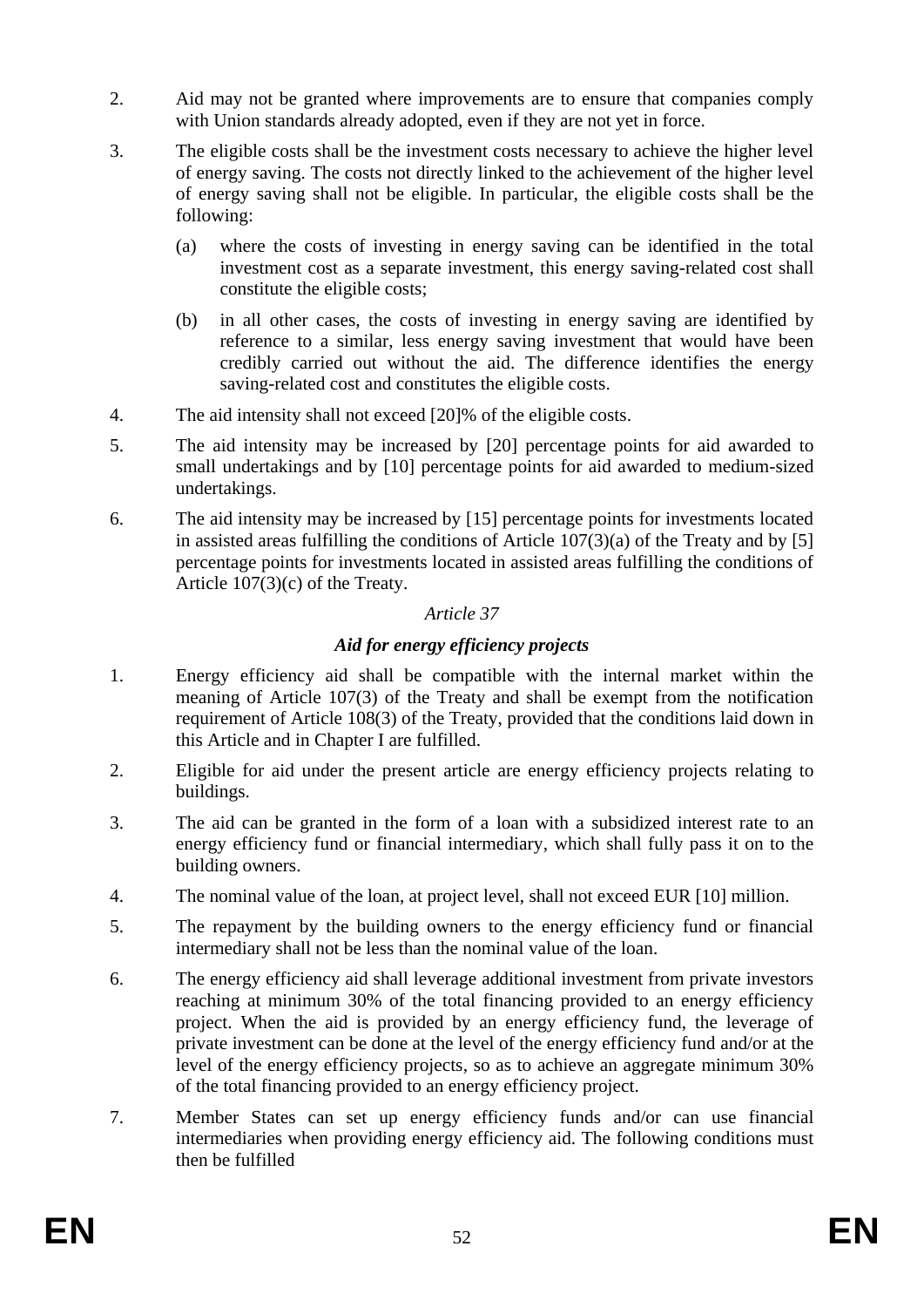2. Aid may not be granted where improvements are to ensure that companies comply with Union standards already adopted, even if they are not yet in force.

3. The eligible costs shall be the investment costs necessary to achieve the higher level of energy saving. The costs not directly linked to the achievement of the higher level of energy saving shall not be eligible. In particular, the eligible costs shall be the following:

   (a) where the costs of investing in energy saving can be identified in the total investment cost as a separate investment, this energy saving-related cost shall constitute the eligible costs;

   (b) in all other cases, the costs of investing in energy saving are identified by reference to a similar, less energy saving investment that would have been credibly carried out without the aid. The difference identifies the energy saving-related cost and constitutes the eligible costs.

4. The aid intensity shall not exceed [20]% of the eligible costs.

5. The aid intensity may be increased by [20] percentage points for aid awarded to small undertakings and by [10] percentage points for aid awarded to medium-sized undertakings.

6. The aid intensity may be increased by [15] percentage points for investments located in assisted areas fulfilling the conditions of Article 107(3)(a) of the Treaty and by [5] percentage points for investments located in assisted areas fulfilling the conditions of Article 107(3)(c) of the Treaty.

*Article 37*

***Aid for energy efficiency projects***

1. Energy efficiency aid shall be compatible with the internal market within the meaning of Article 107(3) of the Treaty and shall be exempt from the notification requirement of Article 108(3) of the Treaty, provided that the conditions laid down in this Article and in Chapter I are fulfilled.

2. Eligible for aid under the present article are energy efficiency projects relating to buildings.

3. The aid can be granted in the form of a loan with a subsidized interest rate to an energy efficiency fund or financial intermediary, which shall fully pass it on to the building owners.

4. The nominal value of the loan, at project level, shall not exceed EUR [10] million.

5. The repayment by the building owners to the energy efficiency fund or financial intermediary shall not be less than the nominal value of the loan.

6. The energy efficiency aid shall leverage additional investment from private investors reaching at minimum 30% of the total financing provided to an energy efficiency project. When the aid is provided by an energy efficiency fund, the leverage of private investment can be done at the level of the energy efficiency fund and/or at the level of the energy efficiency projects, so as to achieve an aggregate minimum 30% of the total financing provided to an energy efficiency project.

7. Member States can set up energy efficiency funds and/or can use financial intermediaries when providing energy efficiency aid. The following conditions must then be fulfilled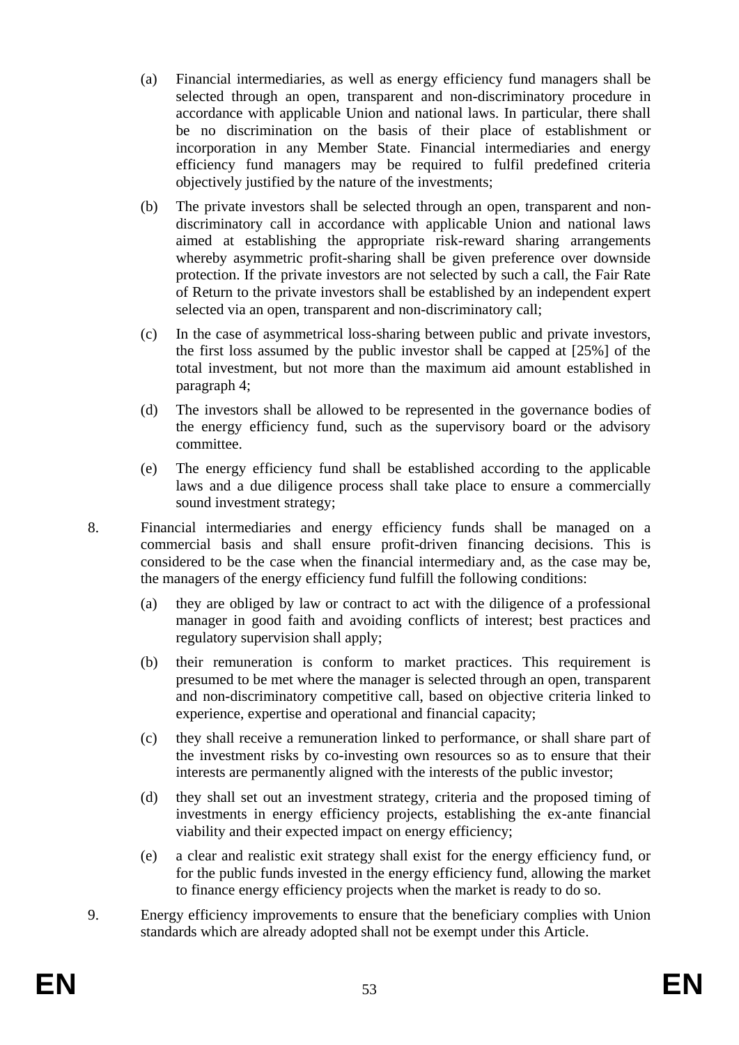(a) Financial intermediaries, as well as energy efficiency fund managers shall be selected through an open, transparent and non-discriminatory procedure in accordance with applicable Union and national laws. In particular, there shall be no discrimination on the basis of their place of establishment or incorporation in any Member State. Financial intermediaries and energy efficiency fund managers may be required to fulfil predefined criteria objectively justified by the nature of the investments;

(b) The private investors shall be selected through an open, transparent and non-discriminatory call in accordance with applicable Union and national laws aimed at establishing the appropriate risk-reward sharing arrangements whereby asymmetric profit-sharing shall be given preference over downside protection. If the private investors are not selected by such a call, the Fair Rate of Return to the private investors shall be established by an independent expert selected via an open, transparent and non-discriminatory call;

(c) In the case of asymmetrical loss-sharing between public and private investors, the first loss assumed by the public investor shall be capped at [25%] of the total investment, but not more than the maximum aid amount established in paragraph 4;

(d) The investors shall be allowed to be represented in the governance bodies of the energy efficiency fund, such as the supervisory board or the advisory committee.

(e) The energy efficiency fund shall be established according to the applicable laws and a due diligence process shall take place to ensure a commercially sound investment strategy;

8. Financial intermediaries and energy efficiency funds shall be managed on a commercial basis and shall ensure profit-driven financing decisions. This is considered to be the case when the financial intermediary and, as the case may be, the managers of the energy efficiency fund fulfill the following conditions:

   (a) they are obliged by law or contract to act with the diligence of a professional manager in good faith and avoiding conflicts of interest; best practices and regulatory supervision shall apply;

   (b) their remuneration is conform to market practices. This requirement is presumed to be met where the manager is selected through an open, transparent and non-discriminatory competitive call, based on objective criteria linked to experience, expertise and operational and financial capacity;

   (c) they shall receive a remuneration linked to performance, or shall share part of the investment risks by co-investing own resources so as to ensure that their interests are permanently aligned with the interests of the public investor;

   (d) they shall set out an investment strategy, criteria and the proposed timing of investments in energy efficiency projects, establishing the ex-ante financial viability and their expected impact on energy efficiency;

   (e) a clear and realistic exit strategy shall exist for the energy efficiency fund, or for the public funds invested in the energy efficiency fund, allowing the market to finance energy efficiency projects when the market is ready to do so.

9. Energy efficiency improvements to ensure that the beneficiary complies with Union standards which are already adopted shall not be exempt under this Article.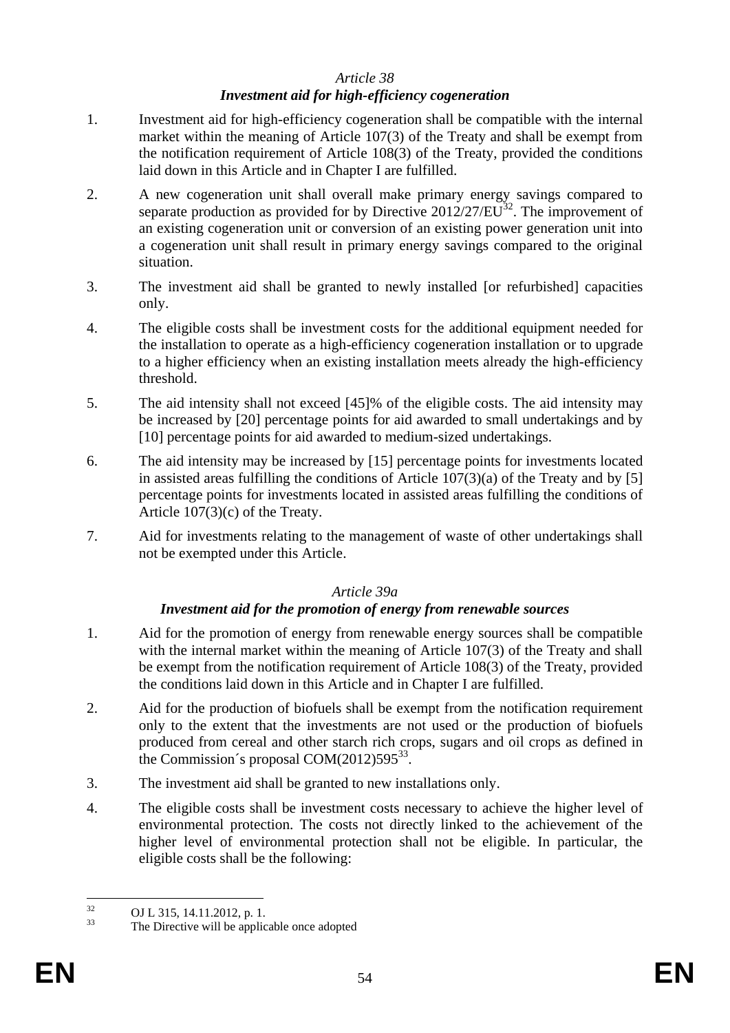*Article 38*

***Investment aid for high-efficiency cogeneration***

1. Investment aid for high-efficiency cogeneration shall be compatible with the internal market within the meaning of Article 107(3) of the Treaty and shall be exempt from the notification requirement of Article 108(3) of the Treaty, provided the conditions laid down in this Article and in Chapter I are fulfilled.

2. A new cogeneration unit shall overall make primary energy savings compared to separate production as provided for by Directive 2012/27/EU[32]. The improvement of an existing cogeneration unit or conversion of an existing power generation unit into a cogeneration unit shall result in primary energy savings compared to the original situation.

3. The investment aid shall be granted to newly installed [or refurbished] capacities only.

4. The eligible costs shall be investment costs for the additional equipment needed for the installation to operate as a high-efficiency cogeneration installation or to upgrade to a higher efficiency when an existing installation meets already the high-efficiency threshold.

5. The aid intensity shall not exceed [45]% of the eligible costs. The aid intensity may be increased by [20] percentage points for aid awarded to small undertakings and by [10] percentage points for aid awarded to medium-sized undertakings.

6. The aid intensity may be increased by [15] percentage points for investments located in assisted areas fulfilling the conditions of Article 107(3)(a) of the Treaty and by [5] percentage points for investments located in assisted areas fulfilling the conditions of Article 107(3)(c) of the Treaty.

7. Aid for investments relating to the management of waste of other undertakings shall not be exempted under this Article.

*Article 39a*

***Investment aid for the promotion of energy from renewable sources***

1. Aid for the promotion of energy from renewable energy sources shall be compatible with the internal market within the meaning of Article 107(3) of the Treaty and shall be exempt from the notification requirement of Article 108(3) of the Treaty, provided the conditions laid down in this Article and in Chapter I are fulfilled.

2. Aid for the production of biofuels shall be exempt from the notification requirement only to the extent that the investments are not used or the production of biofuels produced from cereal and other starch rich crops, sugars and oil crops as defined in the Commission´s proposal COM(2012)595[33].

3. The investment aid shall be granted to new installations only.

4. The eligible costs shall be investment costs necessary to achieve the higher level of environmental protection. The costs not directly linked to the achievement of the higher level of environmental protection shall not be eligible. In particular, the eligible costs shall be the following:

---

[32] OJ L 315, 14.11.2012, p. 1.

[33] The Directive will be applicable once adopted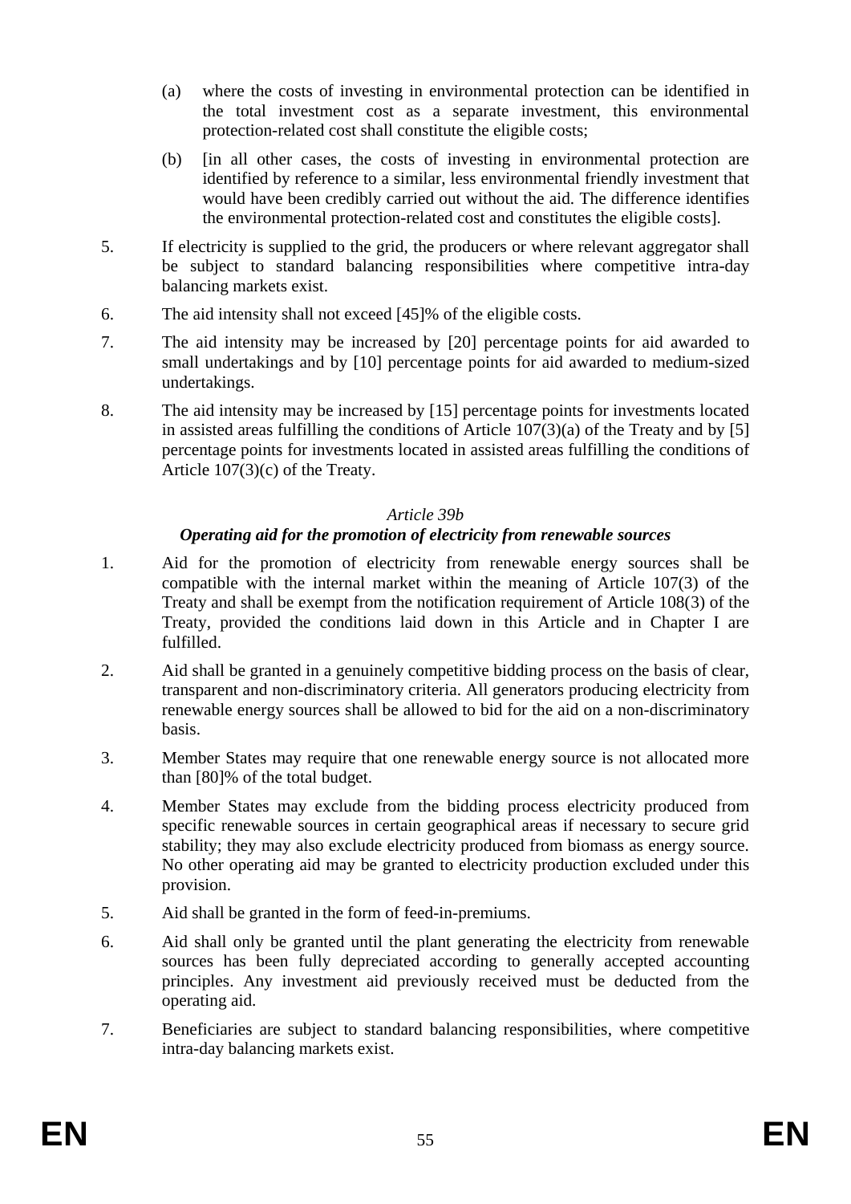(a) where the costs of investing in environmental protection can be identified in the total investment cost as a separate investment, this environmental protection-related cost shall constitute the eligible costs;

(b) [in all other cases, the costs of investing in environmental protection are identified by reference to a similar, less environmental friendly investment that would have been credibly carried out without the aid. The difference identifies the environmental protection-related cost and constitutes the eligible costs].

5. If electricity is supplied to the grid, the producers or where relevant aggregator shall be subject to standard balancing responsibilities where competitive intra-day balancing markets exist.

6. The aid intensity shall not exceed [45]% of the eligible costs.

7. The aid intensity may be increased by [20] percentage points for aid awarded to small undertakings and by [10] percentage points for aid awarded to medium-sized undertakings.

8. The aid intensity may be increased by [15] percentage points for investments located in assisted areas fulfilling the conditions of Article 107(3)(a) of the Treaty and by [5] percentage points for investments located in assisted areas fulfilling the conditions of Article 107(3)(c) of the Treaty.

*Article 39b*

***Operating aid for the promotion of electricity from renewable sources***

1. Aid for the promotion of electricity from renewable energy sources shall be compatible with the internal market within the meaning of Article 107(3) of the Treaty and shall be exempt from the notification requirement of Article 108(3) of the Treaty, provided the conditions laid down in this Article and in Chapter I are fulfilled.

2. Aid shall be granted in a genuinely competitive bidding process on the basis of clear, transparent and non-discriminatory criteria. All generators producing electricity from renewable energy sources shall be allowed to bid for the aid on a non-discriminatory basis.

3. Member States may require that one renewable energy source is not allocated more than [80]% of the total budget.

4. Member States may exclude from the bidding process electricity produced from specific renewable sources in certain geographical areas if necessary to secure grid stability; they may also exclude electricity produced from biomass as energy source. No other operating aid may be granted to electricity production excluded under this provision.

5. Aid shall be granted in the form of feed-in-premiums.

6. Aid shall only be granted until the plant generating the electricity from renewable sources has been fully depreciated according to generally accepted accounting principles. Any investment aid previously received must be deducted from the operating aid.

7. Beneficiaries are subject to standard balancing responsibilities, where competitive intra-day balancing markets exist.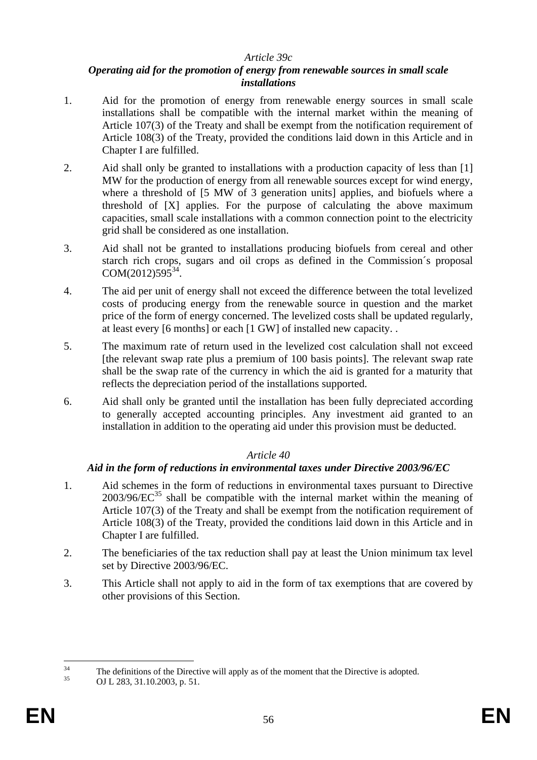*Article 39c*

***Operating aid for the promotion of energy from renewable sources in small scale installations***

1. Aid for the promotion of energy from renewable energy sources in small scale installations shall be compatible with the internal market within the meaning of Article 107(3) of the Treaty and shall be exempt from the notification requirement of Article 108(3) of the Treaty, provided the conditions laid down in this Article and in Chapter I are fulfilled.

2. Aid shall only be granted to installations with a production capacity of less than [1] MW for the production of energy from all renewable sources except for wind energy, where a threshold of [5 MW of 3 generation units] applies, and biofuels where a threshold of [X] applies. For the purpose of calculating the above maximum capacities, small scale installations with a common connection point to the electricity grid shall be considered as one installation.

3. Aid shall not be granted to installations producing biofuels from cereal and other starch rich crops, sugars and oil crops as defined in the Commission´s proposal COM(2012)595[34].

4. The aid per unit of energy shall not exceed the difference between the total levelized costs of producing energy from the renewable source in question and the market price of the form of energy concerned. The levelized costs shall be updated regularly, at least every [6 months] or each [1 GW] of installed new capacity. .

5. The maximum rate of return used in the levelized cost calculation shall not exceed [the relevant swap rate plus a premium of 100 basis points]. The relevant swap rate shall be the swap rate of the currency in which the aid is granted for a maturity that reflects the depreciation period of the installations supported.

6. Aid shall only be granted until the installation has been fully depreciated according to generally accepted accounting principles. Any investment aid granted to an installation in addition to the operating aid under this provision must be deducted.

*Article 40*

***Aid in the form of reductions in environmental taxes under Directive 2003/96/EC***

1. Aid schemes in the form of reductions in environmental taxes pursuant to Directive 2003/96/EC[35] shall be compatible with the internal market within the meaning of Article 107(3) of the Treaty and shall be exempt from the notification requirement of Article 108(3) of the Treaty, provided the conditions laid down in this Article and in Chapter I are fulfilled.

2. The beneficiaries of the tax reduction shall pay at least the Union minimum tax level set by Directive 2003/96/EC.

3. This Article shall not apply to aid in the form of tax exemptions that are covered by other provisions of this Section.

---

[34] The definitions of the Directive will apply as of the moment that the Directive is adopted.

[35] OJ L 283, 31.10.2003, p. 51.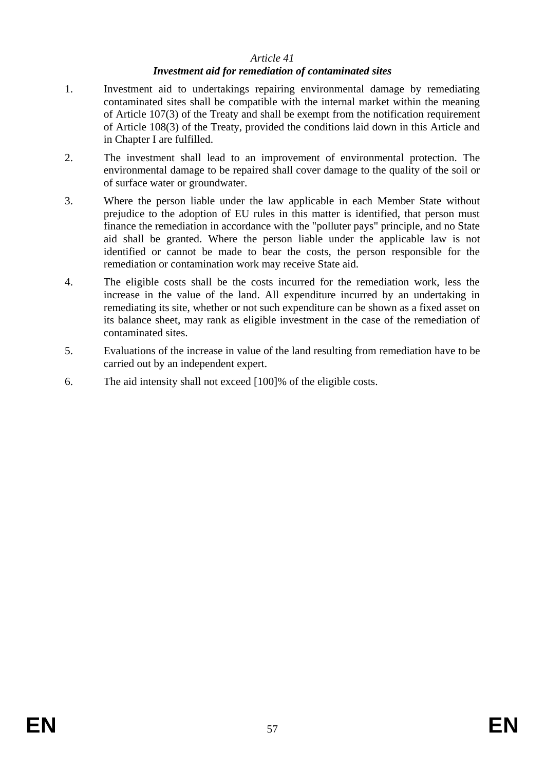*Article 41*

***Investment aid for remediation of contaminated sites***

1. Investment aid to undertakings repairing environmental damage by remediating contaminated sites shall be compatible with the internal market within the meaning of Article 107(3) of the Treaty and shall be exempt from the notification requirement of Article 108(3) of the Treaty, provided the conditions laid down in this Article and in Chapter I are fulfilled.

2. The investment shall lead to an improvement of environmental protection. The environmental damage to be repaired shall cover damage to the quality of the soil or of surface water or groundwater.

3. Where the person liable under the law applicable in each Member State without prejudice to the adoption of EU rules in this matter is identified, that person must finance the remediation in accordance with the "polluter pays" principle, and no State aid shall be granted. Where the person liable under the applicable law is not identified or cannot be made to bear the costs, the person responsible for the remediation or contamination work may receive State aid.

4. The eligible costs shall be the costs incurred for the remediation work, less the increase in the value of the land. All expenditure incurred by an undertaking in remediating its site, whether or not such expenditure can be shown as a fixed asset on its balance sheet, may rank as eligible investment in the case of the remediation of contaminated sites.

5. Evaluations of the increase in value of the land resulting from remediation have to be carried out by an independent expert.

6. The aid intensity shall not exceed [100]% of the eligible costs.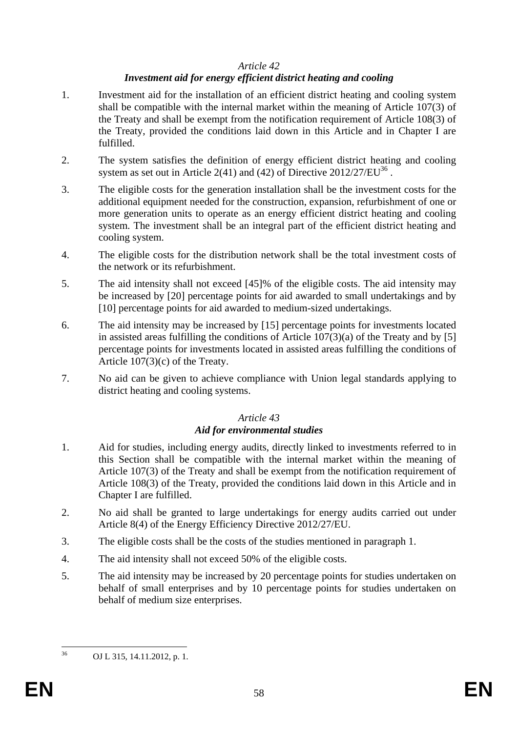*Article 42*

***Investment aid for energy efficient district heating and cooling***

1. Investment aid for the installation of an efficient district heating and cooling system shall be compatible with the internal market within the meaning of Article 107(3) of the Treaty and shall be exempt from the notification requirement of Article 108(3) of the Treaty, provided the conditions laid down in this Article and in Chapter I are fulfilled.

2. The system satisfies the definition of energy efficient district heating and cooling system as set out in Article 2(41) and (42) of Directive 2012/27/EU[36] .

3. The eligible costs for the generation installation shall be the investment costs for the additional equipment needed for the construction, expansion, refurbishment of one or more generation units to operate as an energy efficient district heating and cooling system. The investment shall be an integral part of the efficient district heating and cooling system.

4. The eligible costs for the distribution network shall be the total investment costs of the network or its refurbishment.

5. The aid intensity shall not exceed [45]% of the eligible costs. The aid intensity may be increased by [20] percentage points for aid awarded to small undertakings and by [10] percentage points for aid awarded to medium-sized undertakings.

6. The aid intensity may be increased by [15] percentage points for investments located in assisted areas fulfilling the conditions of Article 107(3)(a) of the Treaty and by [5] percentage points for investments located in assisted areas fulfilling the conditions of Article 107(3)(c) of the Treaty.

7. No aid can be given to achieve compliance with Union legal standards applying to district heating and cooling systems.

*Article 43*

***Aid for environmental studies***

1. Aid for studies, including energy audits, directly linked to investments referred to in this Section shall be compatible with the internal market within the meaning of Article 107(3) of the Treaty and shall be exempt from the notification requirement of Article 108(3) of the Treaty, provided the conditions laid down in this Article and in Chapter I are fulfilled.

2. No aid shall be granted to large undertakings for energy audits carried out under Article 8(4) of the Energy Efficiency Directive 2012/27/EU.

3. The eligible costs shall be the costs of the studies mentioned in paragraph 1.

4. The aid intensity shall not exceed 50% of the eligible costs.

5. The aid intensity may be increased by 20 percentage points for studies undertaken on behalf of small enterprises and by 10 percentage points for studies undertaken on behalf of medium size enterprises.

---

[36] OJ L 315, 14.11.2012, p. 1.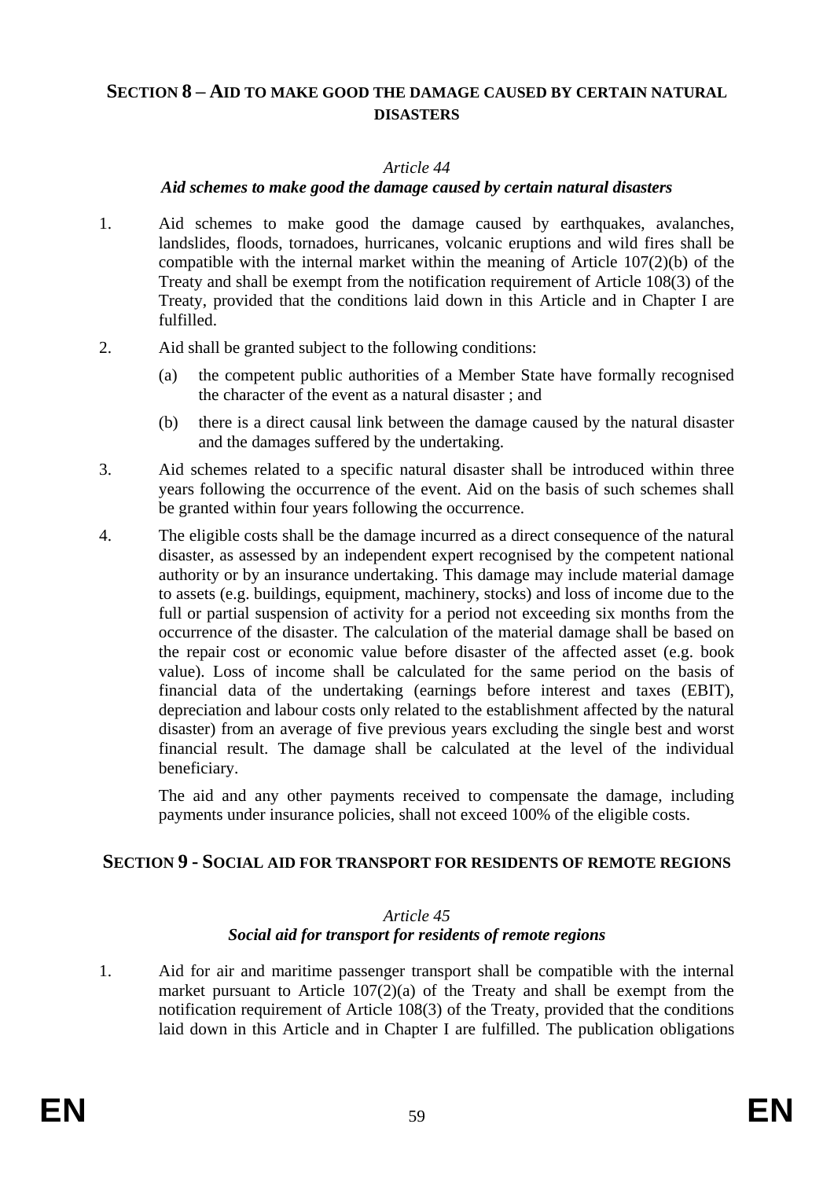## SECTION 8 – AID TO MAKE GOOD THE DAMAGE CAUSED BY CERTAIN NATURAL DISASTERS

*Article 44*

***Aid schemes to make good the damage caused by certain natural disasters***

1. Aid schemes to make good the damage caused by earthquakes, avalanches, landslides, floods, tornadoes, hurricanes, volcanic eruptions and wild fires shall be compatible with the internal market within the meaning of Article 107(2)(b) of the Treaty and shall be exempt from the notification requirement of Article 108(3) of the Treaty, provided that the conditions laid down in this Article and in Chapter I are fulfilled.

2. Aid shall be granted subject to the following conditions:

   (a) the competent public authorities of a Member State have formally recognised the character of the event as a natural disaster ; and

   (b) there is a direct causal link between the damage caused by the natural disaster and the damages suffered by the undertaking.

3. Aid schemes related to a specific natural disaster shall be introduced within three years following the occurrence of the event. Aid on the basis of such schemes shall be granted within four years following the occurrence.

4. The eligible costs shall be the damage incurred as a direct consequence of the natural disaster, as assessed by an independent expert recognised by the competent national authority or by an insurance undertaking. This damage may include material damage to assets (e.g. buildings, equipment, machinery, stocks) and loss of income due to the full or partial suspension of activity for a period not exceeding six months from the occurrence of the disaster. The calculation of the material damage shall be based on the repair cost or economic value before disaster of the affected asset (e.g. book value). Loss of income shall be calculated for the same period on the basis of financial data of the undertaking (earnings before interest and taxes (EBIT), depreciation and labour costs only related to the establishment affected by the natural disaster) from an average of five previous years excluding the single best and worst financial result. The damage shall be calculated at the level of the individual beneficiary.

   The aid and any other payments received to compensate the damage, including payments under insurance policies, shall not exceed 100% of the eligible costs.

## SECTION 9 - SOCIAL AID FOR TRANSPORT FOR RESIDENTS OF REMOTE REGIONS

*Article 45*

***Social aid for transport for residents of remote regions***

1. Aid for air and maritime passenger transport shall be compatible with the internal market pursuant to Article 107(2)(a) of the Treaty and shall be exempt from the notification requirement of Article 108(3) of the Treaty, provided that the conditions laid down in this Article and in Chapter I are fulfilled. The publication obligations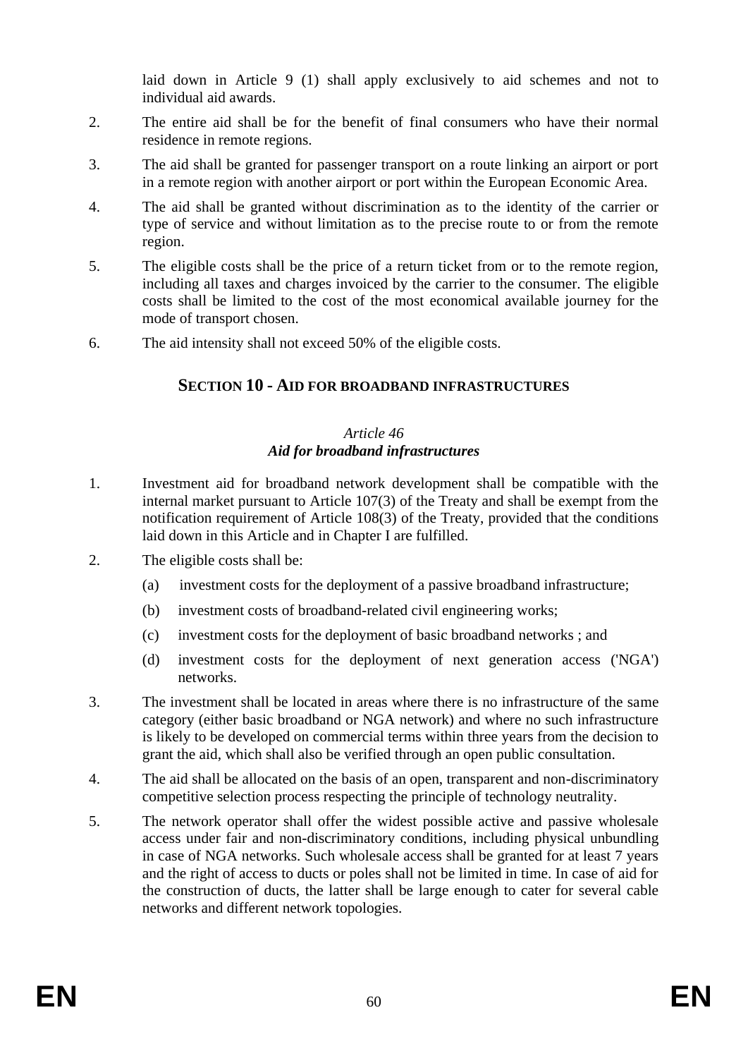laid down in Article 9 (1) shall apply exclusively to aid schemes and not to individual aid awards.

2. The entire aid shall be for the benefit of final consumers who have their normal residence in remote regions.

3. The aid shall be granted for passenger transport on a route linking an airport or port in a remote region with another airport or port within the European Economic Area.

4. The aid shall be granted without discrimination as to the identity of the carrier or type of service and without limitation as to the precise route to or from the remote region.

5. The eligible costs shall be the price of a return ticket from or to the remote region, including all taxes and charges invoiced by the carrier to the consumer. The eligible costs shall be limited to the cost of the most economical available journey for the mode of transport chosen.

6. The aid intensity shall not exceed 50% of the eligible costs.

## SECTION 10 - AID FOR BROADBAND INFRASTRUCTURES

*Article 46*
***Aid for broadband infrastructures***

1. Investment aid for broadband network development shall be compatible with the internal market pursuant to Article 107(3) of the Treaty and shall be exempt from the notification requirement of Article 108(3) of the Treaty, provided that the conditions laid down in this Article and in Chapter I are fulfilled.

2. The eligible costs shall be:

   (a) investment costs for the deployment of a passive broadband infrastructure;

   (b) investment costs of broadband-related civil engineering works;

   (c) investment costs for the deployment of basic broadband networks ; and

   (d) investment costs for the deployment of next generation access ('NGA') networks.

3. The investment shall be located in areas where there is no infrastructure of the same category (either basic broadband or NGA network) and where no such infrastructure is likely to be developed on commercial terms within three years from the decision to grant the aid, which shall also be verified through an open public consultation.

4. The aid shall be allocated on the basis of an open, transparent and non-discriminatory competitive selection process respecting the principle of technology neutrality.

5. The network operator shall offer the widest possible active and passive wholesale access under fair and non-discriminatory conditions, including physical unbundling in case of NGA networks. Such wholesale access shall be granted for at least 7 years and the right of access to ducts or poles shall not be limited in time. In case of aid for the construction of ducts, the latter shall be large enough to cater for several cable networks and different network topologies.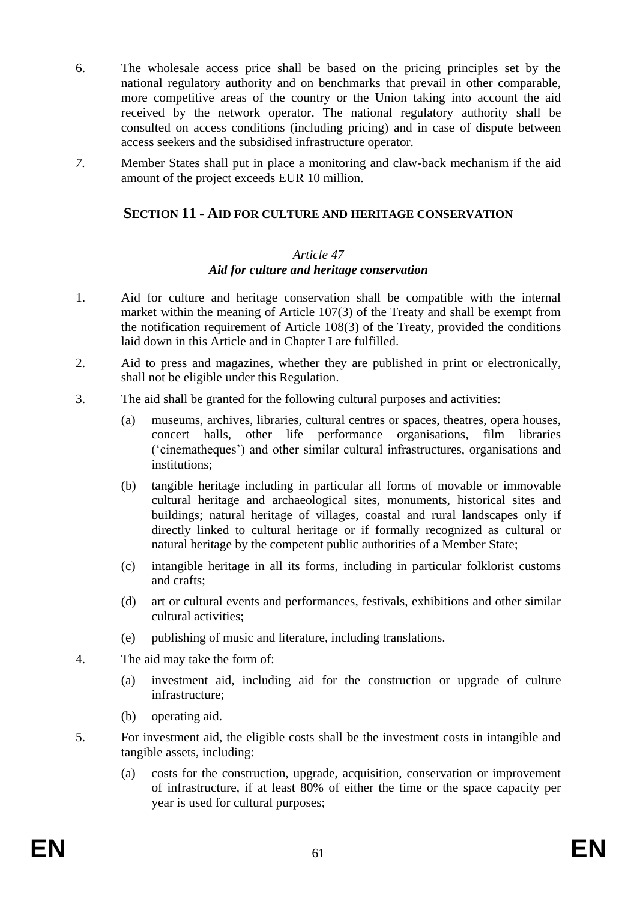6. The wholesale access price shall be based on the pricing principles set by the national regulatory authority and on benchmarks that prevail in other comparable, more competitive areas of the country or the Union taking into account the aid received by the network operator. The national regulatory authority shall be consulted on access conditions (including pricing) and in case of dispute between access seekers and the subsidised infrastructure operator.

*7.* Member States shall put in place a monitoring and claw-back mechanism if the aid amount of the project exceeds EUR 10 million.

## SECTION 11 - AID FOR CULTURE AND HERITAGE CONSERVATION

### *Article 47*
### ***Aid for culture and heritage conservation***

1. Aid for culture and heritage conservation shall be compatible with the internal market within the meaning of Article 107(3) of the Treaty and shall be exempt from the notification requirement of Article 108(3) of the Treaty, provided the conditions laid down in this Article and in Chapter I are fulfilled.

2. Aid to press and magazines, whether they are published in print or electronically, shall not be eligible under this Regulation.

3. The aid shall be granted for the following cultural purposes and activities:

   (a) museums, archives, libraries, cultural centres or spaces, theatres, opera houses, concert halls, other life performance organisations, film libraries ('cinematheques') and other similar cultural infrastructures, organisations and institutions;

   (b) tangible heritage including in particular all forms of movable or immovable cultural heritage and archaeological sites, monuments, historical sites and buildings; natural heritage of villages, coastal and rural landscapes only if directly linked to cultural heritage or if formally recognized as cultural or natural heritage by the competent public authorities of a Member State;

   (c) intangible heritage in all its forms, including in particular folklorist customs and crafts;

   (d) art or cultural events and performances, festivals, exhibitions and other similar cultural activities;

   (e) publishing of music and literature, including translations.

4. The aid may take the form of:

   (a) investment aid, including aid for the construction or upgrade of culture infrastructure;

   (b) operating aid.

5. For investment aid, the eligible costs shall be the investment costs in intangible and tangible assets, including:

   (a) costs for the construction, upgrade, acquisition, conservation or improvement of infrastructure, if at least 80% of either the time or the space capacity per year is used for cultural purposes;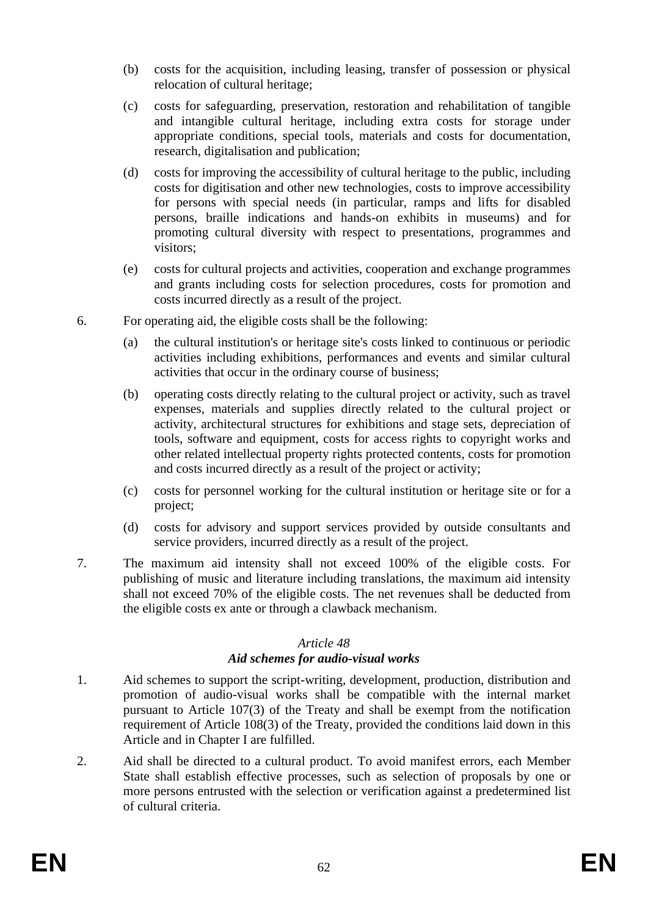(b) costs for the acquisition, including leasing, transfer of possession or physical relocation of cultural heritage;

(c) costs for safeguarding, preservation, restoration and rehabilitation of tangible and intangible cultural heritage, including extra costs for storage under appropriate conditions, special tools, materials and costs for documentation, research, digitalisation and publication;

(d) costs for improving the accessibility of cultural heritage to the public, including costs for digitisation and other new technologies, costs to improve accessibility for persons with special needs (in particular, ramps and lifts for disabled persons, braille indications and hands-on exhibits in museums) and for promoting cultural diversity with respect to presentations, programmes and visitors;

(e) costs for cultural projects and activities, cooperation and exchange programmes and grants including costs for selection procedures, costs for promotion and costs incurred directly as a result of the project.

6. For operating aid, the eligible costs shall be the following:

   (a) the cultural institution's or heritage site's costs linked to continuous or periodic activities including exhibitions, performances and events and similar cultural activities that occur in the ordinary course of business;

   (b) operating costs directly relating to the cultural project or activity, such as travel expenses, materials and supplies directly related to the cultural project or activity, architectural structures for exhibitions and stage sets, depreciation of tools, software and equipment, costs for access rights to copyright works and other related intellectual property rights protected contents, costs for promotion and costs incurred directly as a result of the project or activity;

   (c) costs for personnel working for the cultural institution or heritage site or for a project;

   (d) costs for advisory and support services provided by outside consultants and service providers, incurred directly as a result of the project.

7. The maximum aid intensity shall not exceed 100% of the eligible costs. For publishing of music and literature including translations, the maximum aid intensity shall not exceed 70% of the eligible costs. The net revenues shall be deducted from the eligible costs ex ante or through a clawback mechanism.

*Article 48*

***Aid schemes for audio-visual works***

1. Aid schemes to support the script-writing, development, production, distribution and promotion of audio-visual works shall be compatible with the internal market pursuant to Article 107(3) of the Treaty and shall be exempt from the notification requirement of Article 108(3) of the Treaty, provided the conditions laid down in this Article and in Chapter I are fulfilled.

2. Aid shall be directed to a cultural product. To avoid manifest errors, each Member State shall establish effective processes, such as selection of proposals by one or more persons entrusted with the selection or verification against a predetermined list of cultural criteria.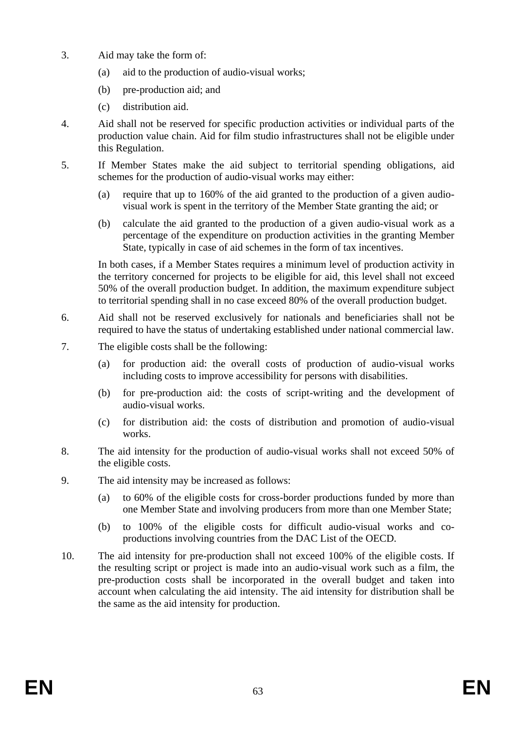3. Aid may take the form of:

   (a) aid to the production of audio-visual works;

   (b) pre-production aid; and

   (c) distribution aid.

4. Aid shall not be reserved for specific production activities or individual parts of the production value chain. Aid for film studio infrastructures shall not be eligible under this Regulation.

5. If Member States make the aid subject to territorial spending obligations, aid schemes for the production of audio-visual works may either:

   (a) require that up to 160% of the aid granted to the production of a given audio-visual work is spent in the territory of the Member State granting the aid; or

   (b) calculate the aid granted to the production of a given audio-visual work as a percentage of the expenditure on production activities in the granting Member State, typically in case of aid schemes in the form of tax incentives.

   In both cases, if a Member States requires a minimum level of production activity in the territory concerned for projects to be eligible for aid, this level shall not exceed 50% of the overall production budget. In addition, the maximum expenditure subject to territorial spending shall in no case exceed 80% of the overall production budget.

6. Aid shall not be reserved exclusively for nationals and beneficiaries shall not be required to have the status of undertaking established under national commercial law.

7. The eligible costs shall be the following:

   (a) for production aid: the overall costs of production of audio-visual works including costs to improve accessibility for persons with disabilities.

   (b) for pre-production aid: the costs of script-writing and the development of audio-visual works.

   (c) for distribution aid: the costs of distribution and promotion of audio-visual works.

8. The aid intensity for the production of audio-visual works shall not exceed 50% of the eligible costs.

9. The aid intensity may be increased as follows:

   (a) to 60% of the eligible costs for cross-border productions funded by more than one Member State and involving producers from more than one Member State;

   (b) to 100% of the eligible costs for difficult audio-visual works and co-productions involving countries from the DAC List of the OECD.

10. The aid intensity for pre-production shall not exceed 100% of the eligible costs. If the resulting script or project is made into an audio-visual work such as a film, the pre-production costs shall be incorporated in the overall budget and taken into account when calculating the aid intensity. The aid intensity for distribution shall be the same as the aid intensity for production.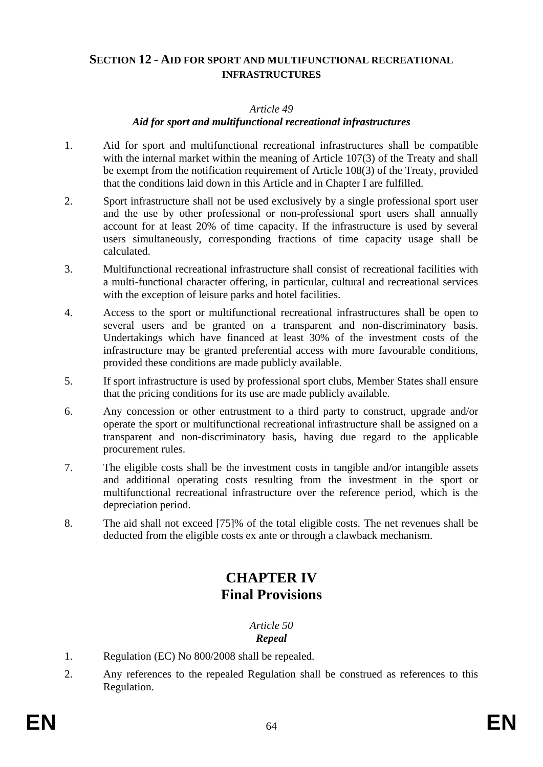## SECTION 12 - AID FOR SPORT AND MULTIFUNCTIONAL RECREATIONAL INFRASTRUCTURES

*Article 49*

***Aid for sport and multifunctional recreational infrastructures***

1. Aid for sport and multifunctional recreational infrastructures shall be compatible with the internal market within the meaning of Article 107(3) of the Treaty and shall be exempt from the notification requirement of Article 108(3) of the Treaty, provided that the conditions laid down in this Article and in Chapter I are fulfilled.
2. Sport infrastructure shall not be used exclusively by a single professional sport user and the use by other professional or non-professional sport users shall annually account for at least 20% of time capacity. If the infrastructure is used by several users simultaneously, corresponding fractions of time capacity usage shall be calculated.
3. Multifunctional recreational infrastructure shall consist of recreational facilities with a multi-functional character offering, in particular, cultural and recreational services with the exception of leisure parks and hotel facilities.
4. Access to the sport or multifunctional recreational infrastructures shall be open to several users and be granted on a transparent and non-discriminatory basis. Undertakings which have financed at least 30% of the investment costs of the infrastructure may be granted preferential access with more favourable conditions, provided these conditions are made publicly available.
5. If sport infrastructure is used by professional sport clubs, Member States shall ensure that the pricing conditions for its use are made publicly available.
6. Any concession or other entrustment to a third party to construct, upgrade and/or operate the sport or multifunctional recreational infrastructure shall be assigned on a transparent and non-discriminatory basis, having due regard to the applicable procurement rules.
7. The eligible costs shall be the investment costs in tangible and/or intangible assets and additional operating costs resulting from the investment in the sport or multifunctional recreational infrastructure over the reference period, which is the depreciation period.
8. The aid shall not exceed [75]% of the total eligible costs. The net revenues shall be deducted from the eligible costs ex ante or through a clawback mechanism.

# CHAPTER IV
# Final Provisions

*Article 50*

***Repeal***

1. Regulation (EC) No 800/2008 shall be repealed.
2. Any references to the repealed Regulation shall be construed as references to this Regulation.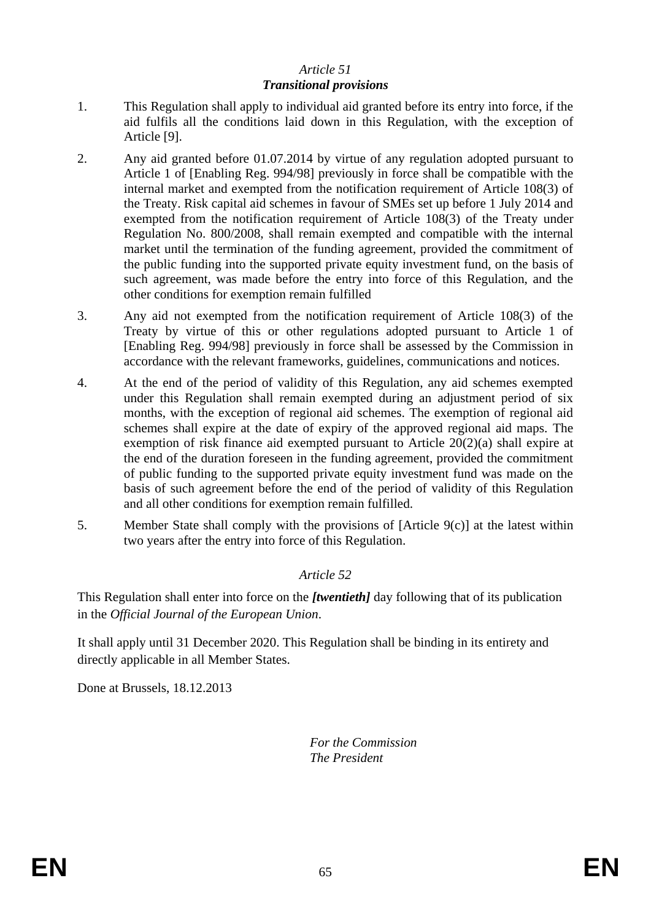*Article 51*

***Transitional provisions***

1. This Regulation shall apply to individual aid granted before its entry into force, if the aid fulfils all the conditions laid down in this Regulation, with the exception of Article [9].

2. Any aid granted before 01.07.2014 by virtue of any regulation adopted pursuant to Article 1 of [Enabling Reg. 994/98] previously in force shall be compatible with the internal market and exempted from the notification requirement of Article 108(3) of the Treaty. Risk capital aid schemes in favour of SMEs set up before 1 July 2014 and exempted from the notification requirement of Article 108(3) of the Treaty under Regulation No. 800/2008, shall remain exempted and compatible with the internal market until the termination of the funding agreement, provided the commitment of the public funding into the supported private equity investment fund, on the basis of such agreement, was made before the entry into force of this Regulation, and the other conditions for exemption remain fulfilled

3. Any aid not exempted from the notification requirement of Article 108(3) of the Treaty by virtue of this or other regulations adopted pursuant to Article 1 of [Enabling Reg. 994/98] previously in force shall be assessed by the Commission in accordance with the relevant frameworks, guidelines, communications and notices.

4. At the end of the period of validity of this Regulation, any aid schemes exempted under this Regulation shall remain exempted during an adjustment period of six months, with the exception of regional aid schemes. The exemption of regional aid schemes shall expire at the date of expiry of the approved regional aid maps. The exemption of risk finance aid exempted pursuant to Article 20(2)(a) shall expire at the end of the duration foreseen in the funding agreement, provided the commitment of public funding to the supported private equity investment fund was made on the basis of such agreement before the end of the period of validity of this Regulation and all other conditions for exemption remain fulfilled.

5. Member State shall comply with the provisions of [Article 9(c)] at the latest within two years after the entry into force of this Regulation.

*Article 52*

This Regulation shall enter into force on the ***[twentieth]*** day following that of its publication in the *Official Journal of the European Union*.

It shall apply until 31 December 2020. This Regulation shall be binding in its entirety and directly applicable in all Member States.

Done at Brussels, 18.12.2013

*For the Commission*
*The President*